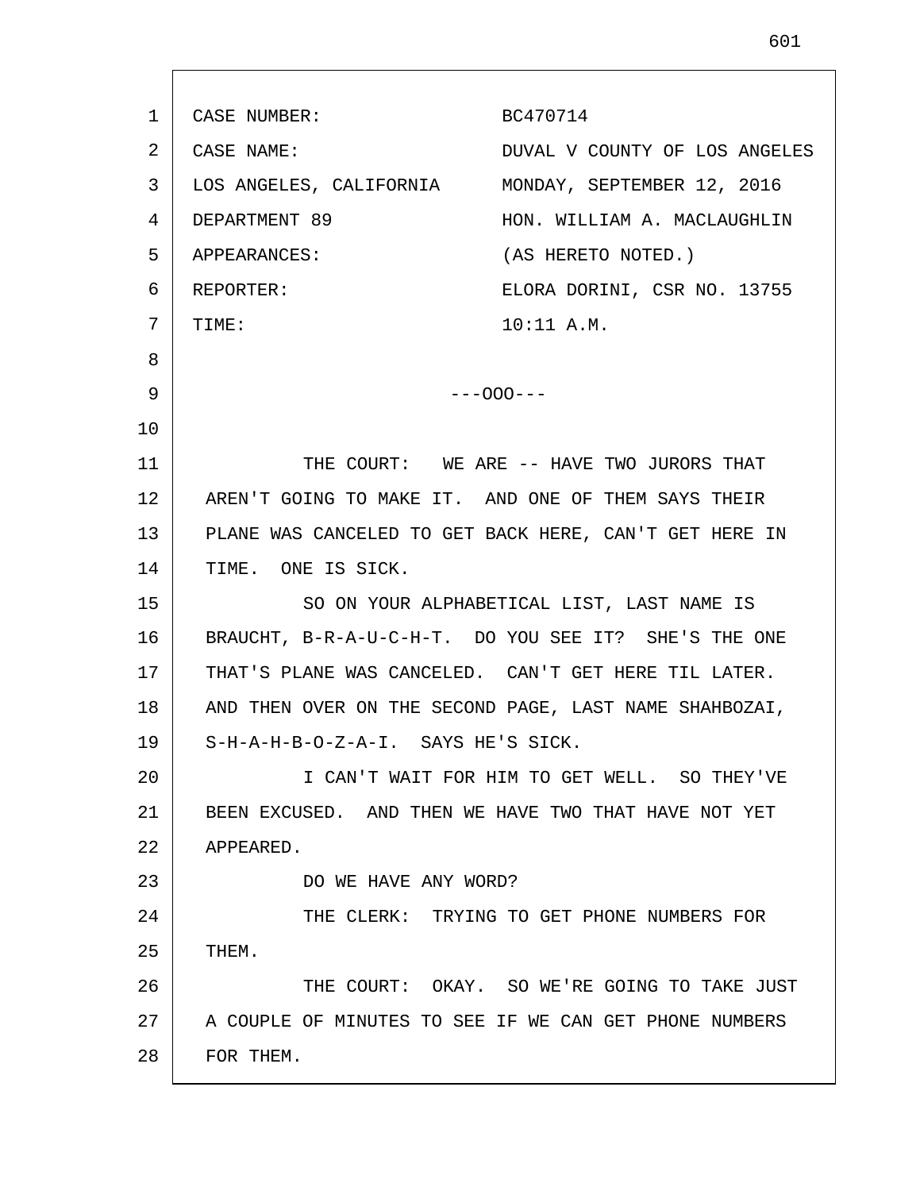| | |
|---|---|
| CASE NUMBER: | BC470714 |
| CASE NAME: | DUVAL V COUNTY OF LOS ANGELES |
| LOS ANGELES, CALIFORNIA | MONDAY, SEPTEMBER 12, 2016 |
| DEPARTMENT 89 | HON. WILLIAM A. MACLAUGHLIN |
| APPEARANCES: | (AS HERETO NOTED.) |
| REPORTER: | ELORA DORINI, CSR NO. 13755 |
| TIME: | 10:11 A.M. |

---OOO---

THE COURT: WE ARE -- HAVE TWO JURORS THAT AREN'T GOING TO MAKE IT. AND ONE OF THEM SAYS THEIR PLANE WAS CANCELED TO GET BACK HERE, CAN'T GET HERE IN TIME. ONE IS SICK.

SO ON YOUR ALPHABETICAL LIST, LAST NAME IS BRAUCHT, B-R-A-U-C-H-T. DO YOU SEE IT? SHE'S THE ONE THAT'S PLANE WAS CANCELED. CAN'T GET HERE TIL LATER. AND THEN OVER ON THE SECOND PAGE, LAST NAME SHAHBOZAI, S-H-A-H-B-O-Z-A-I. SAYS HE'S SICK.

I CAN'T WAIT FOR HIM TO GET WELL. SO THEY'VE BEEN EXCUSED. AND THEN WE HAVE TWO THAT HAVE NOT YET APPEARED.

DO WE HAVE ANY WORD?

THE CLERK: TRYING TO GET PHONE NUMBERS FOR THEM.

THE COURT: OKAY. SO WE'RE GOING TO TAKE JUST A COUPLE OF MINUTES TO SEE IF WE CAN GET PHONE NUMBERS FOR THEM.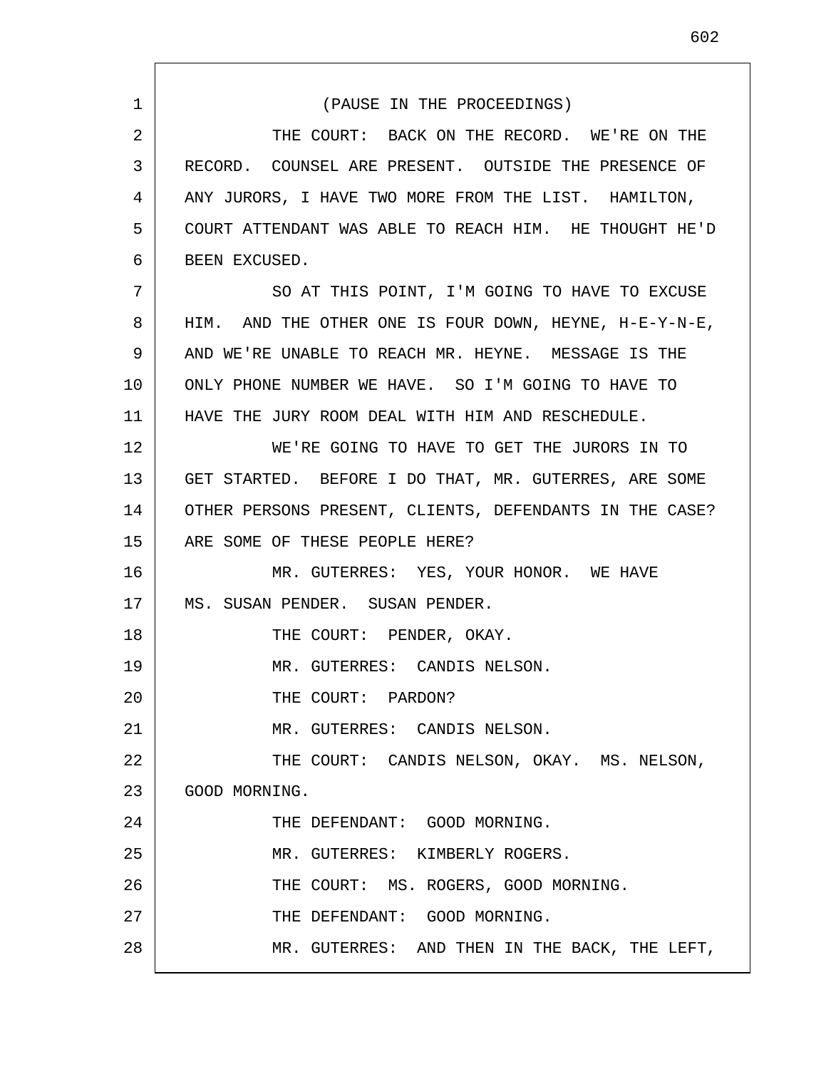(PAUSE IN THE PROCEEDINGS)

THE COURT: BACK ON THE RECORD. WE'RE ON THE RECORD. COUNSEL ARE PRESENT. OUTSIDE THE PRESENCE OF ANY JURORS, I HAVE TWO MORE FROM THE LIST. HAMILTON, COURT ATTENDANT WAS ABLE TO REACH HIM. HE THOUGHT HE'D BEEN EXCUSED.

SO AT THIS POINT, I'M GOING TO HAVE TO EXCUSE HIM. AND THE OTHER ONE IS FOUR DOWN, HEYNE, H-E-Y-N-E, AND WE'RE UNABLE TO REACH MR. HEYNE. MESSAGE IS THE ONLY PHONE NUMBER WE HAVE. SO I'M GOING TO HAVE TO HAVE THE JURY ROOM DEAL WITH HIM AND RESCHEDULE.

WE'RE GOING TO HAVE TO GET THE JURORS IN TO GET STARTED. BEFORE I DO THAT, MR. GUTERRES, ARE SOME OTHER PERSONS PRESENT, CLIENTS, DEFENDANTS IN THE CASE? ARE SOME OF THESE PEOPLE HERE?

MR. GUTERRES: YES, YOUR HONOR. WE HAVE MS. SUSAN PENDER. SUSAN PENDER.

THE COURT: PENDER, OKAY.

MR. GUTERRES: CANDIS NELSON.

THE COURT: PARDON?

MR. GUTERRES: CANDIS NELSON.

THE COURT: CANDIS NELSON, OKAY. MS. NELSON, GOOD MORNING.

THE DEFENDANT: GOOD MORNING.

MR. GUTERRES: KIMBERLY ROGERS.

THE COURT: MS. ROGERS, GOOD MORNING.

THE DEFENDANT: GOOD MORNING.

MR. GUTERRES: AND THEN IN THE BACK, THE LEFT,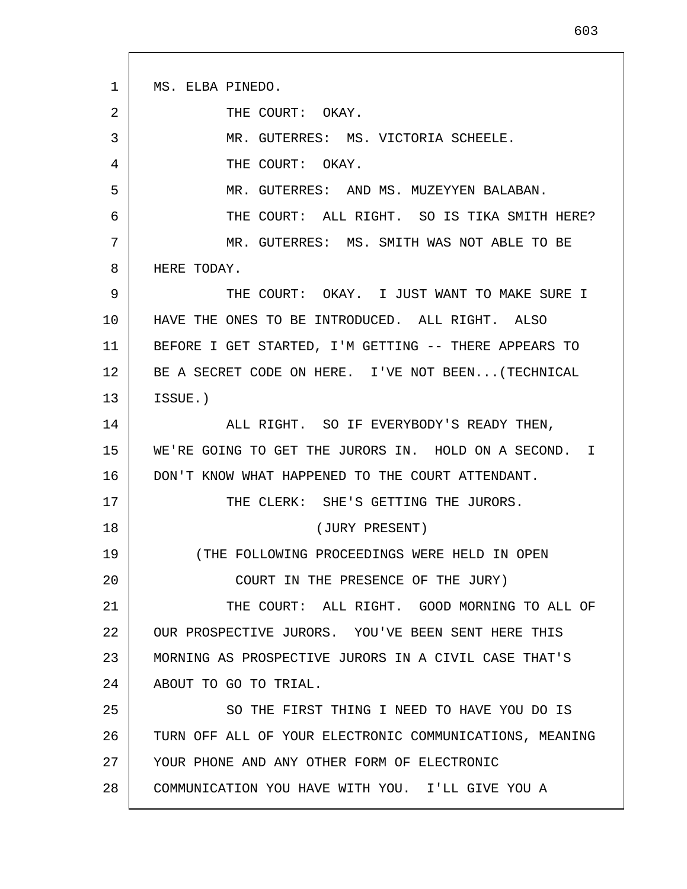MS. ELBA PINEDO.

THE COURT: OKAY.

MR. GUTERRES: MS. VICTORIA SCHEELE.

THE COURT: OKAY.

MR. GUTERRES: AND MS. MUZEYYEN BALABAN.

THE COURT: ALL RIGHT. SO IS TIKA SMITH HERE?

MR. GUTERRES: MS. SMITH WAS NOT ABLE TO BE HERE TODAY.

THE COURT: OKAY. I JUST WANT TO MAKE SURE I HAVE THE ONES TO BE INTRODUCED. ALL RIGHT. ALSO BEFORE I GET STARTED, I'M GETTING -- THERE APPEARS TO BE A SECRET CODE ON HERE. I'VE NOT BEEN...(TECHNICAL ISSUE.)

ALL RIGHT. SO IF EVERYBODY'S READY THEN, WE'RE GOING TO GET THE JURORS IN. HOLD ON A SECOND. I DON'T KNOW WHAT HAPPENED TO THE COURT ATTENDANT.

THE CLERK: SHE'S GETTING THE JURORS.

(JURY PRESENT)

(THE FOLLOWING PROCEEDINGS WERE HELD IN OPEN COURT IN THE PRESENCE OF THE JURY)

THE COURT: ALL RIGHT. GOOD MORNING TO ALL OF OUR PROSPECTIVE JURORS. YOU'VE BEEN SENT HERE THIS MORNING AS PROSPECTIVE JURORS IN A CIVIL CASE THAT'S ABOUT TO GO TO TRIAL.

SO THE FIRST THING I NEED TO HAVE YOU DO IS TURN OFF ALL OF YOUR ELECTRONIC COMMUNICATIONS, MEANING YOUR PHONE AND ANY OTHER FORM OF ELECTRONIC COMMUNICATION YOU HAVE WITH YOU. I'LL GIVE YOU A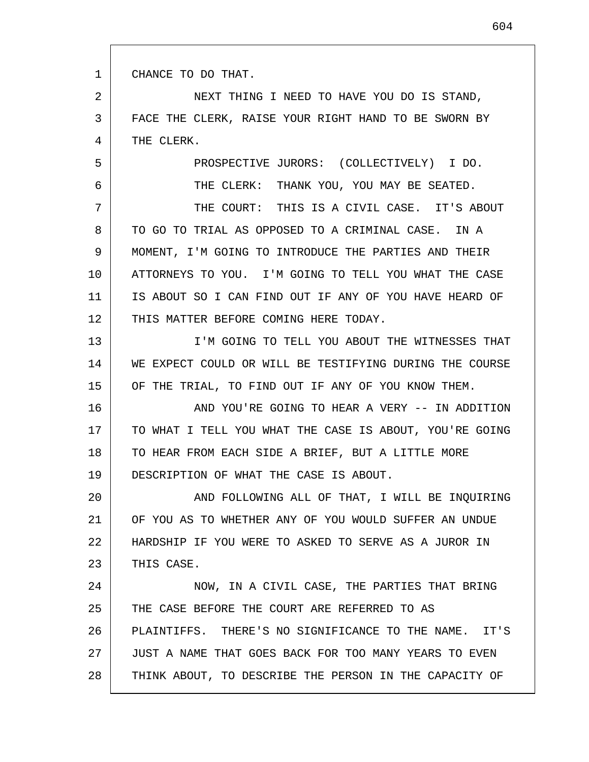CHANCE TO DO THAT.

NEXT THING I NEED TO HAVE YOU DO IS STAND, FACE THE CLERK, RAISE YOUR RIGHT HAND TO BE SWORN BY THE CLERK.

PROSPECTIVE JURORS: (COLLECTIVELY) I DO.

THE CLERK: THANK YOU, YOU MAY BE SEATED.

THE COURT: THIS IS A CIVIL CASE. IT'S ABOUT TO GO TO TRIAL AS OPPOSED TO A CRIMINAL CASE. IN A MOMENT, I'M GOING TO INTRODUCE THE PARTIES AND THEIR ATTORNEYS TO YOU. I'M GOING TO TELL YOU WHAT THE CASE IS ABOUT SO I CAN FIND OUT IF ANY OF YOU HAVE HEARD OF THIS MATTER BEFORE COMING HERE TODAY.

I'M GOING TO TELL YOU ABOUT THE WITNESSES THAT WE EXPECT COULD OR WILL BE TESTIFYING DURING THE COURSE OF THE TRIAL, TO FIND OUT IF ANY OF YOU KNOW THEM.

AND YOU'RE GOING TO HEAR A VERY -- IN ADDITION TO WHAT I TELL YOU WHAT THE CASE IS ABOUT, YOU'RE GOING TO HEAR FROM EACH SIDE A BRIEF, BUT A LITTLE MORE DESCRIPTION OF WHAT THE CASE IS ABOUT.

AND FOLLOWING ALL OF THAT, I WILL BE INQUIRING OF YOU AS TO WHETHER ANY OF YOU WOULD SUFFER AN UNDUE HARDSHIP IF YOU WERE TO ASKED TO SERVE AS A JUROR IN THIS CASE.

NOW, IN A CIVIL CASE, THE PARTIES THAT BRING THE CASE BEFORE THE COURT ARE REFERRED TO AS PLAINTIFFS. THERE'S NO SIGNIFICANCE TO THE NAME. IT'S JUST A NAME THAT GOES BACK FOR TOO MANY YEARS TO EVEN THINK ABOUT, TO DESCRIBE THE PERSON IN THE CAPACITY OF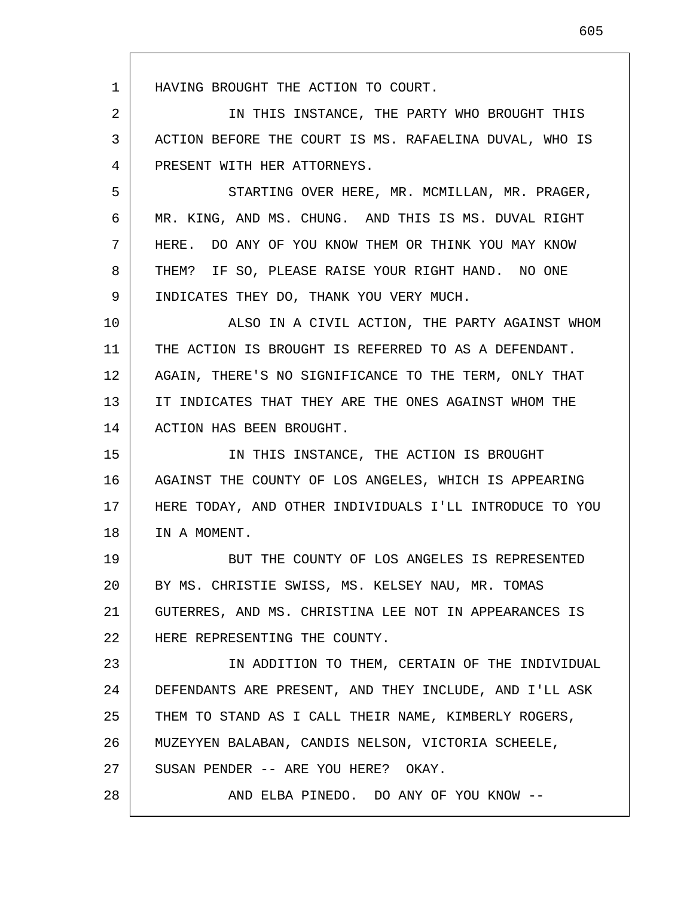HAVING BROUGHT THE ACTION TO COURT.

IN THIS INSTANCE, THE PARTY WHO BROUGHT THIS ACTION BEFORE THE COURT IS MS. RAFAELINA DUVAL, WHO IS PRESENT WITH HER ATTORNEYS.

STARTING OVER HERE, MR. MCMILLAN, MR. PRAGER, MR. KING, AND MS. CHUNG. AND THIS IS MS. DUVAL RIGHT HERE. DO ANY OF YOU KNOW THEM OR THINK YOU MAY KNOW THEM? IF SO, PLEASE RAISE YOUR RIGHT HAND. NO ONE INDICATES THEY DO, THANK YOU VERY MUCH.

ALSO IN A CIVIL ACTION, THE PARTY AGAINST WHOM THE ACTION IS BROUGHT IS REFERRED TO AS A DEFENDANT. AGAIN, THERE'S NO SIGNIFICANCE TO THE TERM, ONLY THAT IT INDICATES THAT THEY ARE THE ONES AGAINST WHOM THE ACTION HAS BEEN BROUGHT.

IN THIS INSTANCE, THE ACTION IS BROUGHT AGAINST THE COUNTY OF LOS ANGELES, WHICH IS APPEARING HERE TODAY, AND OTHER INDIVIDUALS I'LL INTRODUCE TO YOU IN A MOMENT.

BUT THE COUNTY OF LOS ANGELES IS REPRESENTED BY MS. CHRISTIE SWISS, MS. KELSEY NAU, MR. TOMAS GUTERRES, AND MS. CHRISTINA LEE NOT IN APPEARANCES IS HERE REPRESENTING THE COUNTY.

IN ADDITION TO THEM, CERTAIN OF THE INDIVIDUAL DEFENDANTS ARE PRESENT, AND THEY INCLUDE, AND I'LL ASK THEM TO STAND AS I CALL THEIR NAME, KIMBERLY ROGERS, MUZEYYEN BALABAN, CANDIS NELSON, VICTORIA SCHEELE, SUSAN PENDER -- ARE YOU HERE? OKAY.

AND ELBA PINEDO. DO ANY OF YOU KNOW --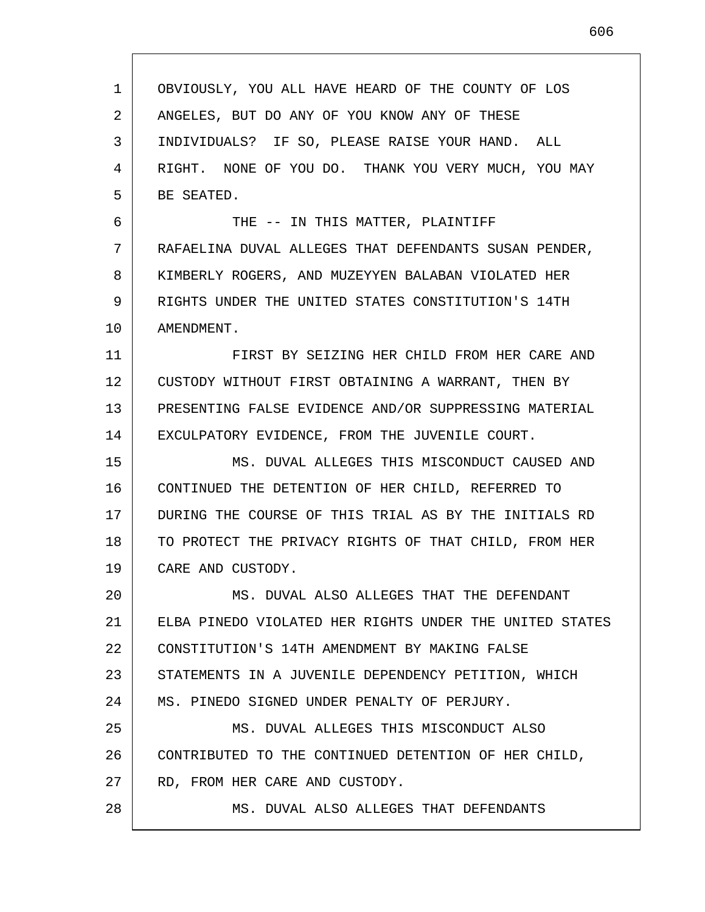OBVIOUSLY, YOU ALL HAVE HEARD OF THE COUNTY OF LOS ANGELES, BUT DO ANY OF YOU KNOW ANY OF THESE INDIVIDUALS? IF SO, PLEASE RAISE YOUR HAND. ALL RIGHT. NONE OF YOU DO. THANK YOU VERY MUCH, YOU MAY BE SEATED.

THE -- IN THIS MATTER, PLAINTIFF RAFAELINA DUVAL ALLEGES THAT DEFENDANTS SUSAN PENDER, KIMBERLY ROGERS, AND MUZEYYEN BALABAN VIOLATED HER RIGHTS UNDER THE UNITED STATES CONSTITUTION'S 14TH AMENDMENT.

FIRST BY SEIZING HER CHILD FROM HER CARE AND CUSTODY WITHOUT FIRST OBTAINING A WARRANT, THEN BY PRESENTING FALSE EVIDENCE AND/OR SUPPRESSING MATERIAL EXCULPATORY EVIDENCE, FROM THE JUVENILE COURT.

MS. DUVAL ALLEGES THIS MISCONDUCT CAUSED AND CONTINUED THE DETENTION OF HER CHILD, REFERRED TO DURING THE COURSE OF THIS TRIAL AS BY THE INITIALS RD TO PROTECT THE PRIVACY RIGHTS OF THAT CHILD, FROM HER CARE AND CUSTODY.

MS. DUVAL ALSO ALLEGES THAT THE DEFENDANT ELBA PINEDO VIOLATED HER RIGHTS UNDER THE UNITED STATES CONSTITUTION'S 14TH AMENDMENT BY MAKING FALSE STATEMENTS IN A JUVENILE DEPENDENCY PETITION, WHICH MS. PINEDO SIGNED UNDER PENALTY OF PERJURY.

MS. DUVAL ALLEGES THIS MISCONDUCT ALSO CONTRIBUTED TO THE CONTINUED DETENTION OF HER CHILD, RD, FROM HER CARE AND CUSTODY.

MS. DUVAL ALSO ALLEGES THAT DEFENDANTS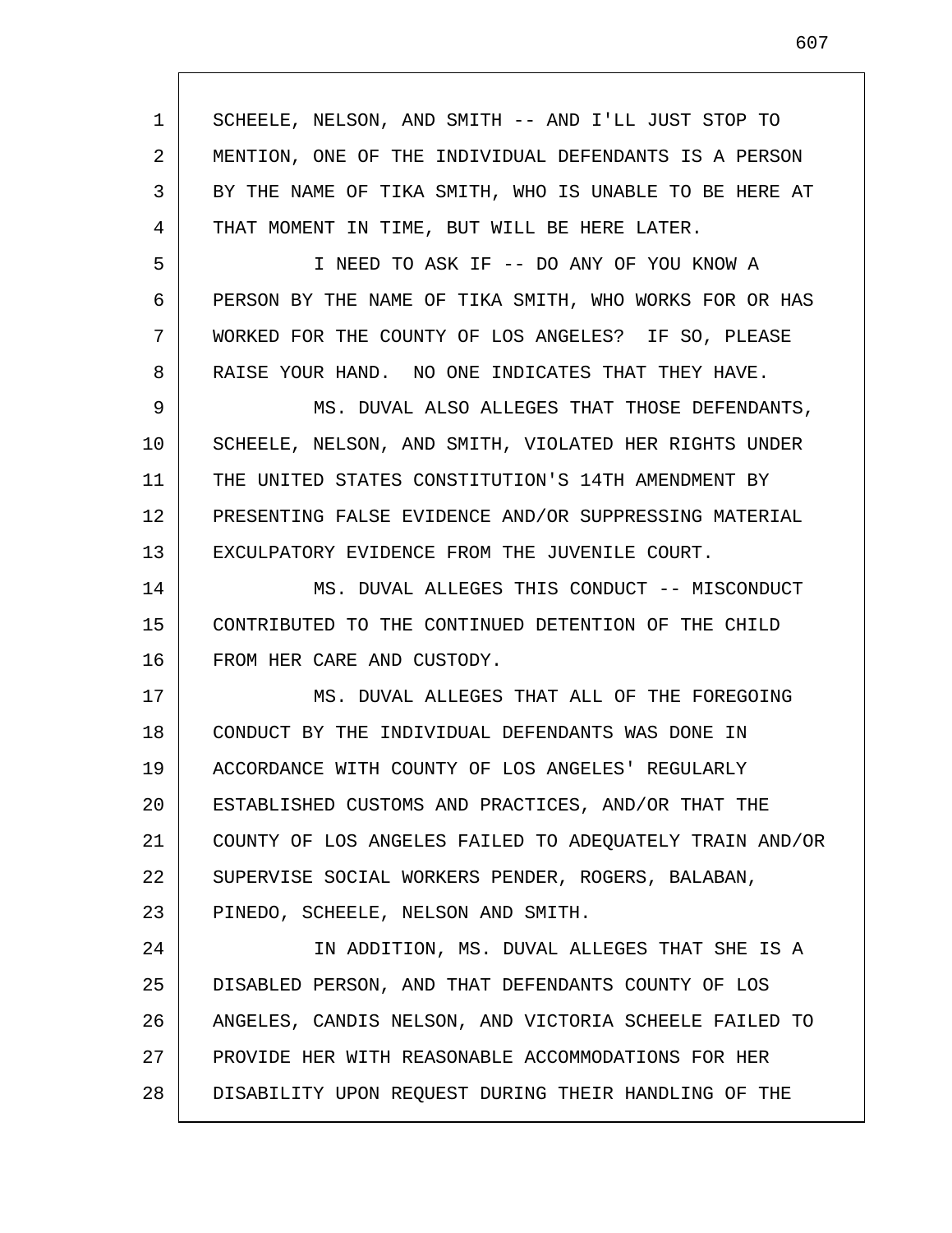SCHEELE, NELSON, AND SMITH -- AND I'LL JUST STOP TO MENTION, ONE OF THE INDIVIDUAL DEFENDANTS IS A PERSON BY THE NAME OF TIKA SMITH, WHO IS UNABLE TO BE HERE AT THAT MOMENT IN TIME, BUT WILL BE HERE LATER.

I NEED TO ASK IF -- DO ANY OF YOU KNOW A PERSON BY THE NAME OF TIKA SMITH, WHO WORKS FOR OR HAS WORKED FOR THE COUNTY OF LOS ANGELES? IF SO, PLEASE RAISE YOUR HAND. NO ONE INDICATES THAT THEY HAVE.

MS. DUVAL ALSO ALLEGES THAT THOSE DEFENDANTS, SCHEELE, NELSON, AND SMITH, VIOLATED HER RIGHTS UNDER THE UNITED STATES CONSTITUTION'S 14TH AMENDMENT BY PRESENTING FALSE EVIDENCE AND/OR SUPPRESSING MATERIAL EXCULPATORY EVIDENCE FROM THE JUVENILE COURT.

MS. DUVAL ALLEGES THIS CONDUCT -- MISCONDUCT CONTRIBUTED TO THE CONTINUED DETENTION OF THE CHILD FROM HER CARE AND CUSTODY.

MS. DUVAL ALLEGES THAT ALL OF THE FOREGOING CONDUCT BY THE INDIVIDUAL DEFENDANTS WAS DONE IN ACCORDANCE WITH COUNTY OF LOS ANGELES' REGULARLY ESTABLISHED CUSTOMS AND PRACTICES, AND/OR THAT THE COUNTY OF LOS ANGELES FAILED TO ADEQUATELY TRAIN AND/OR SUPERVISE SOCIAL WORKERS PENDER, ROGERS, BALABAN, PINEDO, SCHEELE, NELSON AND SMITH.

IN ADDITION, MS. DUVAL ALLEGES THAT SHE IS A DISABLED PERSON, AND THAT DEFENDANTS COUNTY OF LOS ANGELES, CANDIS NELSON, AND VICTORIA SCHEELE FAILED TO PROVIDE HER WITH REASONABLE ACCOMMODATIONS FOR HER DISABILITY UPON REQUEST DURING THEIR HANDLING OF THE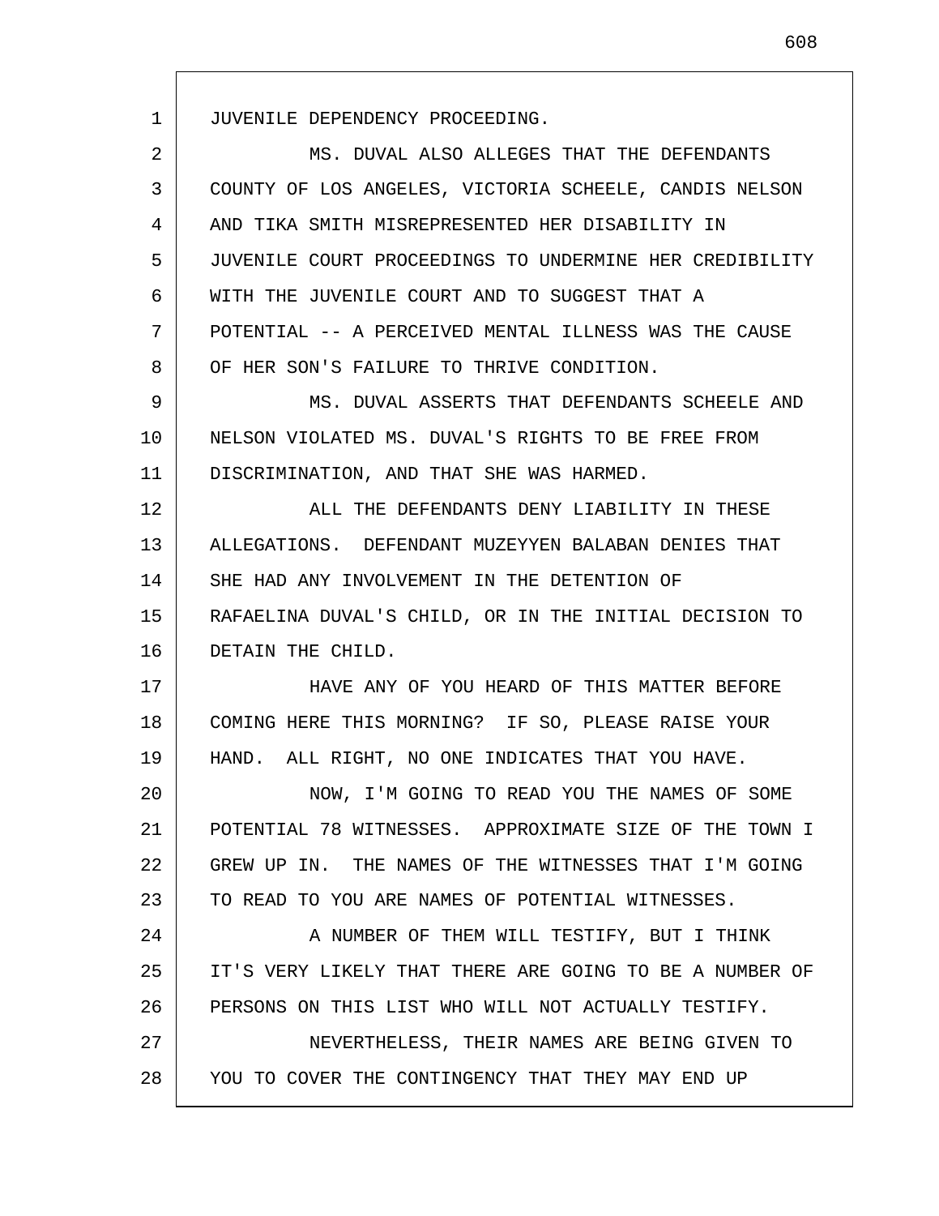JUVENILE DEPENDENCY PROCEEDING.

MS. DUVAL ALSO ALLEGES THAT THE DEFENDANTS COUNTY OF LOS ANGELES, VICTORIA SCHEELE, CANDIS NELSON AND TIKA SMITH MISREPRESENTED HER DISABILITY IN JUVENILE COURT PROCEEDINGS TO UNDERMINE HER CREDIBILITY WITH THE JUVENILE COURT AND TO SUGGEST THAT A POTENTIAL -- A PERCEIVED MENTAL ILLNESS WAS THE CAUSE OF HER SON'S FAILURE TO THRIVE CONDITION.

MS. DUVAL ASSERTS THAT DEFENDANTS SCHEELE AND NELSON VIOLATED MS. DUVAL'S RIGHTS TO BE FREE FROM DISCRIMINATION, AND THAT SHE WAS HARMED.

ALL THE DEFENDANTS DENY LIABILITY IN THESE ALLEGATIONS. DEFENDANT MUZEYYEN BALABAN DENIES THAT SHE HAD ANY INVOLVEMENT IN THE DETENTION OF RAFAELINA DUVAL'S CHILD, OR IN THE INITIAL DECISION TO DETAIN THE CHILD.

HAVE ANY OF YOU HEARD OF THIS MATTER BEFORE COMING HERE THIS MORNING? IF SO, PLEASE RAISE YOUR HAND. ALL RIGHT, NO ONE INDICATES THAT YOU HAVE.

NOW, I'M GOING TO READ YOU THE NAMES OF SOME POTENTIAL 78 WITNESSES. APPROXIMATE SIZE OF THE TOWN I GREW UP IN. THE NAMES OF THE WITNESSES THAT I'M GOING TO READ TO YOU ARE NAMES OF POTENTIAL WITNESSES.

A NUMBER OF THEM WILL TESTIFY, BUT I THINK IT'S VERY LIKELY THAT THERE ARE GOING TO BE A NUMBER OF PERSONS ON THIS LIST WHO WILL NOT ACTUALLY TESTIFY.

NEVERTHELESS, THEIR NAMES ARE BEING GIVEN TO YOU TO COVER THE CONTINGENCY THAT THEY MAY END UP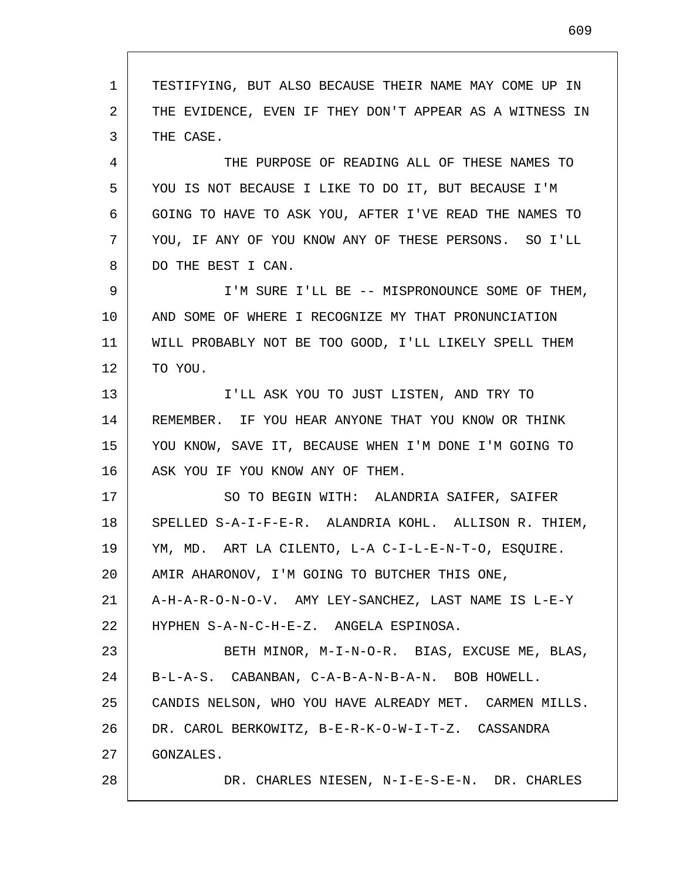TESTIFYING, BUT ALSO BECAUSE THEIR NAME MAY COME UP IN THE EVIDENCE, EVEN IF THEY DON'T APPEAR AS A WITNESS IN THE CASE.

THE PURPOSE OF READING ALL OF THESE NAMES TO YOU IS NOT BECAUSE I LIKE TO DO IT, BUT BECAUSE I'M GOING TO HAVE TO ASK YOU, AFTER I'VE READ THE NAMES TO YOU, IF ANY OF YOU KNOW ANY OF THESE PERSONS. SO I'LL DO THE BEST I CAN.

I'M SURE I'LL BE -- MISPRONOUNCE SOME OF THEM, AND SOME OF WHERE I RECOGNIZE MY THAT PRONUNCIATION WILL PROBABLY NOT BE TOO GOOD, I'LL LIKELY SPELL THEM TO YOU.

I'LL ASK YOU TO JUST LISTEN, AND TRY TO REMEMBER. IF YOU HEAR ANYONE THAT YOU KNOW OR THINK YOU KNOW, SAVE IT, BECAUSE WHEN I'M DONE I'M GOING TO ASK YOU IF YOU KNOW ANY OF THEM.

SO TO BEGIN WITH: ALANDRIA SAIFER, SAIFER SPELLED S-A-I-F-E-R. ALANDRIA KOHL. ALLISON R. THIEM, YM, MD. ART LA CILENTO, L-A C-I-L-E-N-T-O, ESQUIRE. AMIR AHARONOV, I'M GOING TO BUTCHER THIS ONE, A-H-A-R-O-N-O-V. AMY LEY-SANCHEZ, LAST NAME IS L-E-Y HYPHEN S-A-N-C-H-E-Z. ANGELA ESPINOSA.

BETH MINOR, M-I-N-O-R. BIAS, EXCUSE ME, BLAS, B-L-A-S. CABANBAN, C-A-B-A-N-B-A-N. BOB HOWELL. CANDIS NELSON, WHO YOU HAVE ALREADY MET. CARMEN MILLS. DR. CAROL BERKOWITZ, B-E-R-K-O-W-I-T-Z. CASSANDRA GONZALES.

DR. CHARLES NIESEN, N-I-E-S-E-N. DR. CHARLES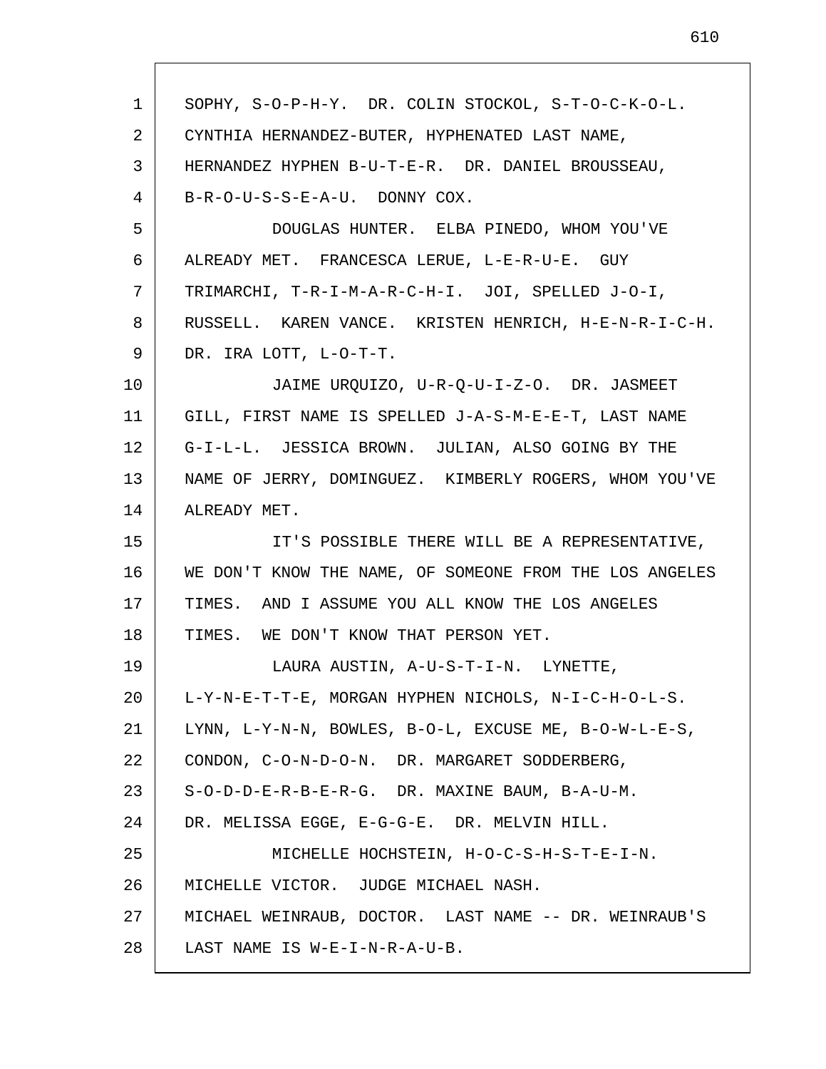SOPHY, S-O-P-H-Y. DR. COLIN STOCKOL, S-T-O-C-K-O-L. CYNTHIA HERNANDEZ-BUTER, HYPHENATED LAST NAME, HERNANDEZ HYPHEN B-U-T-E-R. DR. DANIEL BROUSSEAU, B-R-O-U-S-S-E-A-U. DONNY COX.

DOUGLAS HUNTER. ELBA PINEDO, WHOM YOU'VE ALREADY MET. FRANCESCA LERUE, L-E-R-U-E. GUY TRIMARCHI, T-R-I-M-A-R-C-H-I. JOI, SPELLED J-O-I, RUSSELL. KAREN VANCE. KRISTEN HENRICH, H-E-N-R-I-C-H. DR. IRA LOTT, L-O-T-T.

JAIME URQUIZO, U-R-Q-U-I-Z-O. DR. JASMEET GILL, FIRST NAME IS SPELLED J-A-S-M-E-E-T, LAST NAME G-I-L-L. JESSICA BROWN. JULIAN, ALSO GOING BY THE NAME OF JERRY, DOMINGUEZ. KIMBERLY ROGERS, WHOM YOU'VE ALREADY MET.

IT'S POSSIBLE THERE WILL BE A REPRESENTATIVE, WE DON'T KNOW THE NAME, OF SOMEONE FROM THE LOS ANGELES TIMES. AND I ASSUME YOU ALL KNOW THE LOS ANGELES TIMES. WE DON'T KNOW THAT PERSON YET.

LAURA AUSTIN, A-U-S-T-I-N. LYNETTE, L-Y-N-E-T-T-E, MORGAN HYPHEN NICHOLS, N-I-C-H-O-L-S. LYNN, L-Y-N-N, BOWLES, B-O-L, EXCUSE ME, B-O-W-L-E-S, CONDON, C-O-N-D-O-N. DR. MARGARET SODDERBERG, S-O-D-D-E-R-B-E-R-G. DR. MAXINE BAUM, B-A-U-M. DR. MELISSA EGGE, E-G-G-E. DR. MELVIN HILL.

MICHELLE HOCHSTEIN, H-O-C-S-H-S-T-E-I-N. MICHELLE VICTOR. JUDGE MICHAEL NASH. MICHAEL WEINRAUB, DOCTOR. LAST NAME -- DR. WEINRAUB'S LAST NAME IS W-E-I-N-R-A-U-B.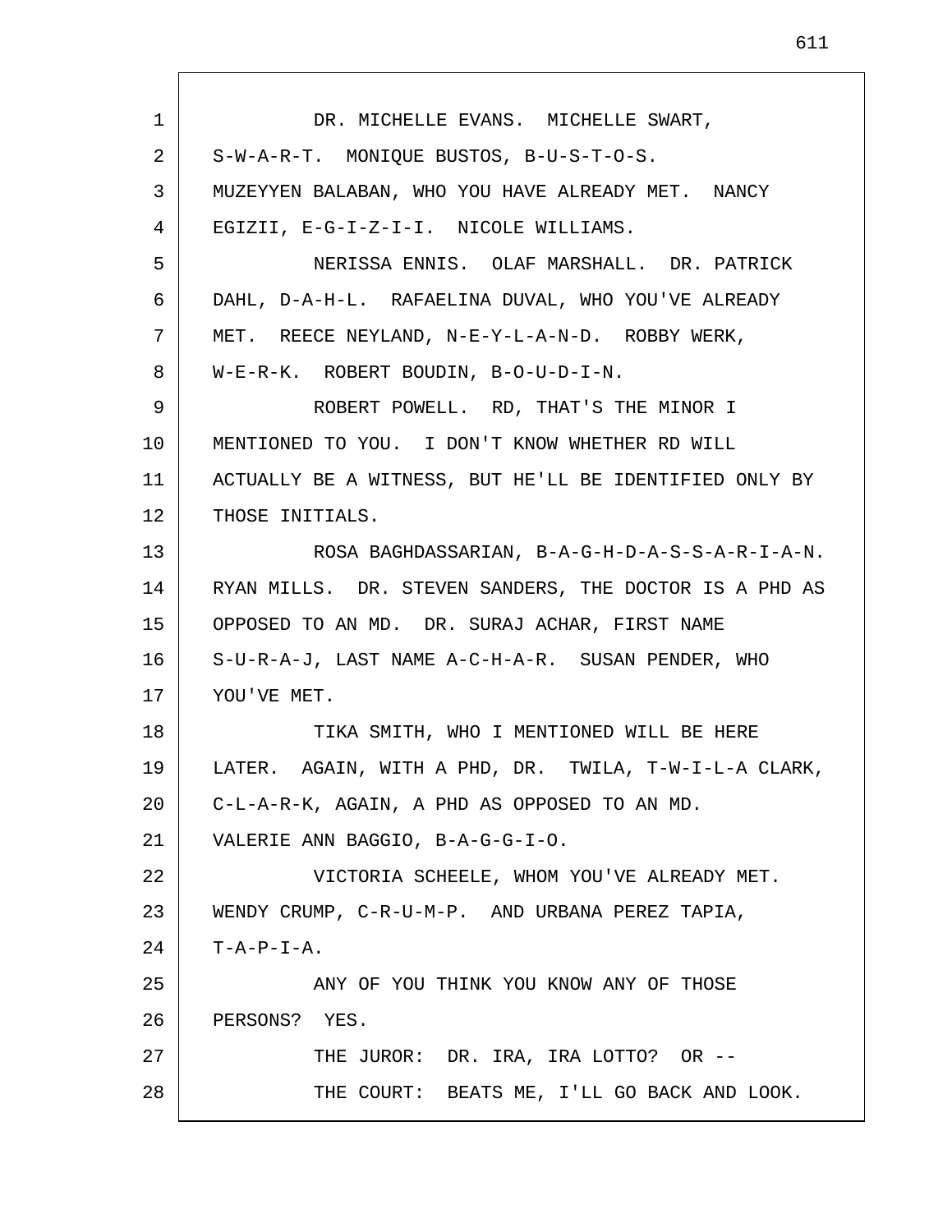DR. MICHELLE EVANS. MICHELLE SWART, S-W-A-R-T. MONIQUE BUSTOS, B-U-S-T-O-S. MUZEYYEN BALABAN, WHO YOU HAVE ALREADY MET. NANCY EGIZII, E-G-I-Z-I-I. NICOLE WILLIAMS.

NERISSA ENNIS. OLAF MARSHALL. DR. PATRICK DAHL, D-A-H-L. RAFAELINA DUVAL, WHO YOU'VE ALREADY MET. REECE NEYLAND, N-E-Y-L-A-N-D. ROBBY WERK, W-E-R-K. ROBERT BOUDIN, B-O-U-D-I-N.

ROBERT POWELL. RD, THAT'S THE MINOR I MENTIONED TO YOU. I DON'T KNOW WHETHER RD WILL ACTUALLY BE A WITNESS, BUT HE'LL BE IDENTIFIED ONLY BY THOSE INITIALS.

ROSA BAGHDASSARIAN, B-A-G-H-D-A-S-S-A-R-I-A-N. RYAN MILLS. DR. STEVEN SANDERS, THE DOCTOR IS A PHD AS OPPOSED TO AN MD. DR. SURAJ ACHAR, FIRST NAME S-U-R-A-J, LAST NAME A-C-H-A-R. SUSAN PENDER, WHO YOU'VE MET.

TIKA SMITH, WHO I MENTIONED WILL BE HERE LATER. AGAIN, WITH A PHD, DR. TWILA, T-W-I-L-A CLARK, C-L-A-R-K, AGAIN, A PHD AS OPPOSED TO AN MD. VALERIE ANN BAGGIO, B-A-G-G-I-O.

VICTORIA SCHEELE, WHOM YOU'VE ALREADY MET. WENDY CRUMP, C-R-U-M-P. AND URBANA PEREZ TAPIA, T-A-P-I-A.

ANY OF YOU THINK YOU KNOW ANY OF THOSE PERSONS? YES.

THE JUROR: DR. IRA, IRA LOTTO? OR --

THE COURT: BEATS ME, I'LL GO BACK AND LOOK.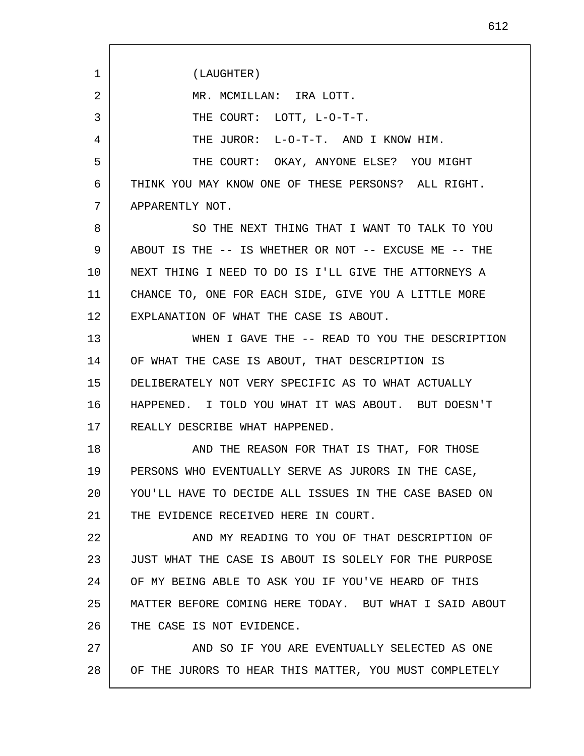(LAUGHTER)

MR. MCMILLAN: IRA LOTT.

THE COURT: LOTT, L-O-T-T.

THE JUROR: L-O-T-T. AND I KNOW HIM.

THE COURT: OKAY, ANYONE ELSE? YOU MIGHT THINK YOU MAY KNOW ONE OF THESE PERSONS? ALL RIGHT. APPARENTLY NOT.

SO THE NEXT THING THAT I WANT TO TALK TO YOU ABOUT IS THE -- IS WHETHER OR NOT -- EXCUSE ME -- THE NEXT THING I NEED TO DO IS I'LL GIVE THE ATTORNEYS A CHANCE TO, ONE FOR EACH SIDE, GIVE YOU A LITTLE MORE EXPLANATION OF WHAT THE CASE IS ABOUT.

WHEN I GAVE THE -- READ TO YOU THE DESCRIPTION OF WHAT THE CASE IS ABOUT, THAT DESCRIPTION IS DELIBERATELY NOT VERY SPECIFIC AS TO WHAT ACTUALLY HAPPENED. I TOLD YOU WHAT IT WAS ABOUT. BUT DOESN'T REALLY DESCRIBE WHAT HAPPENED.

AND THE REASON FOR THAT IS THAT, FOR THOSE PERSONS WHO EVENTUALLY SERVE AS JURORS IN THE CASE, YOU'LL HAVE TO DECIDE ALL ISSUES IN THE CASE BASED ON THE EVIDENCE RECEIVED HERE IN COURT.

AND MY READING TO YOU OF THAT DESCRIPTION OF JUST WHAT THE CASE IS ABOUT IS SOLELY FOR THE PURPOSE OF MY BEING ABLE TO ASK YOU IF YOU'VE HEARD OF THIS MATTER BEFORE COMING HERE TODAY. BUT WHAT I SAID ABOUT THE CASE IS NOT EVIDENCE.

AND SO IF YOU ARE EVENTUALLY SELECTED AS ONE OF THE JURORS TO HEAR THIS MATTER, YOU MUST COMPLETELY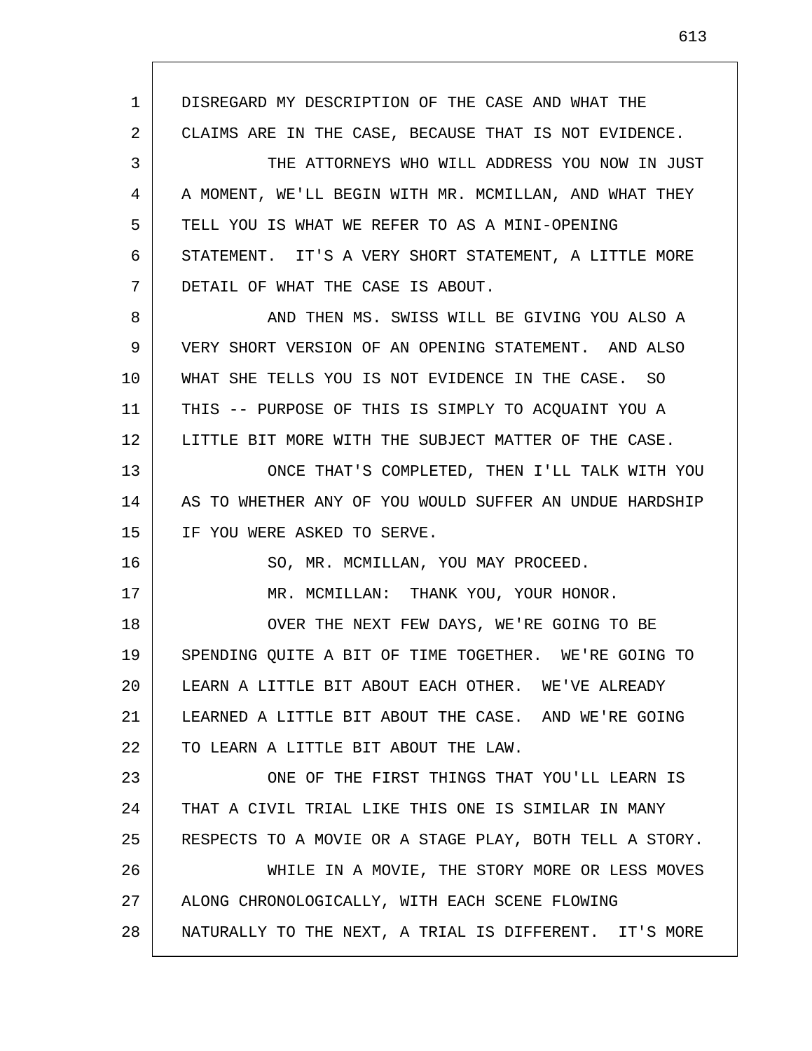DISREGARD MY DESCRIPTION OF THE CASE AND WHAT THE CLAIMS ARE IN THE CASE, BECAUSE THAT IS NOT EVIDENCE.

THE ATTORNEYS WHO WILL ADDRESS YOU NOW IN JUST A MOMENT, WE'LL BEGIN WITH MR. MCMILLAN, AND WHAT THEY TELL YOU IS WHAT WE REFER TO AS A MINI-OPENING STATEMENT. IT'S A VERY SHORT STATEMENT, A LITTLE MORE DETAIL OF WHAT THE CASE IS ABOUT.

AND THEN MS. SWISS WILL BE GIVING YOU ALSO A VERY SHORT VERSION OF AN OPENING STATEMENT. AND ALSO WHAT SHE TELLS YOU IS NOT EVIDENCE IN THE CASE. SO THIS -- PURPOSE OF THIS IS SIMPLY TO ACQUAINT YOU A LITTLE BIT MORE WITH THE SUBJECT MATTER OF THE CASE.

ONCE THAT'S COMPLETED, THEN I'LL TALK WITH YOU AS TO WHETHER ANY OF YOU WOULD SUFFER AN UNDUE HARDSHIP IF YOU WERE ASKED TO SERVE.

SO, MR. MCMILLAN, YOU MAY PROCEED.

MR. MCMILLAN: THANK YOU, YOUR HONOR.

OVER THE NEXT FEW DAYS, WE'RE GOING TO BE SPENDING QUITE A BIT OF TIME TOGETHER. WE'RE GOING TO LEARN A LITTLE BIT ABOUT EACH OTHER. WE'VE ALREADY LEARNED A LITTLE BIT ABOUT THE CASE. AND WE'RE GOING TO LEARN A LITTLE BIT ABOUT THE LAW.

ONE OF THE FIRST THINGS THAT YOU'LL LEARN IS THAT A CIVIL TRIAL LIKE THIS ONE IS SIMILAR IN MANY RESPECTS TO A MOVIE OR A STAGE PLAY, BOTH TELL A STORY.

WHILE IN A MOVIE, THE STORY MORE OR LESS MOVES ALONG CHRONOLOGICALLY, WITH EACH SCENE FLOWING NATURALLY TO THE NEXT, A TRIAL IS DIFFERENT. IT'S MORE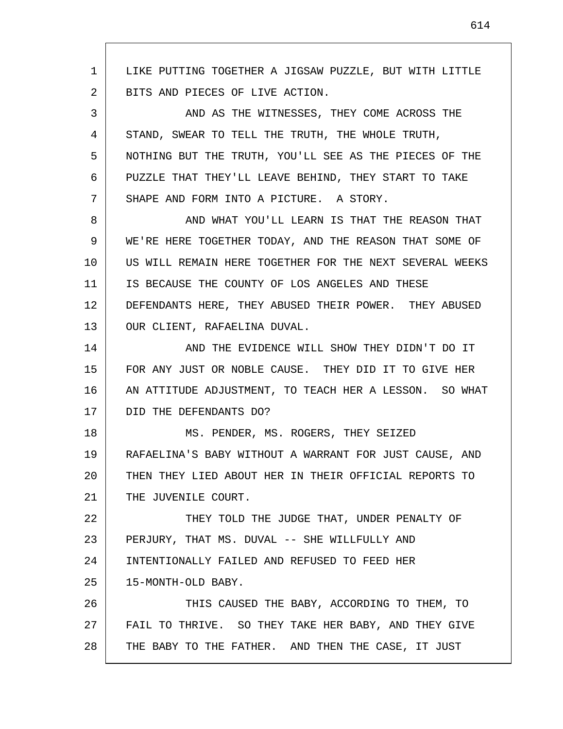LIKE PUTTING TOGETHER A JIGSAW PUZZLE, BUT WITH LITTLE BITS AND PIECES OF LIVE ACTION.

AND AS THE WITNESSES, THEY COME ACROSS THE STAND, SWEAR TO TELL THE TRUTH, THE WHOLE TRUTH, NOTHING BUT THE TRUTH, YOU'LL SEE AS THE PIECES OF THE PUZZLE THAT THEY'LL LEAVE BEHIND, THEY START TO TAKE SHAPE AND FORM INTO A PICTURE. A STORY.

AND WHAT YOU'LL LEARN IS THAT THE REASON THAT WE'RE HERE TOGETHER TODAY, AND THE REASON THAT SOME OF US WILL REMAIN HERE TOGETHER FOR THE NEXT SEVERAL WEEKS IS BECAUSE THE COUNTY OF LOS ANGELES AND THESE DEFENDANTS HERE, THEY ABUSED THEIR POWER. THEY ABUSED OUR CLIENT, RAFAELINA DUVAL.

AND THE EVIDENCE WILL SHOW THEY DIDN'T DO IT FOR ANY JUST OR NOBLE CAUSE. THEY DID IT TO GIVE HER AN ATTITUDE ADJUSTMENT, TO TEACH HER A LESSON. SO WHAT DID THE DEFENDANTS DO?

MS. PENDER, MS. ROGERS, THEY SEIZED RAFAELINA'S BABY WITHOUT A WARRANT FOR JUST CAUSE, AND THEN THEY LIED ABOUT HER IN THEIR OFFICIAL REPORTS TO THE JUVENILE COURT.

THEY TOLD THE JUDGE THAT, UNDER PENALTY OF PERJURY, THAT MS. DUVAL -- SHE WILLFULLY AND INTENTIONALLY FAILED AND REFUSED TO FEED HER 15-MONTH-OLD BABY.

THIS CAUSED THE BABY, ACCORDING TO THEM, TO FAIL TO THRIVE. SO THEY TAKE HER BABY, AND THEY GIVE THE BABY TO THE FATHER. AND THEN THE CASE, IT JUST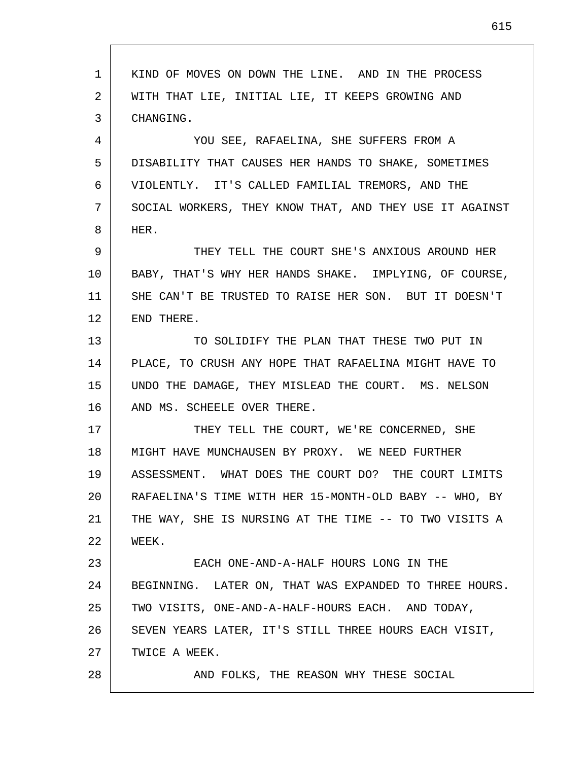KIND OF MOVES ON DOWN THE LINE. AND IN THE PROCESS WITH THAT LIE, INITIAL LIE, IT KEEPS GROWING AND CHANGING.

YOU SEE, RAFAELINA, SHE SUFFERS FROM A DISABILITY THAT CAUSES HER HANDS TO SHAKE, SOMETIMES VIOLENTLY. IT'S CALLED FAMILIAL TREMORS, AND THE SOCIAL WORKERS, THEY KNOW THAT, AND THEY USE IT AGAINST HER.

THEY TELL THE COURT SHE'S ANXIOUS AROUND HER BABY, THAT'S WHY HER HANDS SHAKE. IMPLYING, OF COURSE, SHE CAN'T BE TRUSTED TO RAISE HER SON. BUT IT DOESN'T END THERE.

TO SOLIDIFY THE PLAN THAT THESE TWO PUT IN PLACE, TO CRUSH ANY HOPE THAT RAFAELINA MIGHT HAVE TO UNDO THE DAMAGE, THEY MISLEAD THE COURT. MS. NELSON AND MS. SCHEELE OVER THERE.

THEY TELL THE COURT, WE'RE CONCERNED, SHE MIGHT HAVE MUNCHAUSEN BY PROXY. WE NEED FURTHER ASSESSMENT. WHAT DOES THE COURT DO? THE COURT LIMITS RAFAELINA'S TIME WITH HER 15-MONTH-OLD BABY -- WHO, BY THE WAY, SHE IS NURSING AT THE TIME -- TO TWO VISITS A WEEK.

EACH ONE-AND-A-HALF HOURS LONG IN THE BEGINNING. LATER ON, THAT WAS EXPANDED TO THREE HOURS. TWO VISITS, ONE-AND-A-HALF-HOURS EACH. AND TODAY, SEVEN YEARS LATER, IT'S STILL THREE HOURS EACH VISIT, TWICE A WEEK.

AND FOLKS, THE REASON WHY THESE SOCIAL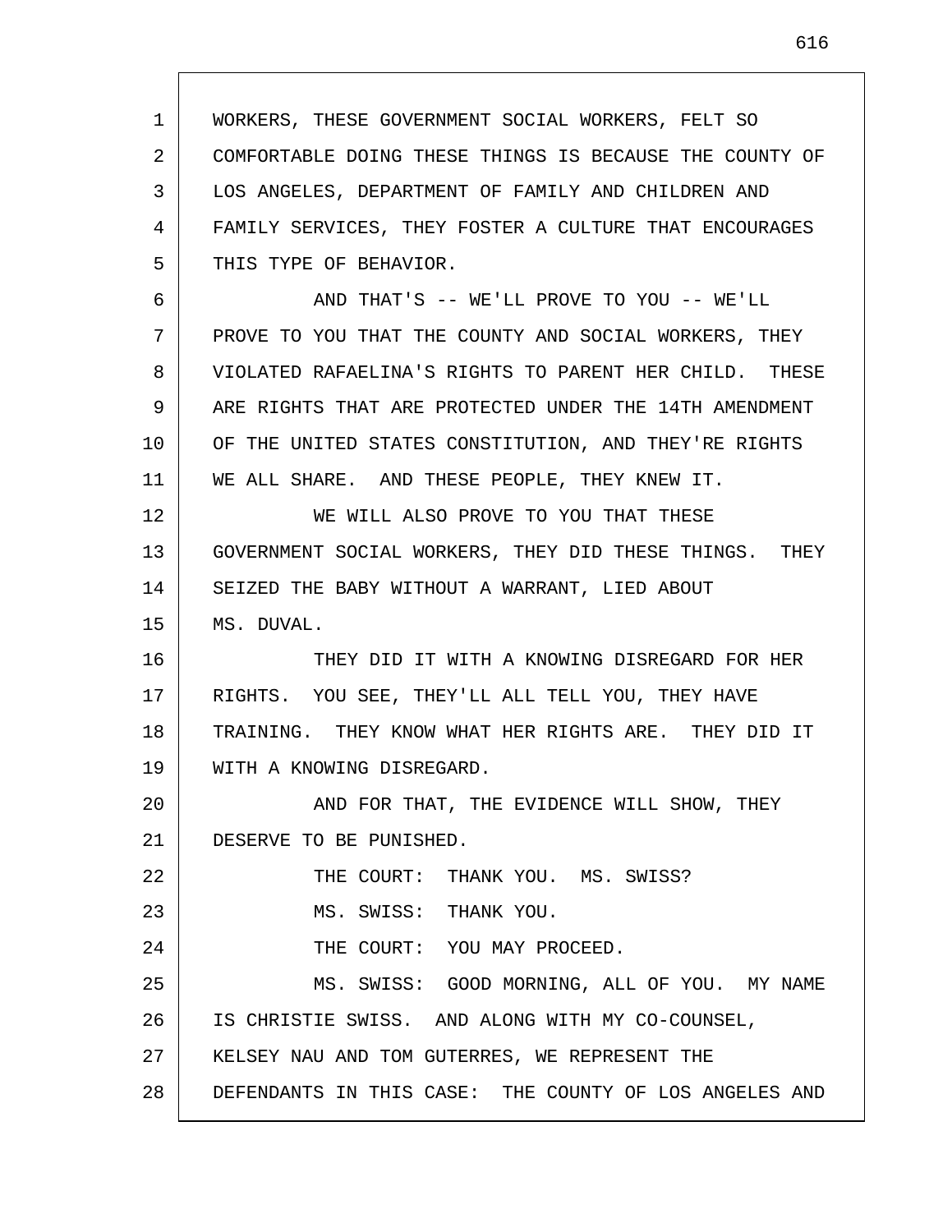WORKERS, THESE GOVERNMENT SOCIAL WORKERS, FELT SO COMFORTABLE DOING THESE THINGS IS BECAUSE THE COUNTY OF LOS ANGELES, DEPARTMENT OF FAMILY AND CHILDREN AND FAMILY SERVICES, THEY FOSTER A CULTURE THAT ENCOURAGES THIS TYPE OF BEHAVIOR.

AND THAT'S -- WE'LL PROVE TO YOU -- WE'LL PROVE TO YOU THAT THE COUNTY AND SOCIAL WORKERS, THEY VIOLATED RAFAELINA'S RIGHTS TO PARENT HER CHILD. THESE ARE RIGHTS THAT ARE PROTECTED UNDER THE 14TH AMENDMENT OF THE UNITED STATES CONSTITUTION, AND THEY'RE RIGHTS WE ALL SHARE. AND THESE PEOPLE, THEY KNEW IT.

WE WILL ALSO PROVE TO YOU THAT THESE GOVERNMENT SOCIAL WORKERS, THEY DID THESE THINGS. THEY SEIZED THE BABY WITHOUT A WARRANT, LIED ABOUT MS. DUVAL.

THEY DID IT WITH A KNOWING DISREGARD FOR HER RIGHTS. YOU SEE, THEY'LL ALL TELL YOU, THEY HAVE TRAINING. THEY KNOW WHAT HER RIGHTS ARE. THEY DID IT WITH A KNOWING DISREGARD.

AND FOR THAT, THE EVIDENCE WILL SHOW, THEY DESERVE TO BE PUNISHED.

THE COURT: THANK YOU. MS. SWISS?

MS. SWISS: THANK YOU.

THE COURT: YOU MAY PROCEED.

MS. SWISS: GOOD MORNING, ALL OF YOU. MY NAME IS CHRISTIE SWISS. AND ALONG WITH MY CO-COUNSEL, KELSEY NAU AND TOM GUTERRES, WE REPRESENT THE DEFENDANTS IN THIS CASE: THE COUNTY OF LOS ANGELES AND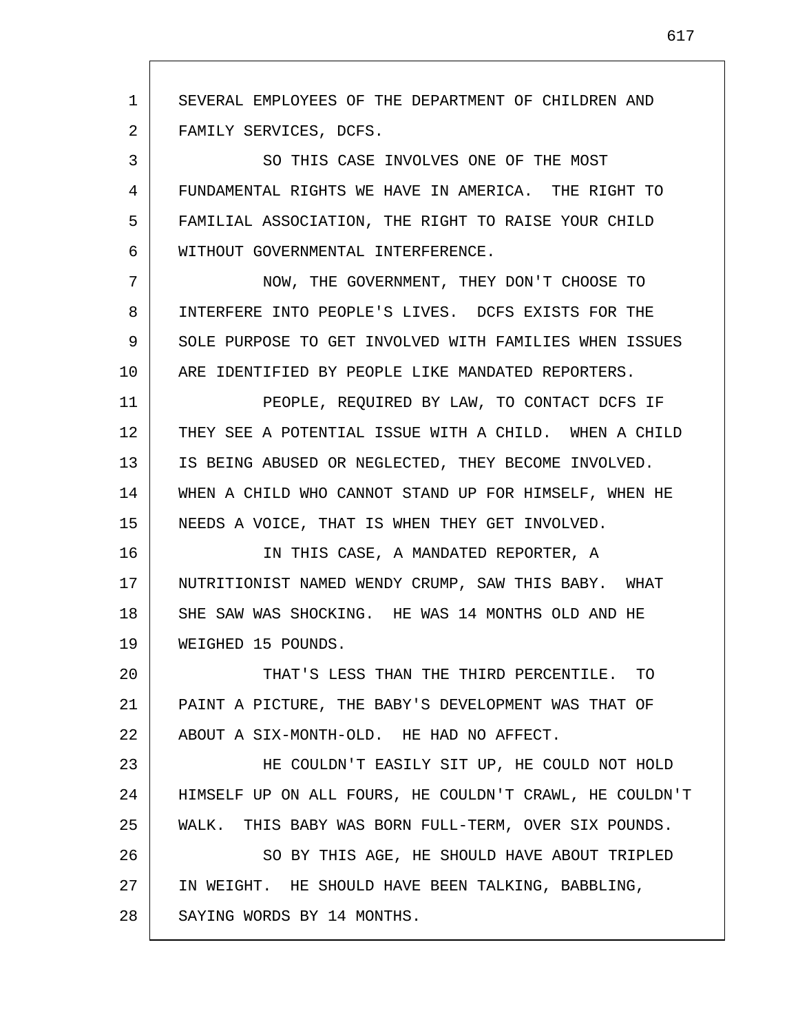SEVERAL EMPLOYEES OF THE DEPARTMENT OF CHILDREN AND FAMILY SERVICES, DCFS.

SO THIS CASE INVOLVES ONE OF THE MOST FUNDAMENTAL RIGHTS WE HAVE IN AMERICA. THE RIGHT TO FAMILIAL ASSOCIATION, THE RIGHT TO RAISE YOUR CHILD WITHOUT GOVERNMENTAL INTERFERENCE.

NOW, THE GOVERNMENT, THEY DON'T CHOOSE TO INTERFERE INTO PEOPLE'S LIVES. DCFS EXISTS FOR THE SOLE PURPOSE TO GET INVOLVED WITH FAMILIES WHEN ISSUES ARE IDENTIFIED BY PEOPLE LIKE MANDATED REPORTERS.

PEOPLE, REQUIRED BY LAW, TO CONTACT DCFS IF THEY SEE A POTENTIAL ISSUE WITH A CHILD. WHEN A CHILD IS BEING ABUSED OR NEGLECTED, THEY BECOME INVOLVED. WHEN A CHILD WHO CANNOT STAND UP FOR HIMSELF, WHEN HE NEEDS A VOICE, THAT IS WHEN THEY GET INVOLVED.

IN THIS CASE, A MANDATED REPORTER, A NUTRITIONIST NAMED WENDY CRUMP, SAW THIS BABY. WHAT SHE SAW WAS SHOCKING. HE WAS 14 MONTHS OLD AND HE WEIGHED 15 POUNDS.

THAT'S LESS THAN THE THIRD PERCENTILE. TO PAINT A PICTURE, THE BABY'S DEVELOPMENT WAS THAT OF ABOUT A SIX-MONTH-OLD. HE HAD NO AFFECT.

HE COULDN'T EASILY SIT UP, HE COULD NOT HOLD HIMSELF UP ON ALL FOURS, HE COULDN'T CRAWL, HE COULDN'T WALK. THIS BABY WAS BORN FULL-TERM, OVER SIX POUNDS.

SO BY THIS AGE, HE SHOULD HAVE ABOUT TRIPLED IN WEIGHT. HE SHOULD HAVE BEEN TALKING, BABBLING, SAYING WORDS BY 14 MONTHS.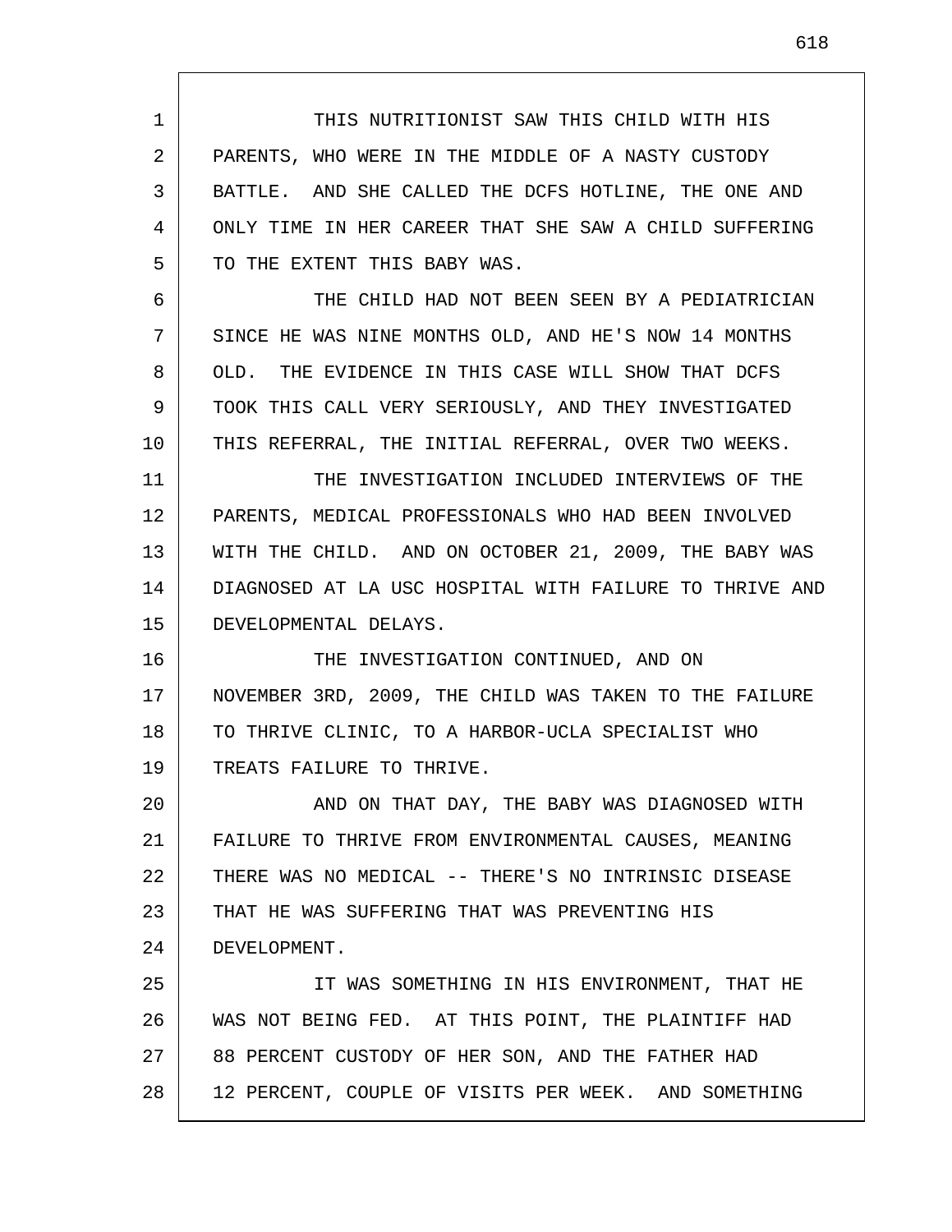THIS NUTRITIONIST SAW THIS CHILD WITH HIS PARENTS, WHO WERE IN THE MIDDLE OF A NASTY CUSTODY BATTLE. AND SHE CALLED THE DCFS HOTLINE, THE ONE AND ONLY TIME IN HER CAREER THAT SHE SAW A CHILD SUFFERING TO THE EXTENT THIS BABY WAS.

THE CHILD HAD NOT BEEN SEEN BY A PEDIATRICIAN SINCE HE WAS NINE MONTHS OLD, AND HE'S NOW 14 MONTHS OLD. THE EVIDENCE IN THIS CASE WILL SHOW THAT DCFS TOOK THIS CALL VERY SERIOUSLY, AND THEY INVESTIGATED THIS REFERRAL, THE INITIAL REFERRAL, OVER TWO WEEKS.

THE INVESTIGATION INCLUDED INTERVIEWS OF THE PARENTS, MEDICAL PROFESSIONALS WHO HAD BEEN INVOLVED WITH THE CHILD. AND ON OCTOBER 21, 2009, THE BABY WAS DIAGNOSED AT LA USC HOSPITAL WITH FAILURE TO THRIVE AND DEVELOPMENTAL DELAYS.

THE INVESTIGATION CONTINUED, AND ON NOVEMBER 3RD, 2009, THE CHILD WAS TAKEN TO THE FAILURE TO THRIVE CLINIC, TO A HARBOR-UCLA SPECIALIST WHO TREATS FAILURE TO THRIVE.

AND ON THAT DAY, THE BABY WAS DIAGNOSED WITH FAILURE TO THRIVE FROM ENVIRONMENTAL CAUSES, MEANING THERE WAS NO MEDICAL -- THERE'S NO INTRINSIC DISEASE THAT HE WAS SUFFERING THAT WAS PREVENTING HIS DEVELOPMENT.

IT WAS SOMETHING IN HIS ENVIRONMENT, THAT HE WAS NOT BEING FED. AT THIS POINT, THE PLAINTIFF HAD 88 PERCENT CUSTODY OF HER SON, AND THE FATHER HAD 12 PERCENT, COUPLE OF VISITS PER WEEK. AND SOMETHING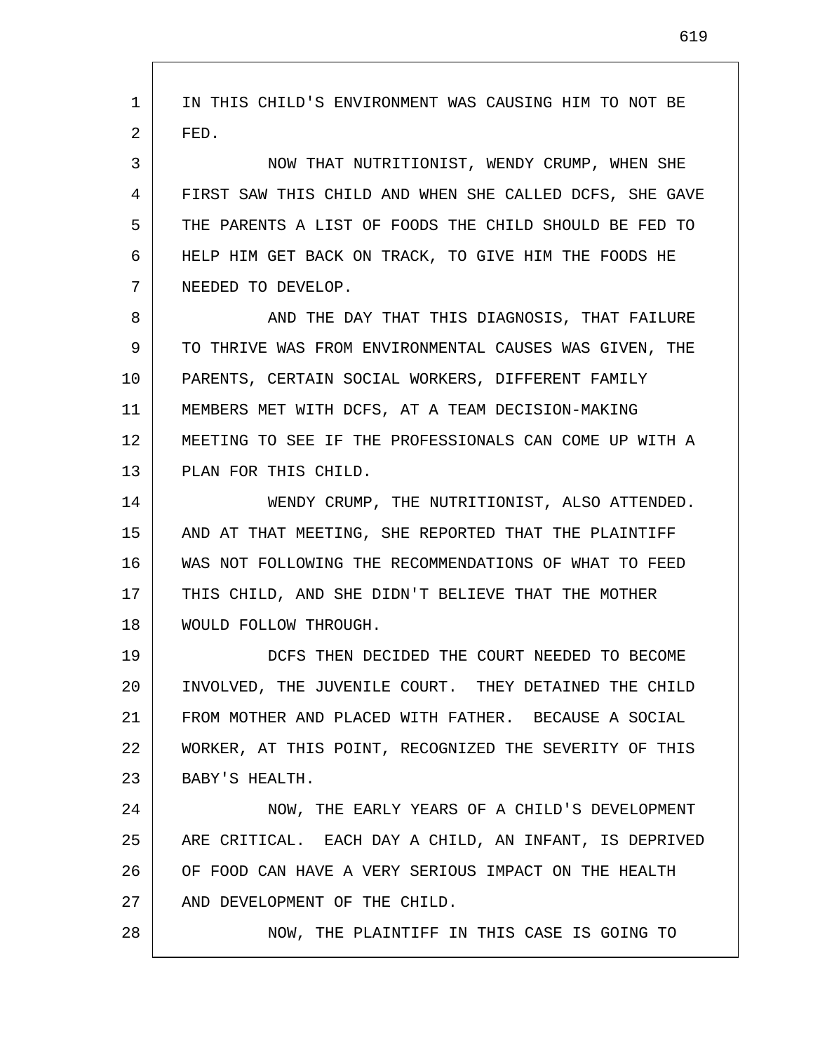IN THIS CHILD'S ENVIRONMENT WAS CAUSING HIM TO NOT BE FED.

NOW THAT NUTRITIONIST, WENDY CRUMP, WHEN SHE FIRST SAW THIS CHILD AND WHEN SHE CALLED DCFS, SHE GAVE THE PARENTS A LIST OF FOODS THE CHILD SHOULD BE FED TO HELP HIM GET BACK ON TRACK, TO GIVE HIM THE FOODS HE NEEDED TO DEVELOP.

AND THE DAY THAT THIS DIAGNOSIS, THAT FAILURE TO THRIVE WAS FROM ENVIRONMENTAL CAUSES WAS GIVEN, THE PARENTS, CERTAIN SOCIAL WORKERS, DIFFERENT FAMILY MEMBERS MET WITH DCFS, AT A TEAM DECISION-MAKING MEETING TO SEE IF THE PROFESSIONALS CAN COME UP WITH A PLAN FOR THIS CHILD.

WENDY CRUMP, THE NUTRITIONIST, ALSO ATTENDED. AND AT THAT MEETING, SHE REPORTED THAT THE PLAINTIFF WAS NOT FOLLOWING THE RECOMMENDATIONS OF WHAT TO FEED THIS CHILD, AND SHE DIDN'T BELIEVE THAT THE MOTHER WOULD FOLLOW THROUGH.

DCFS THEN DECIDED THE COURT NEEDED TO BECOME INVOLVED, THE JUVENILE COURT. THEY DETAINED THE CHILD FROM MOTHER AND PLACED WITH FATHER. BECAUSE A SOCIAL WORKER, AT THIS POINT, RECOGNIZED THE SEVERITY OF THIS BABY'S HEALTH.

NOW, THE EARLY YEARS OF A CHILD'S DEVELOPMENT ARE CRITICAL. EACH DAY A CHILD, AN INFANT, IS DEPRIVED OF FOOD CAN HAVE A VERY SERIOUS IMPACT ON THE HEALTH AND DEVELOPMENT OF THE CHILD.

NOW, THE PLAINTIFF IN THIS CASE IS GOING TO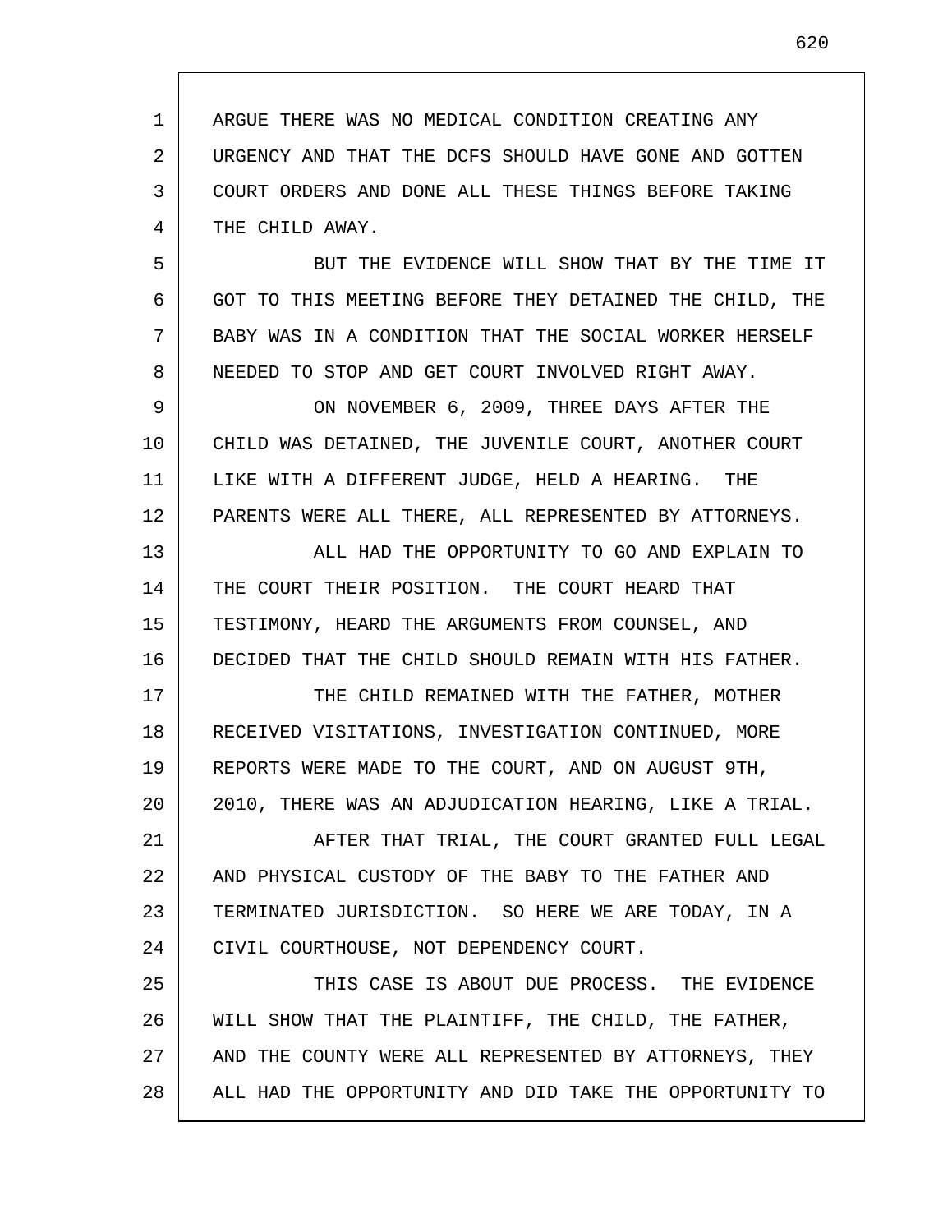ARGUE THERE WAS NO MEDICAL CONDITION CREATING ANY URGENCY AND THAT THE DCFS SHOULD HAVE GONE AND GOTTEN COURT ORDERS AND DONE ALL THESE THINGS BEFORE TAKING THE CHILD AWAY.

BUT THE EVIDENCE WILL SHOW THAT BY THE TIME IT GOT TO THIS MEETING BEFORE THEY DETAINED THE CHILD, THE BABY WAS IN A CONDITION THAT THE SOCIAL WORKER HERSELF NEEDED TO STOP AND GET COURT INVOLVED RIGHT AWAY.

ON NOVEMBER 6, 2009, THREE DAYS AFTER THE CHILD WAS DETAINED, THE JUVENILE COURT, ANOTHER COURT LIKE WITH A DIFFERENT JUDGE, HELD A HEARING. THE PARENTS WERE ALL THERE, ALL REPRESENTED BY ATTORNEYS.

ALL HAD THE OPPORTUNITY TO GO AND EXPLAIN TO THE COURT THEIR POSITION. THE COURT HEARD THAT TESTIMONY, HEARD THE ARGUMENTS FROM COUNSEL, AND DECIDED THAT THE CHILD SHOULD REMAIN WITH HIS FATHER.

THE CHILD REMAINED WITH THE FATHER, MOTHER RECEIVED VISITATIONS, INVESTIGATION CONTINUED, MORE REPORTS WERE MADE TO THE COURT, AND ON AUGUST 9TH, 2010, THERE WAS AN ADJUDICATION HEARING, LIKE A TRIAL.

AFTER THAT TRIAL, THE COURT GRANTED FULL LEGAL AND PHYSICAL CUSTODY OF THE BABY TO THE FATHER AND TERMINATED JURISDICTION. SO HERE WE ARE TODAY, IN A CIVIL COURTHOUSE, NOT DEPENDENCY COURT.

THIS CASE IS ABOUT DUE PROCESS. THE EVIDENCE WILL SHOW THAT THE PLAINTIFF, THE CHILD, THE FATHER, AND THE COUNTY WERE ALL REPRESENTED BY ATTORNEYS, THEY ALL HAD THE OPPORTUNITY AND DID TAKE THE OPPORTUNITY TO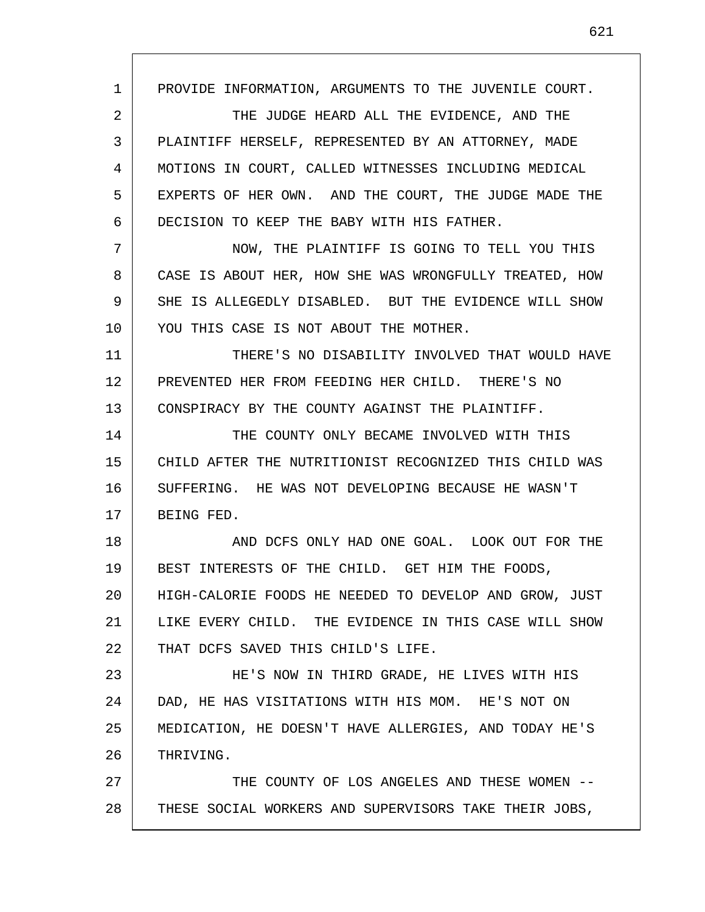PROVIDE INFORMATION, ARGUMENTS TO THE JUVENILE COURT.

THE JUDGE HEARD ALL THE EVIDENCE, AND THE PLAINTIFF HERSELF, REPRESENTED BY AN ATTORNEY, MADE MOTIONS IN COURT, CALLED WITNESSES INCLUDING MEDICAL EXPERTS OF HER OWN. AND THE COURT, THE JUDGE MADE THE DECISION TO KEEP THE BABY WITH HIS FATHER.

NOW, THE PLAINTIFF IS GOING TO TELL YOU THIS CASE IS ABOUT HER, HOW SHE WAS WRONGFULLY TREATED, HOW SHE IS ALLEGEDLY DISABLED. BUT THE EVIDENCE WILL SHOW YOU THIS CASE IS NOT ABOUT THE MOTHER.

THERE'S NO DISABILITY INVOLVED THAT WOULD HAVE PREVENTED HER FROM FEEDING HER CHILD. THERE'S NO CONSPIRACY BY THE COUNTY AGAINST THE PLAINTIFF.

THE COUNTY ONLY BECAME INVOLVED WITH THIS CHILD AFTER THE NUTRITIONIST RECOGNIZED THIS CHILD WAS SUFFERING. HE WAS NOT DEVELOPING BECAUSE HE WASN'T BEING FED.

AND DCFS ONLY HAD ONE GOAL. LOOK OUT FOR THE BEST INTERESTS OF THE CHILD. GET HIM THE FOODS, HIGH-CALORIE FOODS HE NEEDED TO DEVELOP AND GROW, JUST LIKE EVERY CHILD. THE EVIDENCE IN THIS CASE WILL SHOW THAT DCFS SAVED THIS CHILD'S LIFE.

HE'S NOW IN THIRD GRADE, HE LIVES WITH HIS DAD, HE HAS VISITATIONS WITH HIS MOM. HE'S NOT ON MEDICATION, HE DOESN'T HAVE ALLERGIES, AND TODAY HE'S THRIVING.

THE COUNTY OF LOS ANGELES AND THESE WOMEN -- THESE SOCIAL WORKERS AND SUPERVISORS TAKE THEIR JOBS,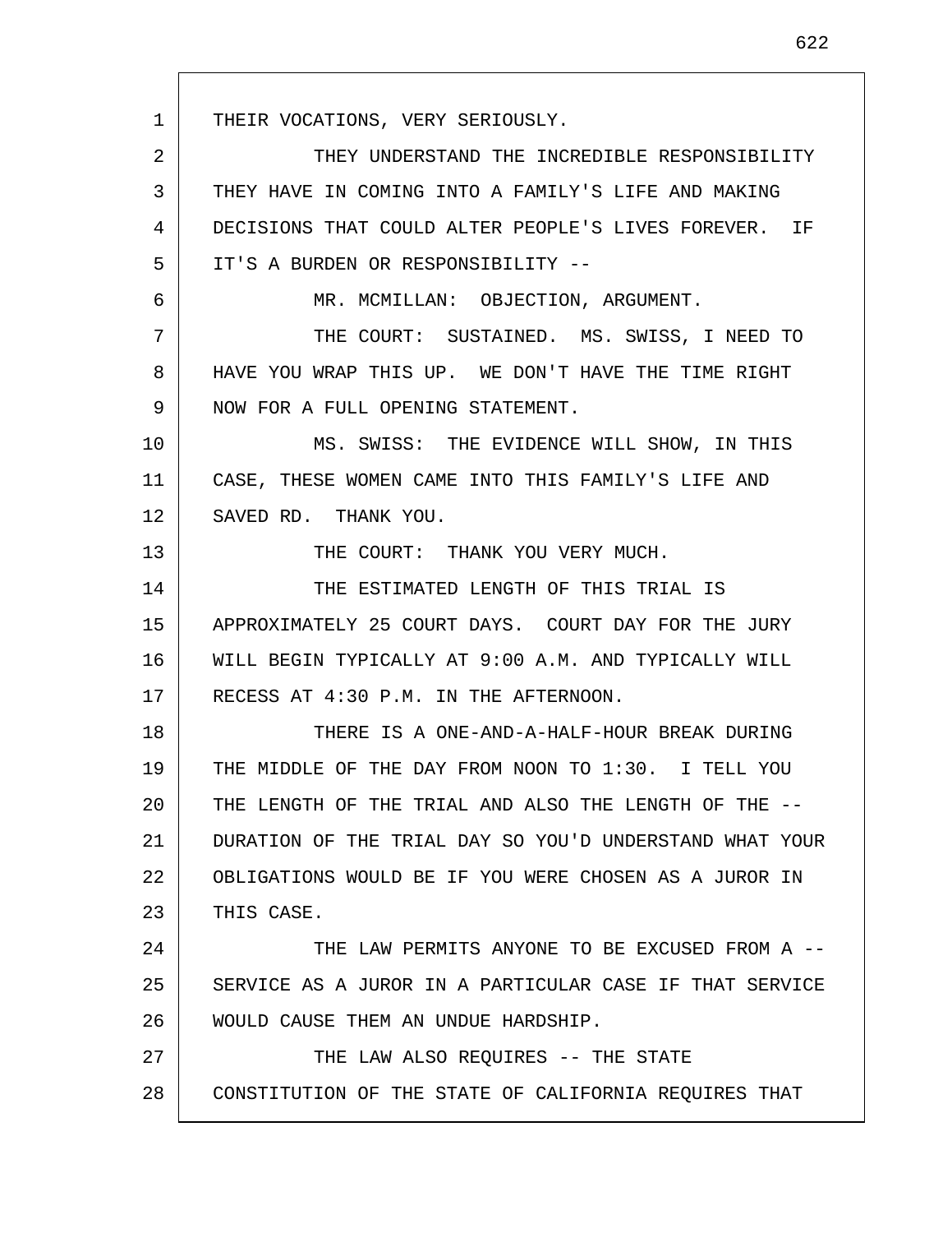THEIR VOCATIONS, VERY SERIOUSLY.

THEY UNDERSTAND THE INCREDIBLE RESPONSIBILITY THEY HAVE IN COMING INTO A FAMILY'S LIFE AND MAKING DECISIONS THAT COULD ALTER PEOPLE'S LIVES FOREVER. IF IT'S A BURDEN OR RESPONSIBILITY --

MR. MCMILLAN: OBJECTION, ARGUMENT.

THE COURT: SUSTAINED. MS. SWISS, I NEED TO HAVE YOU WRAP THIS UP. WE DON'T HAVE THE TIME RIGHT NOW FOR A FULL OPENING STATEMENT.

MS. SWISS: THE EVIDENCE WILL SHOW, IN THIS CASE, THESE WOMEN CAME INTO THIS FAMILY'S LIFE AND SAVED RD. THANK YOU.

THE COURT: THANK YOU VERY MUCH.

THE ESTIMATED LENGTH OF THIS TRIAL IS APPROXIMATELY 25 COURT DAYS. COURT DAY FOR THE JURY WILL BEGIN TYPICALLY AT 9:00 A.M. AND TYPICALLY WILL RECESS AT 4:30 P.M. IN THE AFTERNOON.

THERE IS A ONE-AND-A-HALF-HOUR BREAK DURING THE MIDDLE OF THE DAY FROM NOON TO 1:30. I TELL YOU THE LENGTH OF THE TRIAL AND ALSO THE LENGTH OF THE -- DURATION OF THE TRIAL DAY SO YOU'D UNDERSTAND WHAT YOUR OBLIGATIONS WOULD BE IF YOU WERE CHOSEN AS A JUROR IN THIS CASE.

THE LAW PERMITS ANYONE TO BE EXCUSED FROM A -- SERVICE AS A JUROR IN A PARTICULAR CASE IF THAT SERVICE WOULD CAUSE THEM AN UNDUE HARDSHIP.

THE LAW ALSO REQUIRES -- THE STATE CONSTITUTION OF THE STATE OF CALIFORNIA REQUIRES THAT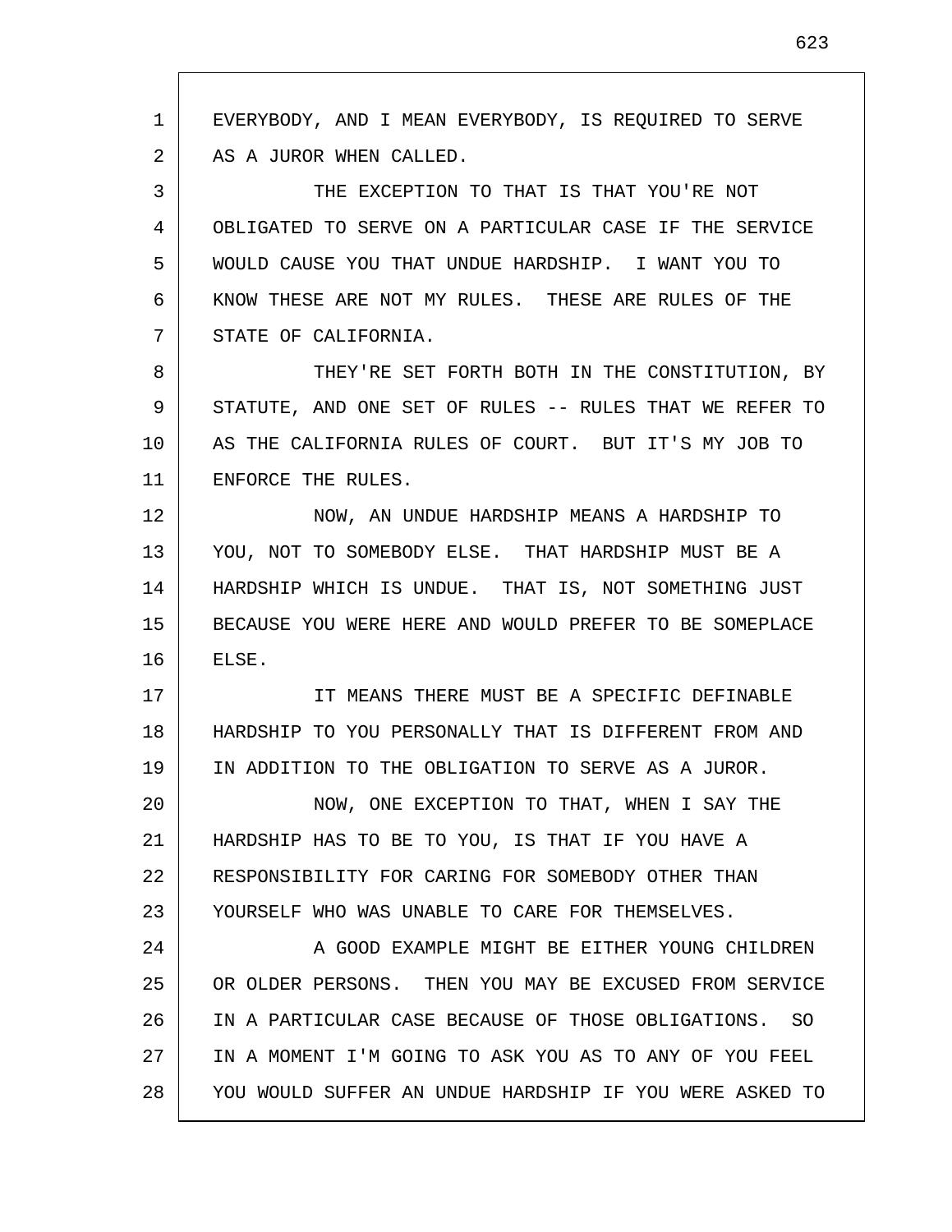EVERYBODY, AND I MEAN EVERYBODY, IS REQUIRED TO SERVE AS A JUROR WHEN CALLED.

THE EXCEPTION TO THAT IS THAT YOU'RE NOT OBLIGATED TO SERVE ON A PARTICULAR CASE IF THE SERVICE WOULD CAUSE YOU THAT UNDUE HARDSHIP. I WANT YOU TO KNOW THESE ARE NOT MY RULES. THESE ARE RULES OF THE STATE OF CALIFORNIA.

THEY'RE SET FORTH BOTH IN THE CONSTITUTION, BY STATUTE, AND ONE SET OF RULES -- RULES THAT WE REFER TO AS THE CALIFORNIA RULES OF COURT. BUT IT'S MY JOB TO ENFORCE THE RULES.

NOW, AN UNDUE HARDSHIP MEANS A HARDSHIP TO YOU, NOT TO SOMEBODY ELSE. THAT HARDSHIP MUST BE A HARDSHIP WHICH IS UNDUE. THAT IS, NOT SOMETHING JUST BECAUSE YOU WERE HERE AND WOULD PREFER TO BE SOMEPLACE ELSE.

IT MEANS THERE MUST BE A SPECIFIC DEFINABLE HARDSHIP TO YOU PERSONALLY THAT IS DIFFERENT FROM AND IN ADDITION TO THE OBLIGATION TO SERVE AS A JUROR.

NOW, ONE EXCEPTION TO THAT, WHEN I SAY THE HARDSHIP HAS TO BE TO YOU, IS THAT IF YOU HAVE A RESPONSIBILITY FOR CARING FOR SOMEBODY OTHER THAN YOURSELF WHO WAS UNABLE TO CARE FOR THEMSELVES.

A GOOD EXAMPLE MIGHT BE EITHER YOUNG CHILDREN OR OLDER PERSONS. THEN YOU MAY BE EXCUSED FROM SERVICE IN A PARTICULAR CASE BECAUSE OF THOSE OBLIGATIONS. SO IN A MOMENT I'M GOING TO ASK YOU AS TO ANY OF YOU FEEL YOU WOULD SUFFER AN UNDUE HARDSHIP IF YOU WERE ASKED TO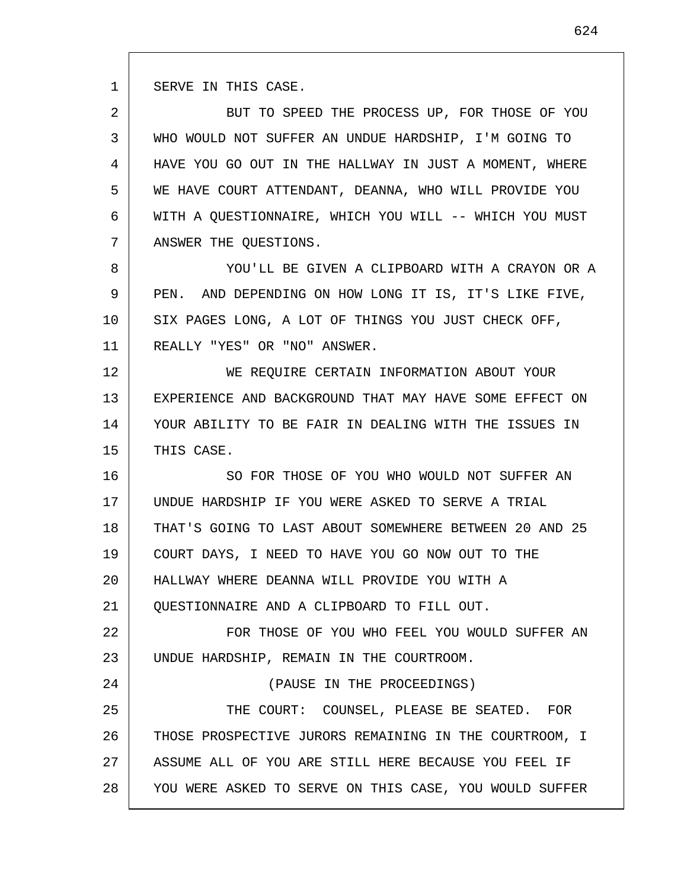SERVE IN THIS CASE.

BUT TO SPEED THE PROCESS UP, FOR THOSE OF YOU WHO WOULD NOT SUFFER AN UNDUE HARDSHIP, I'M GOING TO HAVE YOU GO OUT IN THE HALLWAY IN JUST A MOMENT, WHERE WE HAVE COURT ATTENDANT, DEANNA, WHO WILL PROVIDE YOU WITH A QUESTIONNAIRE, WHICH YOU WILL -- WHICH YOU MUST ANSWER THE QUESTIONS.

YOU'LL BE GIVEN A CLIPBOARD WITH A CRAYON OR A PEN. AND DEPENDING ON HOW LONG IT IS, IT'S LIKE FIVE, SIX PAGES LONG, A LOT OF THINGS YOU JUST CHECK OFF, REALLY "YES" OR "NO" ANSWER.

WE REQUIRE CERTAIN INFORMATION ABOUT YOUR EXPERIENCE AND BACKGROUND THAT MAY HAVE SOME EFFECT ON YOUR ABILITY TO BE FAIR IN DEALING WITH THE ISSUES IN THIS CASE.

SO FOR THOSE OF YOU WHO WOULD NOT SUFFER AN UNDUE HARDSHIP IF YOU WERE ASKED TO SERVE A TRIAL THAT'S GOING TO LAST ABOUT SOMEWHERE BETWEEN 20 AND 25 COURT DAYS, I NEED TO HAVE YOU GO NOW OUT TO THE HALLWAY WHERE DEANNA WILL PROVIDE YOU WITH A QUESTIONNAIRE AND A CLIPBOARD TO FILL OUT.

FOR THOSE OF YOU WHO FEEL YOU WOULD SUFFER AN UNDUE HARDSHIP, REMAIN IN THE COURTROOM.

(PAUSE IN THE PROCEEDINGS)

THE COURT: COUNSEL, PLEASE BE SEATED. FOR THOSE PROSPECTIVE JURORS REMAINING IN THE COURTROOM, I ASSUME ALL OF YOU ARE STILL HERE BECAUSE YOU FEEL IF YOU WERE ASKED TO SERVE ON THIS CASE, YOU WOULD SUFFER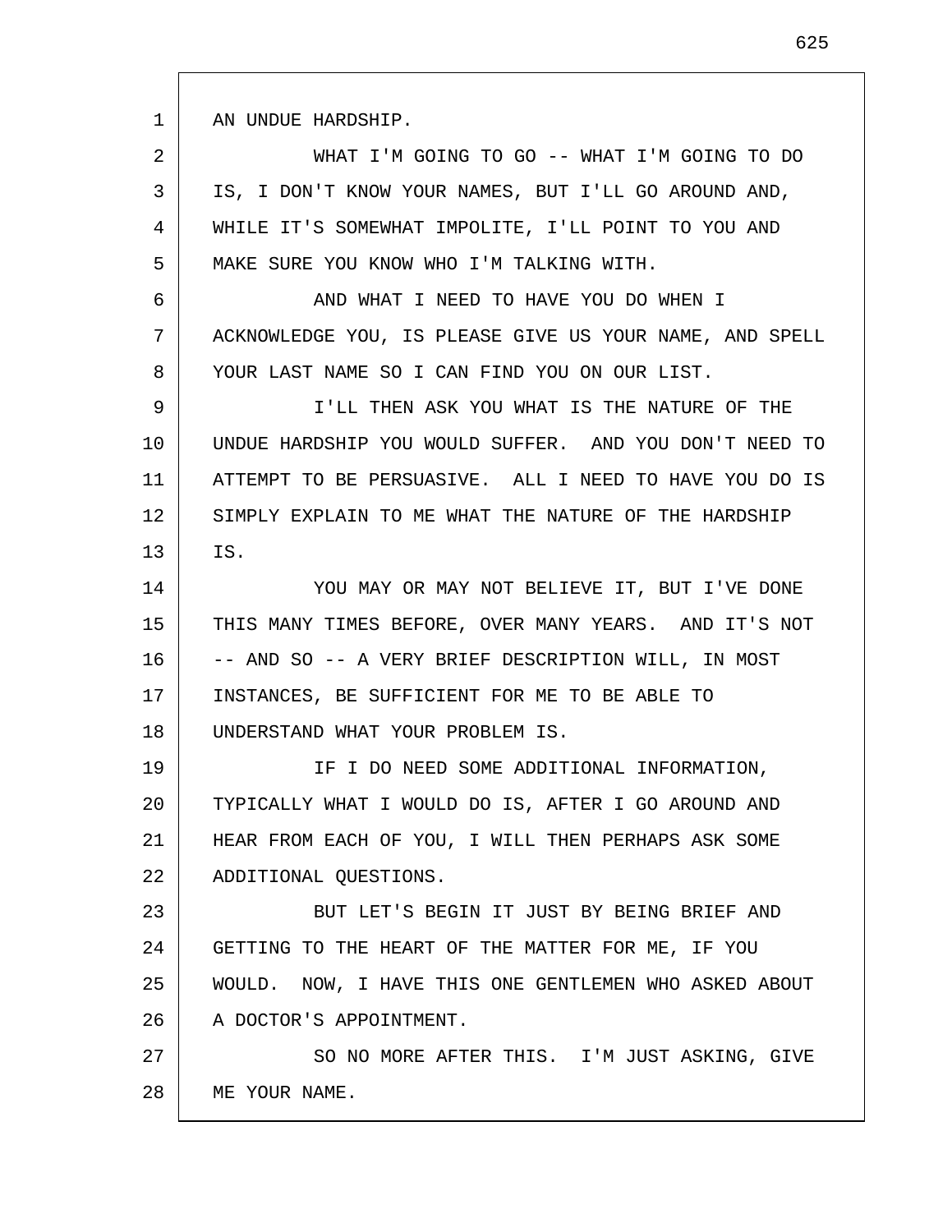AN UNDUE HARDSHIP.

WHAT I'M GOING TO GO -- WHAT I'M GOING TO DO IS, I DON'T KNOW YOUR NAMES, BUT I'LL GO AROUND AND, WHILE IT'S SOMEWHAT IMPOLITE, I'LL POINT TO YOU AND MAKE SURE YOU KNOW WHO I'M TALKING WITH.

AND WHAT I NEED TO HAVE YOU DO WHEN I ACKNOWLEDGE YOU, IS PLEASE GIVE US YOUR NAME, AND SPELL YOUR LAST NAME SO I CAN FIND YOU ON OUR LIST.

I'LL THEN ASK YOU WHAT IS THE NATURE OF THE UNDUE HARDSHIP YOU WOULD SUFFER. AND YOU DON'T NEED TO ATTEMPT TO BE PERSUASIVE. ALL I NEED TO HAVE YOU DO IS SIMPLY EXPLAIN TO ME WHAT THE NATURE OF THE HARDSHIP IS.

YOU MAY OR MAY NOT BELIEVE IT, BUT I'VE DONE THIS MANY TIMES BEFORE, OVER MANY YEARS. AND IT'S NOT -- AND SO -- A VERY BRIEF DESCRIPTION WILL, IN MOST INSTANCES, BE SUFFICIENT FOR ME TO BE ABLE TO UNDERSTAND WHAT YOUR PROBLEM IS.

IF I DO NEED SOME ADDITIONAL INFORMATION, TYPICALLY WHAT I WOULD DO IS, AFTER I GO AROUND AND HEAR FROM EACH OF YOU, I WILL THEN PERHAPS ASK SOME ADDITIONAL QUESTIONS.

BUT LET'S BEGIN IT JUST BY BEING BRIEF AND GETTING TO THE HEART OF THE MATTER FOR ME, IF YOU WOULD. NOW, I HAVE THIS ONE GENTLEMEN WHO ASKED ABOUT A DOCTOR'S APPOINTMENT.

SO NO MORE AFTER THIS. I'M JUST ASKING, GIVE ME YOUR NAME.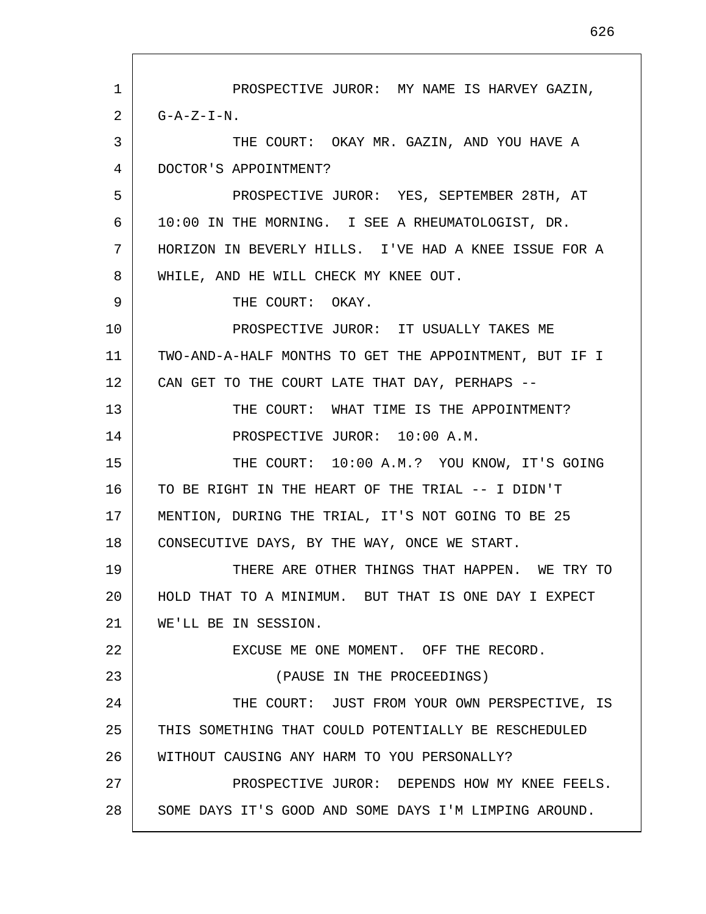PROSPECTIVE JUROR: MY NAME IS HARVEY GAZIN, G-A-Z-I-N.

THE COURT: OKAY MR. GAZIN, AND YOU HAVE A DOCTOR'S APPOINTMENT?

PROSPECTIVE JUROR: YES, SEPTEMBER 28TH, AT 10:00 IN THE MORNING. I SEE A RHEUMATOLOGIST, DR. HORIZON IN BEVERLY HILLS. I'VE HAD A KNEE ISSUE FOR A WHILE, AND HE WILL CHECK MY KNEE OUT.

THE COURT: OKAY.

PROSPECTIVE JUROR: IT USUALLY TAKES ME TWO-AND-A-HALF MONTHS TO GET THE APPOINTMENT, BUT IF I CAN GET TO THE COURT LATE THAT DAY, PERHAPS --

THE COURT: WHAT TIME IS THE APPOINTMENT?

PROSPECTIVE JUROR: 10:00 A.M.

THE COURT: 10:00 A.M.? YOU KNOW, IT'S GOING TO BE RIGHT IN THE HEART OF THE TRIAL -- I DIDN'T MENTION, DURING THE TRIAL, IT'S NOT GOING TO BE 25 CONSECUTIVE DAYS, BY THE WAY, ONCE WE START.

THERE ARE OTHER THINGS THAT HAPPEN. WE TRY TO HOLD THAT TO A MINIMUM. BUT THAT IS ONE DAY I EXPECT WE'LL BE IN SESSION.

EXCUSE ME ONE MOMENT. OFF THE RECORD.

(PAUSE IN THE PROCEEDINGS)

THE COURT: JUST FROM YOUR OWN PERSPECTIVE, IS THIS SOMETHING THAT COULD POTENTIALLY BE RESCHEDULED WITHOUT CAUSING ANY HARM TO YOU PERSONALLY?

PROSPECTIVE JUROR: DEPENDS HOW MY KNEE FEELS. SOME DAYS IT'S GOOD AND SOME DAYS I'M LIMPING AROUND.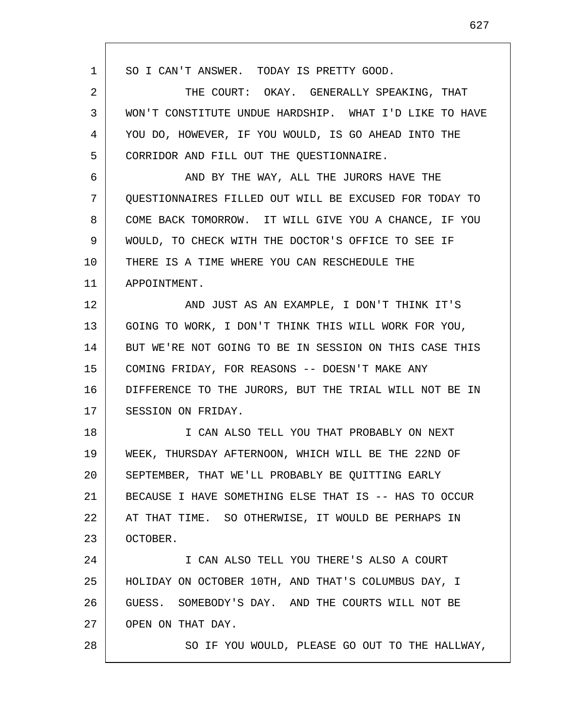SO I CAN'T ANSWER. TODAY IS PRETTY GOOD.

THE COURT: OKAY. GENERALLY SPEAKING, THAT WON'T CONSTITUTE UNDUE HARDSHIP. WHAT I'D LIKE TO HAVE YOU DO, HOWEVER, IF YOU WOULD, IS GO AHEAD INTO THE CORRIDOR AND FILL OUT THE QUESTIONNAIRE.

AND BY THE WAY, ALL THE JURORS HAVE THE QUESTIONNAIRES FILLED OUT WILL BE EXCUSED FOR TODAY TO COME BACK TOMORROW. IT WILL GIVE YOU A CHANCE, IF YOU WOULD, TO CHECK WITH THE DOCTOR'S OFFICE TO SEE IF THERE IS A TIME WHERE YOU CAN RESCHEDULE THE APPOINTMENT.

AND JUST AS AN EXAMPLE, I DON'T THINK IT'S GOING TO WORK, I DON'T THINK THIS WILL WORK FOR YOU, BUT WE'RE NOT GOING TO BE IN SESSION ON THIS CASE THIS COMING FRIDAY, FOR REASONS -- DOESN'T MAKE ANY DIFFERENCE TO THE JURORS, BUT THE TRIAL WILL NOT BE IN SESSION ON FRIDAY.

I CAN ALSO TELL YOU THAT PROBABLY ON NEXT WEEK, THURSDAY AFTERNOON, WHICH WILL BE THE 22ND OF SEPTEMBER, THAT WE'LL PROBABLY BE QUITTING EARLY BECAUSE I HAVE SOMETHING ELSE THAT IS -- HAS TO OCCUR AT THAT TIME. SO OTHERWISE, IT WOULD BE PERHAPS IN OCTOBER.

I CAN ALSO TELL YOU THERE'S ALSO A COURT HOLIDAY ON OCTOBER 10TH, AND THAT'S COLUMBUS DAY, I GUESS. SOMEBODY'S DAY. AND THE COURTS WILL NOT BE OPEN ON THAT DAY.

SO IF YOU WOULD, PLEASE GO OUT TO THE HALLWAY,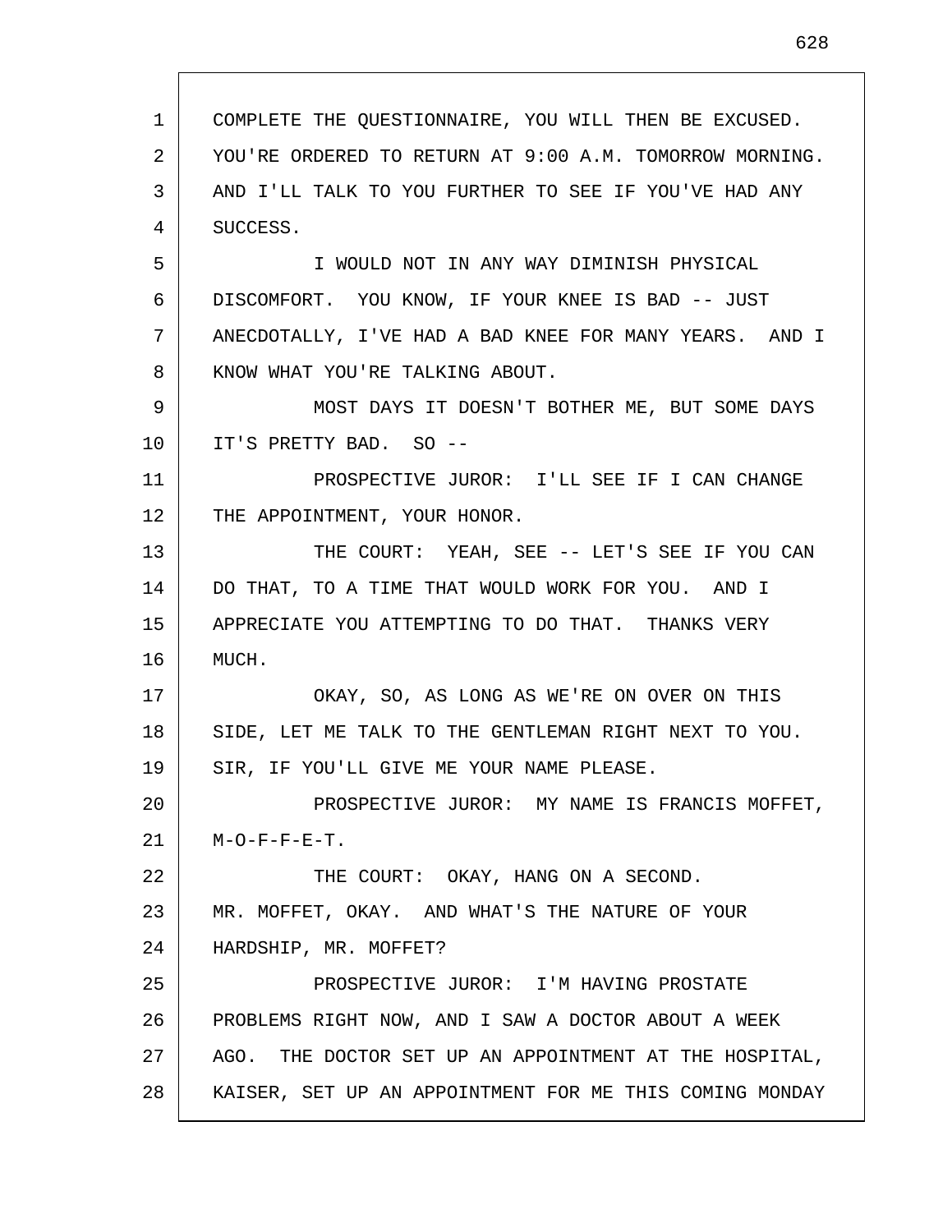COMPLETE THE QUESTIONNAIRE, YOU WILL THEN BE EXCUSED. YOU'RE ORDERED TO RETURN AT 9:00 A.M. TOMORROW MORNING. AND I'LL TALK TO YOU FURTHER TO SEE IF YOU'VE HAD ANY SUCCESS.

I WOULD NOT IN ANY WAY DIMINISH PHYSICAL DISCOMFORT. YOU KNOW, IF YOUR KNEE IS BAD -- JUST ANECDOTALLY, I'VE HAD A BAD KNEE FOR MANY YEARS. AND I KNOW WHAT YOU'RE TALKING ABOUT.

MOST DAYS IT DOESN'T BOTHER ME, BUT SOME DAYS IT'S PRETTY BAD. SO --

PROSPECTIVE JUROR: I'LL SEE IF I CAN CHANGE THE APPOINTMENT, YOUR HONOR.

THE COURT: YEAH, SEE -- LET'S SEE IF YOU CAN DO THAT, TO A TIME THAT WOULD WORK FOR YOU. AND I APPRECIATE YOU ATTEMPTING TO DO THAT. THANKS VERY MUCH.

OKAY, SO, AS LONG AS WE'RE ON OVER ON THIS SIDE, LET ME TALK TO THE GENTLEMAN RIGHT NEXT TO YOU. SIR, IF YOU'LL GIVE ME YOUR NAME PLEASE.

PROSPECTIVE JUROR: MY NAME IS FRANCIS MOFFET, M-O-F-F-E-T.

THE COURT: OKAY, HANG ON A SECOND. MR. MOFFET, OKAY. AND WHAT'S THE NATURE OF YOUR HARDSHIP, MR. MOFFET?

PROSPECTIVE JUROR: I'M HAVING PROSTATE PROBLEMS RIGHT NOW, AND I SAW A DOCTOR ABOUT A WEEK AGO. THE DOCTOR SET UP AN APPOINTMENT AT THE HOSPITAL, KAISER, SET UP AN APPOINTMENT FOR ME THIS COMING MONDAY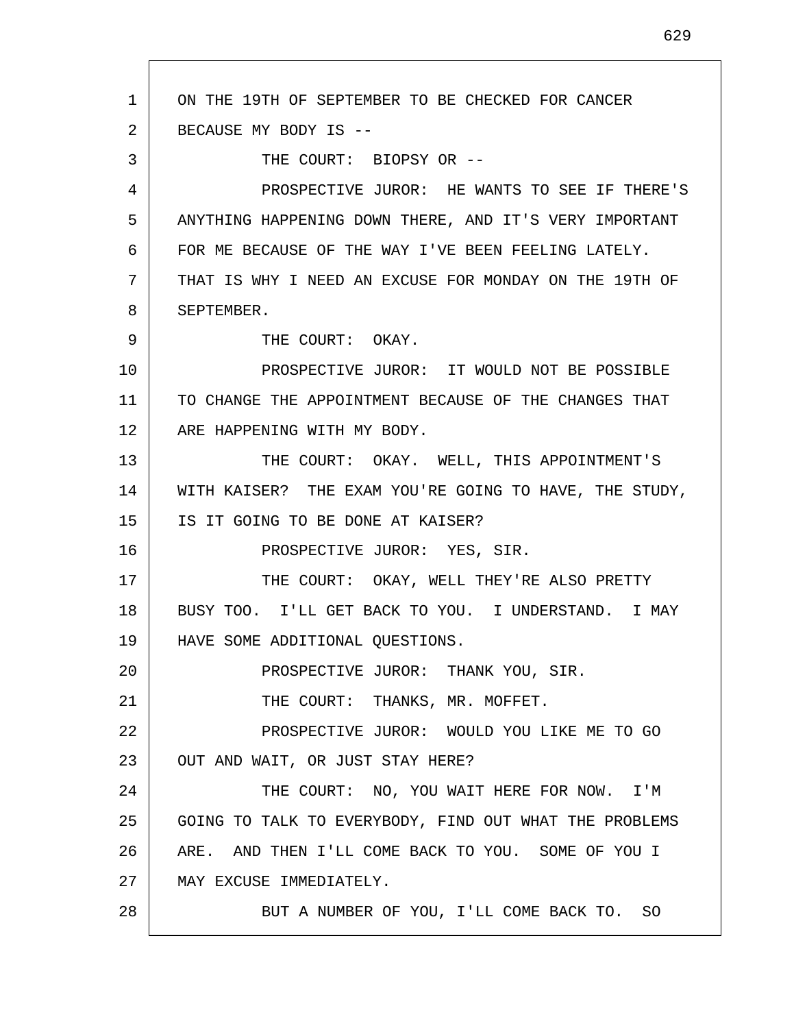ON THE 19TH OF SEPTEMBER TO BE CHECKED FOR CANCER BECAUSE MY BODY IS --

THE COURT: BIOPSY OR --

PROSPECTIVE JUROR: HE WANTS TO SEE IF THERE'S ANYTHING HAPPENING DOWN THERE, AND IT'S VERY IMPORTANT FOR ME BECAUSE OF THE WAY I'VE BEEN FEELING LATELY. THAT IS WHY I NEED AN EXCUSE FOR MONDAY ON THE 19TH OF SEPTEMBER.

THE COURT: OKAY.

PROSPECTIVE JUROR: IT WOULD NOT BE POSSIBLE TO CHANGE THE APPOINTMENT BECAUSE OF THE CHANGES THAT ARE HAPPENING WITH MY BODY.

THE COURT: OKAY. WELL, THIS APPOINTMENT'S WITH KAISER? THE EXAM YOU'RE GOING TO HAVE, THE STUDY, IS IT GOING TO BE DONE AT KAISER?

PROSPECTIVE JUROR: YES, SIR.

THE COURT: OKAY, WELL THEY'RE ALSO PRETTY BUSY TOO. I'LL GET BACK TO YOU. I UNDERSTAND. I MAY HAVE SOME ADDITIONAL QUESTIONS.

PROSPECTIVE JUROR: THANK YOU, SIR.

THE COURT: THANKS, MR. MOFFET.

PROSPECTIVE JUROR: WOULD YOU LIKE ME TO GO OUT AND WAIT, OR JUST STAY HERE?

THE COURT: NO, YOU WAIT HERE FOR NOW. I'M GOING TO TALK TO EVERYBODY, FIND OUT WHAT THE PROBLEMS ARE. AND THEN I'LL COME BACK TO YOU. SOME OF YOU I MAY EXCUSE IMMEDIATELY.

BUT A NUMBER OF YOU, I'LL COME BACK TO. SO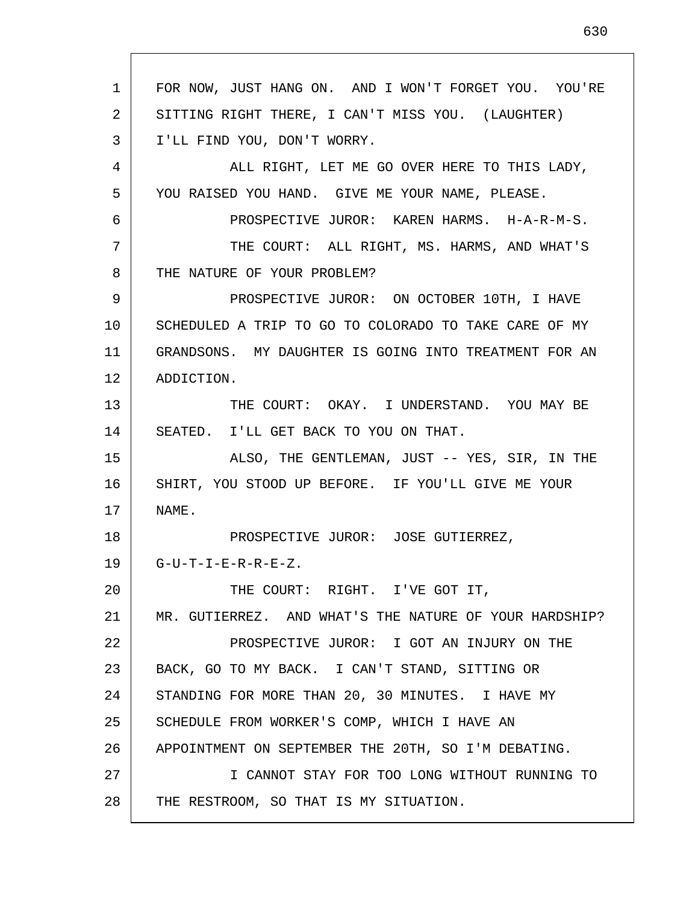FOR NOW, JUST HANG ON. AND I WON'T FORGET YOU. YOU'RE SITTING RIGHT THERE, I CAN'T MISS YOU. (LAUGHTER) I'LL FIND YOU, DON'T WORRY.

ALL RIGHT, LET ME GO OVER HERE TO THIS LADY, YOU RAISED YOU HAND. GIVE ME YOUR NAME, PLEASE.

PROSPECTIVE JUROR: KAREN HARMS. H-A-R-M-S.

THE COURT: ALL RIGHT, MS. HARMS, AND WHAT'S THE NATURE OF YOUR PROBLEM?

PROSPECTIVE JUROR: ON OCTOBER 10TH, I HAVE SCHEDULED A TRIP TO GO TO COLORADO TO TAKE CARE OF MY GRANDSONS. MY DAUGHTER IS GOING INTO TREATMENT FOR AN ADDICTION.

THE COURT: OKAY. I UNDERSTAND. YOU MAY BE SEATED. I'LL GET BACK TO YOU ON THAT.

ALSO, THE GENTLEMAN, JUST -- YES, SIR, IN THE SHIRT, YOU STOOD UP BEFORE. IF YOU'LL GIVE ME YOUR NAME.

PROSPECTIVE JUROR: JOSE GUTIERREZ, G-U-T-I-E-R-R-E-Z.

THE COURT: RIGHT. I'VE GOT IT, MR. GUTIERREZ. AND WHAT'S THE NATURE OF YOUR HARDSHIP?

PROSPECTIVE JUROR: I GOT AN INJURY ON THE BACK, GO TO MY BACK. I CAN'T STAND, SITTING OR STANDING FOR MORE THAN 20, 30 MINUTES. I HAVE MY SCHEDULE FROM WORKER'S COMP, WHICH I HAVE AN APPOINTMENT ON SEPTEMBER THE 20TH, SO I'M DEBATING.

I CANNOT STAY FOR TOO LONG WITHOUT RUNNING TO THE RESTROOM, SO THAT IS MY SITUATION.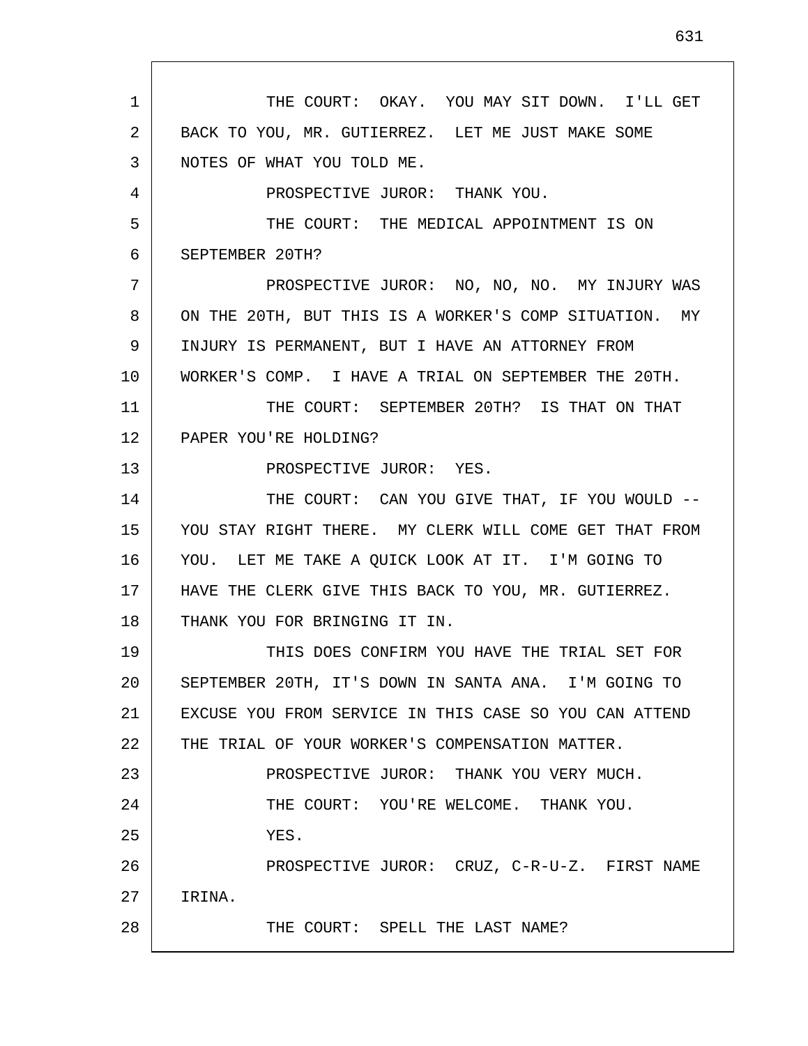THE COURT: OKAY. YOU MAY SIT DOWN. I'LL GET BACK TO YOU, MR. GUTIERREZ. LET ME JUST MAKE SOME NOTES OF WHAT YOU TOLD ME.

PROSPECTIVE JUROR: THANK YOU.

THE COURT: THE MEDICAL APPOINTMENT IS ON SEPTEMBER 20TH?

PROSPECTIVE JUROR: NO, NO, NO. MY INJURY WAS ON THE 20TH, BUT THIS IS A WORKER'S COMP SITUATION. MY INJURY IS PERMANENT, BUT I HAVE AN ATTORNEY FROM WORKER'S COMP. I HAVE A TRIAL ON SEPTEMBER THE 20TH.

THE COURT: SEPTEMBER 20TH? IS THAT ON THAT PAPER YOU'RE HOLDING?

PROSPECTIVE JUROR: YES.

THE COURT: CAN YOU GIVE THAT, IF YOU WOULD -- YOU STAY RIGHT THERE. MY CLERK WILL COME GET THAT FROM YOU. LET ME TAKE A QUICK LOOK AT IT. I'M GOING TO HAVE THE CLERK GIVE THIS BACK TO YOU, MR. GUTIERREZ. THANK YOU FOR BRINGING IT IN.

THIS DOES CONFIRM YOU HAVE THE TRIAL SET FOR SEPTEMBER 20TH, IT'S DOWN IN SANTA ANA. I'M GOING TO EXCUSE YOU FROM SERVICE IN THIS CASE SO YOU CAN ATTEND THE TRIAL OF YOUR WORKER'S COMPENSATION MATTER.

PROSPECTIVE JUROR: THANK YOU VERY MUCH.

THE COURT: YOU'RE WELCOME. THANK YOU.

YES.

PROSPECTIVE JUROR: CRUZ, C-R-U-Z. FIRST NAME IRINA.

THE COURT: SPELL THE LAST NAME?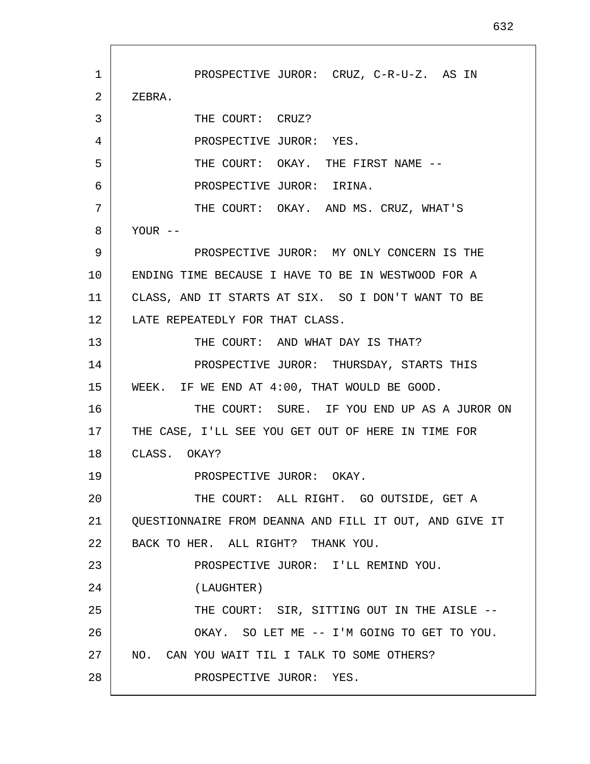PROSPECTIVE JUROR: CRUZ, C-R-U-Z. AS IN ZEBRA.

THE COURT: CRUZ?

PROSPECTIVE JUROR: YES.

THE COURT: OKAY. THE FIRST NAME --

PROSPECTIVE JUROR: IRINA.

THE COURT: OKAY. AND MS. CRUZ, WHAT'S YOUR --

PROSPECTIVE JUROR: MY ONLY CONCERN IS THE ENDING TIME BECAUSE I HAVE TO BE IN WESTWOOD FOR A CLASS, AND IT STARTS AT SIX. SO I DON'T WANT TO BE LATE REPEATEDLY FOR THAT CLASS.

THE COURT: AND WHAT DAY IS THAT?

PROSPECTIVE JUROR: THURSDAY, STARTS THIS WEEK. IF WE END AT 4:00, THAT WOULD BE GOOD.

THE COURT: SURE. IF YOU END UP AS A JUROR ON THE CASE, I'LL SEE YOU GET OUT OF HERE IN TIME FOR CLASS. OKAY?

PROSPECTIVE JUROR: OKAY.

THE COURT: ALL RIGHT. GO OUTSIDE, GET A QUESTIONNAIRE FROM DEANNA AND FILL IT OUT, AND GIVE IT BACK TO HER. ALL RIGHT? THANK YOU.

PROSPECTIVE JUROR: I'LL REMIND YOU.

(LAUGHTER)

THE COURT: SIR, SITTING OUT IN THE AISLE --

OKAY. SO LET ME -- I'M GOING TO GET TO YOU. NO. CAN YOU WAIT TIL I TALK TO SOME OTHERS?

PROSPECTIVE JUROR: YES.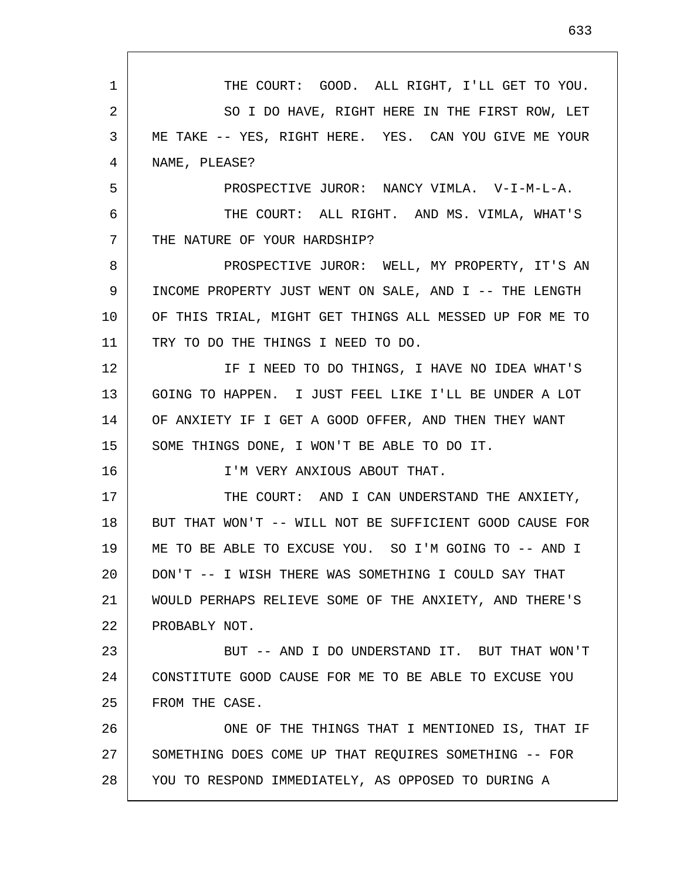THE COURT: GOOD. ALL RIGHT, I'LL GET TO YOU.

SO I DO HAVE, RIGHT HERE IN THE FIRST ROW, LET ME TAKE -- YES, RIGHT HERE. YES. CAN YOU GIVE ME YOUR NAME, PLEASE?

PROSPECTIVE JUROR: NANCY VIMLA. V-I-M-L-A.

THE COURT: ALL RIGHT. AND MS. VIMLA, WHAT'S THE NATURE OF YOUR HARDSHIP?

PROSPECTIVE JUROR: WELL, MY PROPERTY, IT'S AN INCOME PROPERTY JUST WENT ON SALE, AND I -- THE LENGTH OF THIS TRIAL, MIGHT GET THINGS ALL MESSED UP FOR ME TO TRY TO DO THE THINGS I NEED TO DO.

IF I NEED TO DO THINGS, I HAVE NO IDEA WHAT'S GOING TO HAPPEN. I JUST FEEL LIKE I'LL BE UNDER A LOT OF ANXIETY IF I GET A GOOD OFFER, AND THEN THEY WANT SOME THINGS DONE, I WON'T BE ABLE TO DO IT.

I'M VERY ANXIOUS ABOUT THAT.

THE COURT: AND I CAN UNDERSTAND THE ANXIETY, BUT THAT WON'T -- WILL NOT BE SUFFICIENT GOOD CAUSE FOR ME TO BE ABLE TO EXCUSE YOU. SO I'M GOING TO -- AND I DON'T -- I WISH THERE WAS SOMETHING I COULD SAY THAT WOULD PERHAPS RELIEVE SOME OF THE ANXIETY, AND THERE'S PROBABLY NOT.

BUT -- AND I DO UNDERSTAND IT. BUT THAT WON'T CONSTITUTE GOOD CAUSE FOR ME TO BE ABLE TO EXCUSE YOU FROM THE CASE.

ONE OF THE THINGS THAT I MENTIONED IS, THAT IF SOMETHING DOES COME UP THAT REQUIRES SOMETHING -- FOR YOU TO RESPOND IMMEDIATELY, AS OPPOSED TO DURING A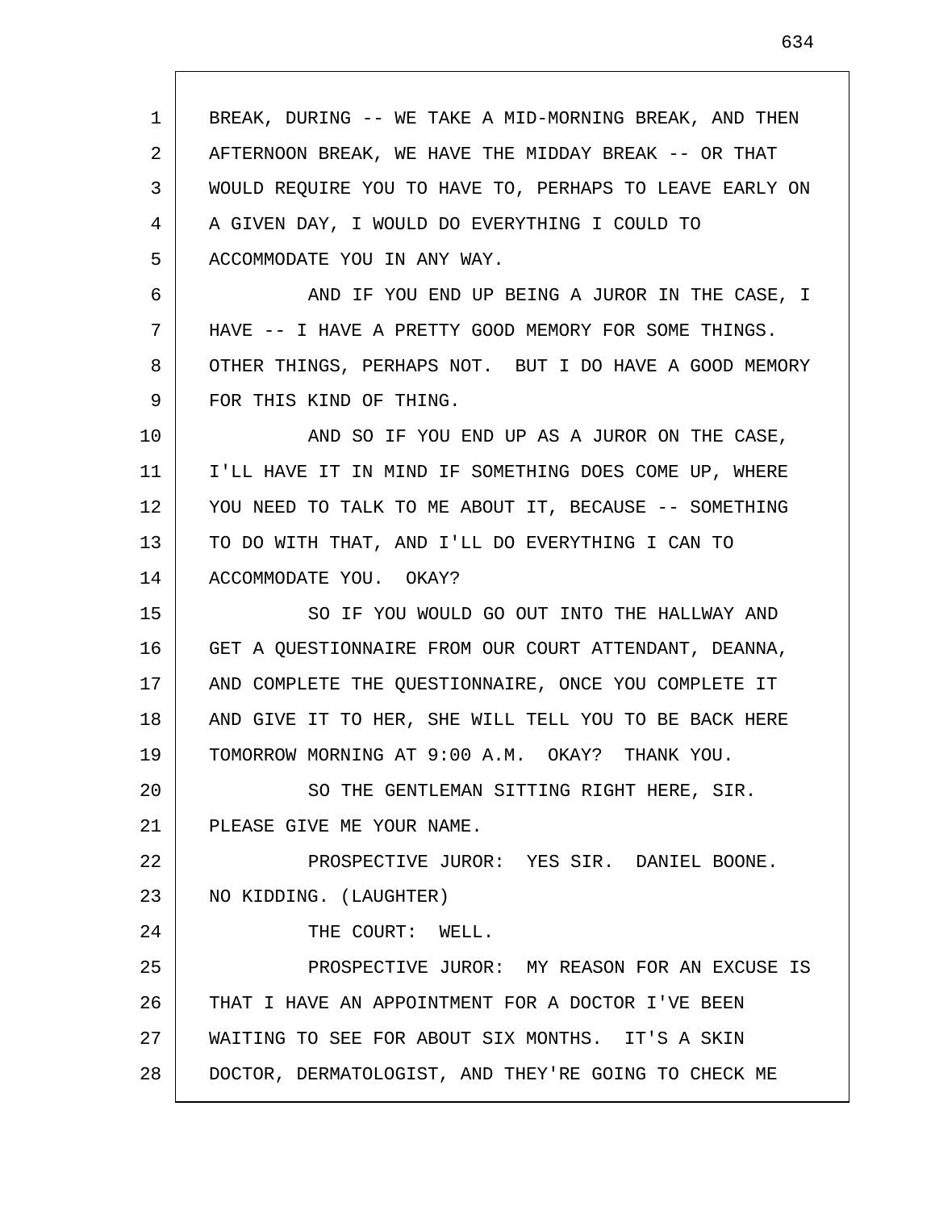BREAK, DURING -- WE TAKE A MID-MORNING BREAK, AND THEN AFTERNOON BREAK, WE HAVE THE MIDDAY BREAK -- OR THAT WOULD REQUIRE YOU TO HAVE TO, PERHAPS TO LEAVE EARLY ON A GIVEN DAY, I WOULD DO EVERYTHING I COULD TO ACCOMMODATE YOU IN ANY WAY.

AND IF YOU END UP BEING A JUROR IN THE CASE, I HAVE -- I HAVE A PRETTY GOOD MEMORY FOR SOME THINGS. OTHER THINGS, PERHAPS NOT. BUT I DO HAVE A GOOD MEMORY FOR THIS KIND OF THING.

AND SO IF YOU END UP AS A JUROR ON THE CASE, I'LL HAVE IT IN MIND IF SOMETHING DOES COME UP, WHERE YOU NEED TO TALK TO ME ABOUT IT, BECAUSE -- SOMETHING TO DO WITH THAT, AND I'LL DO EVERYTHING I CAN TO ACCOMMODATE YOU. OKAY?

SO IF YOU WOULD GO OUT INTO THE HALLWAY AND GET A QUESTIONNAIRE FROM OUR COURT ATTENDANT, DEANNA, AND COMPLETE THE QUESTIONNAIRE, ONCE YOU COMPLETE IT AND GIVE IT TO HER, SHE WILL TELL YOU TO BE BACK HERE TOMORROW MORNING AT 9:00 A.M. OKAY? THANK YOU.

SO THE GENTLEMAN SITTING RIGHT HERE, SIR. PLEASE GIVE ME YOUR NAME.

PROSPECTIVE JUROR: YES SIR. DANIEL BOONE. NO KIDDING. (LAUGHTER)

THE COURT: WELL.

PROSPECTIVE JUROR: MY REASON FOR AN EXCUSE IS THAT I HAVE AN APPOINTMENT FOR A DOCTOR I'VE BEEN WAITING TO SEE FOR ABOUT SIX MONTHS. IT'S A SKIN DOCTOR, DERMATOLOGIST, AND THEY'RE GOING TO CHECK ME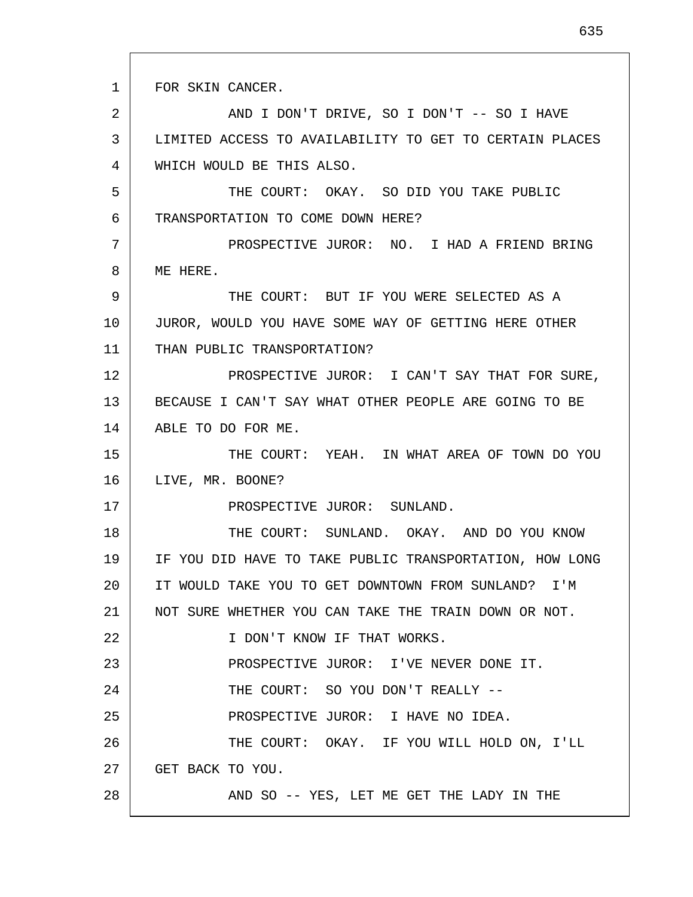FOR SKIN CANCER.

AND I DON'T DRIVE, SO I DON'T -- SO I HAVE LIMITED ACCESS TO AVAILABILITY TO GET TO CERTAIN PLACES WHICH WOULD BE THIS ALSO.

THE COURT: OKAY. SO DID YOU TAKE PUBLIC TRANSPORTATION TO COME DOWN HERE?

PROSPECTIVE JUROR: NO. I HAD A FRIEND BRING ME HERE.

THE COURT: BUT IF YOU WERE SELECTED AS A JUROR, WOULD YOU HAVE SOME WAY OF GETTING HERE OTHER THAN PUBLIC TRANSPORTATION?

PROSPECTIVE JUROR: I CAN'T SAY THAT FOR SURE, BECAUSE I CAN'T SAY WHAT OTHER PEOPLE ARE GOING TO BE ABLE TO DO FOR ME.

THE COURT: YEAH. IN WHAT AREA OF TOWN DO YOU LIVE, MR. BOONE?

PROSPECTIVE JUROR: SUNLAND.

THE COURT: SUNLAND. OKAY. AND DO YOU KNOW IF YOU DID HAVE TO TAKE PUBLIC TRANSPORTATION, HOW LONG IT WOULD TAKE YOU TO GET DOWNTOWN FROM SUNLAND? I'M NOT SURE WHETHER YOU CAN TAKE THE TRAIN DOWN OR NOT.

I DON'T KNOW IF THAT WORKS.

PROSPECTIVE JUROR: I'VE NEVER DONE IT.

THE COURT: SO YOU DON'T REALLY --

PROSPECTIVE JUROR: I HAVE NO IDEA.

THE COURT: OKAY. IF YOU WILL HOLD ON, I'LL GET BACK TO YOU.

AND SO -- YES, LET ME GET THE LADY IN THE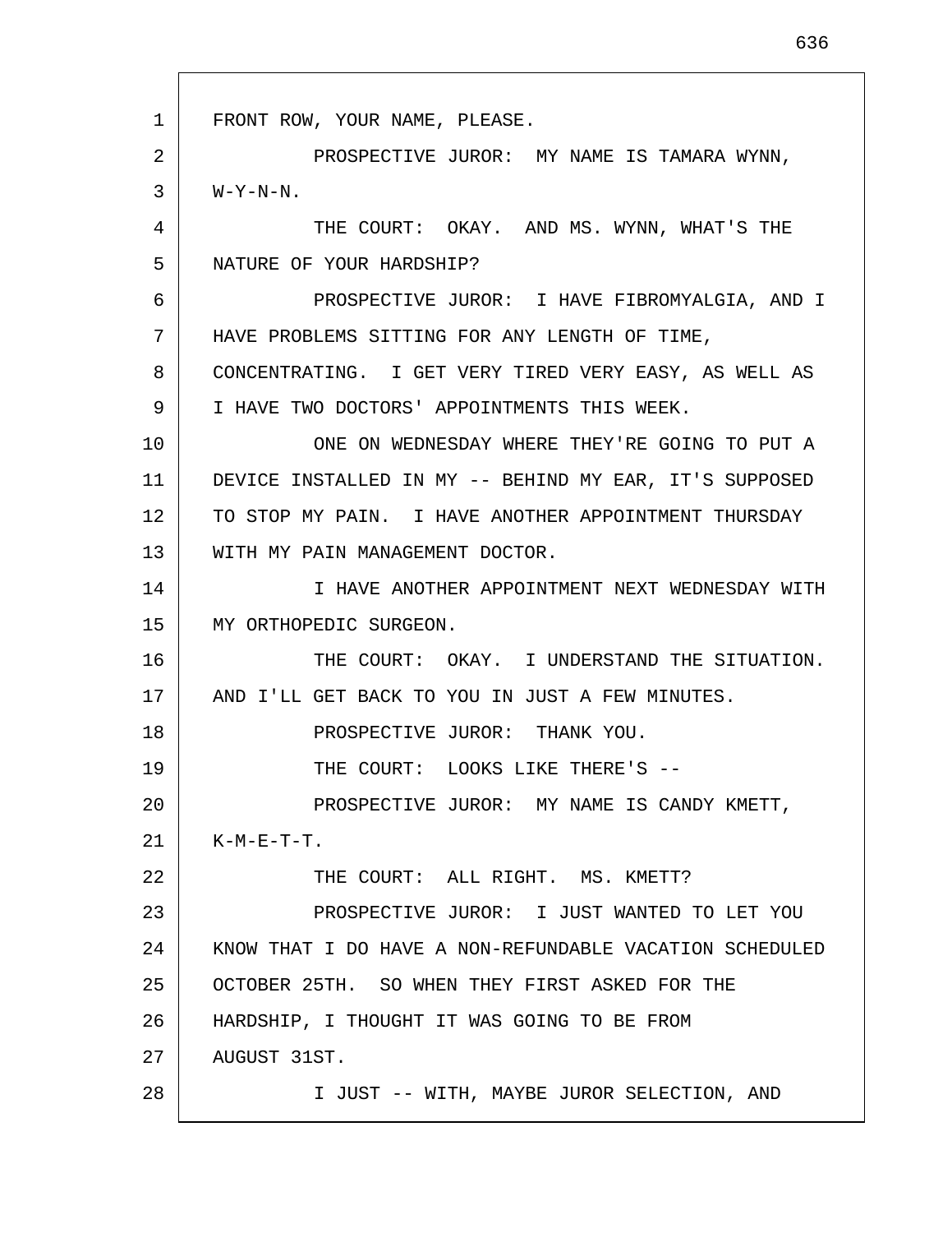FRONT ROW, YOUR NAME, PLEASE.

PROSPECTIVE JUROR: MY NAME IS TAMARA WYNN, W-Y-N-N.

THE COURT: OKAY. AND MS. WYNN, WHAT'S THE NATURE OF YOUR HARDSHIP?

PROSPECTIVE JUROR: I HAVE FIBROMYALGIA, AND I HAVE PROBLEMS SITTING FOR ANY LENGTH OF TIME, CONCENTRATING. I GET VERY TIRED VERY EASY, AS WELL AS I HAVE TWO DOCTORS' APPOINTMENTS THIS WEEK.

ONE ON WEDNESDAY WHERE THEY'RE GOING TO PUT A DEVICE INSTALLED IN MY -- BEHIND MY EAR, IT'S SUPPOSED TO STOP MY PAIN. I HAVE ANOTHER APPOINTMENT THURSDAY WITH MY PAIN MANAGEMENT DOCTOR.

I HAVE ANOTHER APPOINTMENT NEXT WEDNESDAY WITH MY ORTHOPEDIC SURGEON.

THE COURT: OKAY. I UNDERSTAND THE SITUATION. AND I'LL GET BACK TO YOU IN JUST A FEW MINUTES.

PROSPECTIVE JUROR: THANK YOU.

THE COURT: LOOKS LIKE THERE'S --

PROSPECTIVE JUROR: MY NAME IS CANDY KMETT, K-M-E-T-T.

THE COURT: ALL RIGHT. MS. KMETT?

PROSPECTIVE JUROR: I JUST WANTED TO LET YOU KNOW THAT I DO HAVE A NON-REFUNDABLE VACATION SCHEDULED OCTOBER 25TH. SO WHEN THEY FIRST ASKED FOR THE HARDSHIP, I THOUGHT IT WAS GOING TO BE FROM AUGUST 31ST.

I JUST -- WITH, MAYBE JUROR SELECTION, AND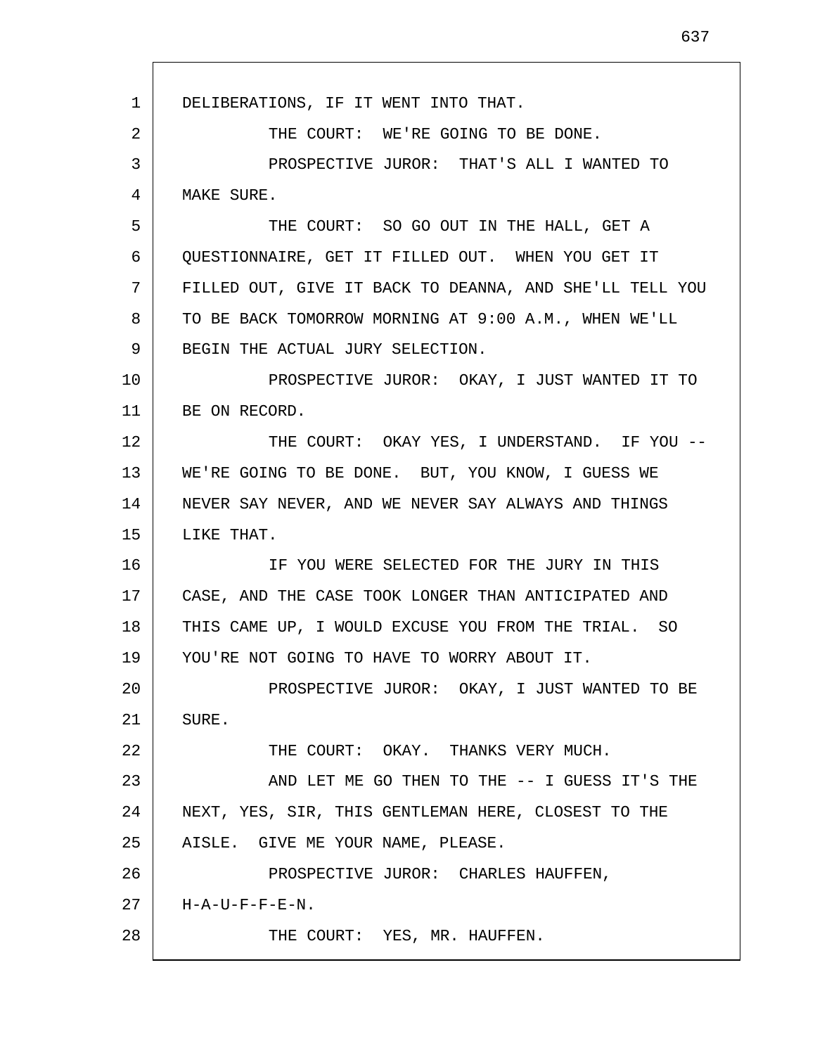DELIBERATIONS, IF IT WENT INTO THAT.

THE COURT: WE'RE GOING TO BE DONE.

PROSPECTIVE JUROR: THAT'S ALL I WANTED TO MAKE SURE.

THE COURT: SO GO OUT IN THE HALL, GET A QUESTIONNAIRE, GET IT FILLED OUT. WHEN YOU GET IT FILLED OUT, GIVE IT BACK TO DEANNA, AND SHE'LL TELL YOU TO BE BACK TOMORROW MORNING AT 9:00 A.M., WHEN WE'LL BEGIN THE ACTUAL JURY SELECTION.

PROSPECTIVE JUROR: OKAY, I JUST WANTED IT TO BE ON RECORD.

THE COURT: OKAY YES, I UNDERSTAND. IF YOU -- WE'RE GOING TO BE DONE. BUT, YOU KNOW, I GUESS WE NEVER SAY NEVER, AND WE NEVER SAY ALWAYS AND THINGS LIKE THAT.

IF YOU WERE SELECTED FOR THE JURY IN THIS CASE, AND THE CASE TOOK LONGER THAN ANTICIPATED AND THIS CAME UP, I WOULD EXCUSE YOU FROM THE TRIAL. SO YOU'RE NOT GOING TO HAVE TO WORRY ABOUT IT.

PROSPECTIVE JUROR: OKAY, I JUST WANTED TO BE SURE.

THE COURT: OKAY. THANKS VERY MUCH.

AND LET ME GO THEN TO THE -- I GUESS IT'S THE NEXT, YES, SIR, THIS GENTLEMAN HERE, CLOSEST TO THE AISLE. GIVE ME YOUR NAME, PLEASE.

PROSPECTIVE JUROR: CHARLES HAUFFEN, H-A-U-F-F-E-N.

THE COURT: YES, MR. HAUFFEN.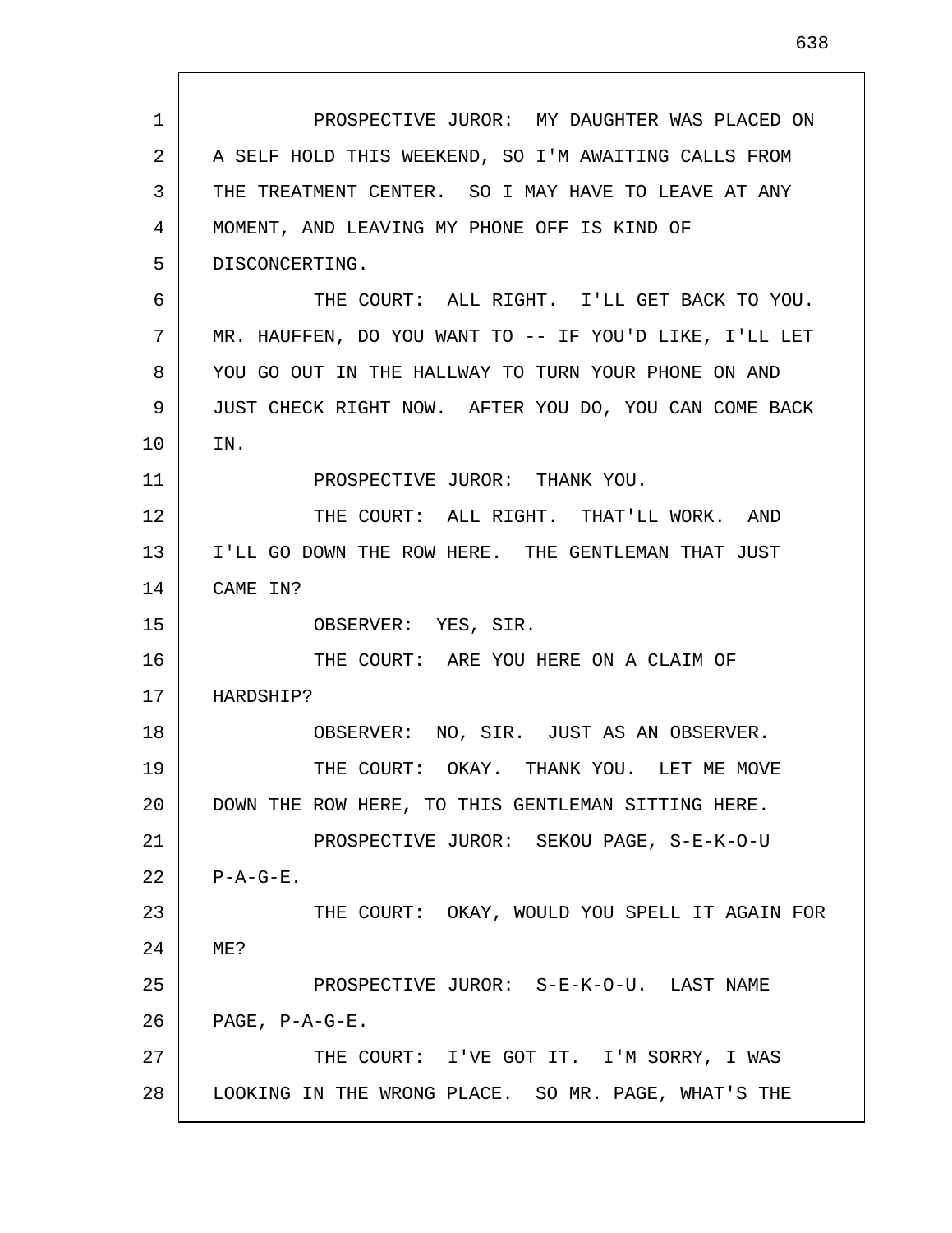PROSPECTIVE JUROR: MY DAUGHTER WAS PLACED ON A SELF HOLD THIS WEEKEND, SO I'M AWAITING CALLS FROM THE TREATMENT CENTER. SO I MAY HAVE TO LEAVE AT ANY MOMENT, AND LEAVING MY PHONE OFF IS KIND OF DISCONCERTING.

THE COURT: ALL RIGHT. I'LL GET BACK TO YOU. MR. HAUFFEN, DO YOU WANT TO -- IF YOU'D LIKE, I'LL LET YOU GO OUT IN THE HALLWAY TO TURN YOUR PHONE ON AND JUST CHECK RIGHT NOW. AFTER YOU DO, YOU CAN COME BACK IN.

PROSPECTIVE JUROR: THANK YOU.

THE COURT: ALL RIGHT. THAT'LL WORK. AND I'LL GO DOWN THE ROW HERE. THE GENTLEMAN THAT JUST CAME IN?

OBSERVER: YES, SIR.

THE COURT: ARE YOU HERE ON A CLAIM OF HARDSHIP?

OBSERVER: NO, SIR. JUST AS AN OBSERVER.

THE COURT: OKAY. THANK YOU. LET ME MOVE DOWN THE ROW HERE, TO THIS GENTLEMAN SITTING HERE.

PROSPECTIVE JUROR: SEKOU PAGE, S-E-K-O-U P-A-G-E.

THE COURT: OKAY, WOULD YOU SPELL IT AGAIN FOR ME?

PROSPECTIVE JUROR: S-E-K-O-U. LAST NAME PAGE, P-A-G-E.

THE COURT: I'VE GOT IT. I'M SORRY, I WAS LOOKING IN THE WRONG PLACE. SO MR. PAGE, WHAT'S THE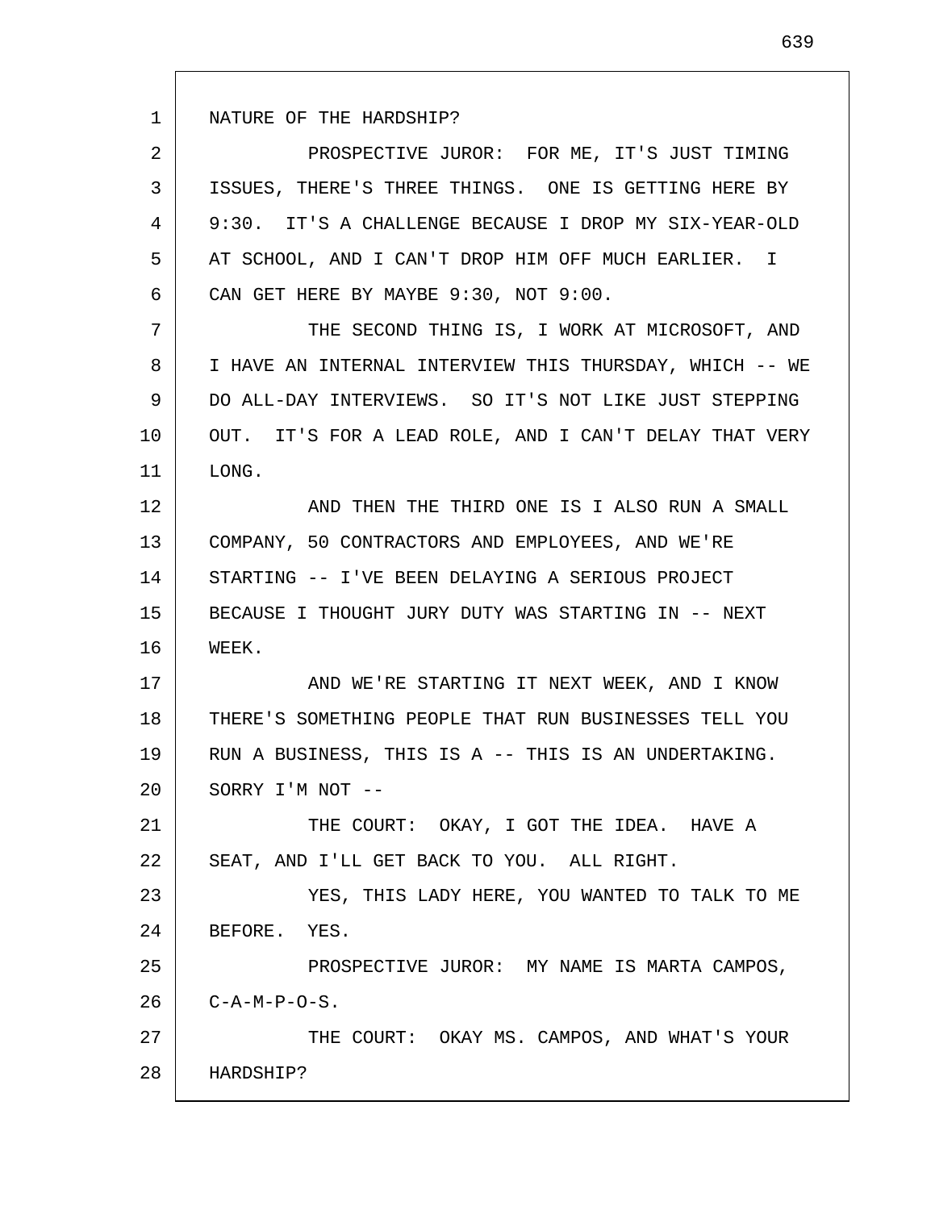NATURE OF THE HARDSHIP?

PROSPECTIVE JUROR: FOR ME, IT'S JUST TIMING ISSUES, THERE'S THREE THINGS. ONE IS GETTING HERE BY 9:30. IT'S A CHALLENGE BECAUSE I DROP MY SIX-YEAR-OLD AT SCHOOL, AND I CAN'T DROP HIM OFF MUCH EARLIER. I CAN GET HERE BY MAYBE 9:30, NOT 9:00.

THE SECOND THING IS, I WORK AT MICROSOFT, AND I HAVE AN INTERNAL INTERVIEW THIS THURSDAY, WHICH -- WE DO ALL-DAY INTERVIEWS. SO IT'S NOT LIKE JUST STEPPING OUT. IT'S FOR A LEAD ROLE, AND I CAN'T DELAY THAT VERY LONG.

AND THEN THE THIRD ONE IS I ALSO RUN A SMALL COMPANY, 50 CONTRACTORS AND EMPLOYEES, AND WE'RE STARTING -- I'VE BEEN DELAYING A SERIOUS PROJECT BECAUSE I THOUGHT JURY DUTY WAS STARTING IN -- NEXT WEEK.

AND WE'RE STARTING IT NEXT WEEK, AND I KNOW THERE'S SOMETHING PEOPLE THAT RUN BUSINESSES TELL YOU RUN A BUSINESS, THIS IS A -- THIS IS AN UNDERTAKING. SORRY I'M NOT --

THE COURT: OKAY, I GOT THE IDEA. HAVE A SEAT, AND I'LL GET BACK TO YOU. ALL RIGHT.

YES, THIS LADY HERE, YOU WANTED TO TALK TO ME BEFORE. YES.

PROSPECTIVE JUROR: MY NAME IS MARTA CAMPOS, C-A-M-P-O-S.

THE COURT: OKAY MS. CAMPOS, AND WHAT'S YOUR HARDSHIP?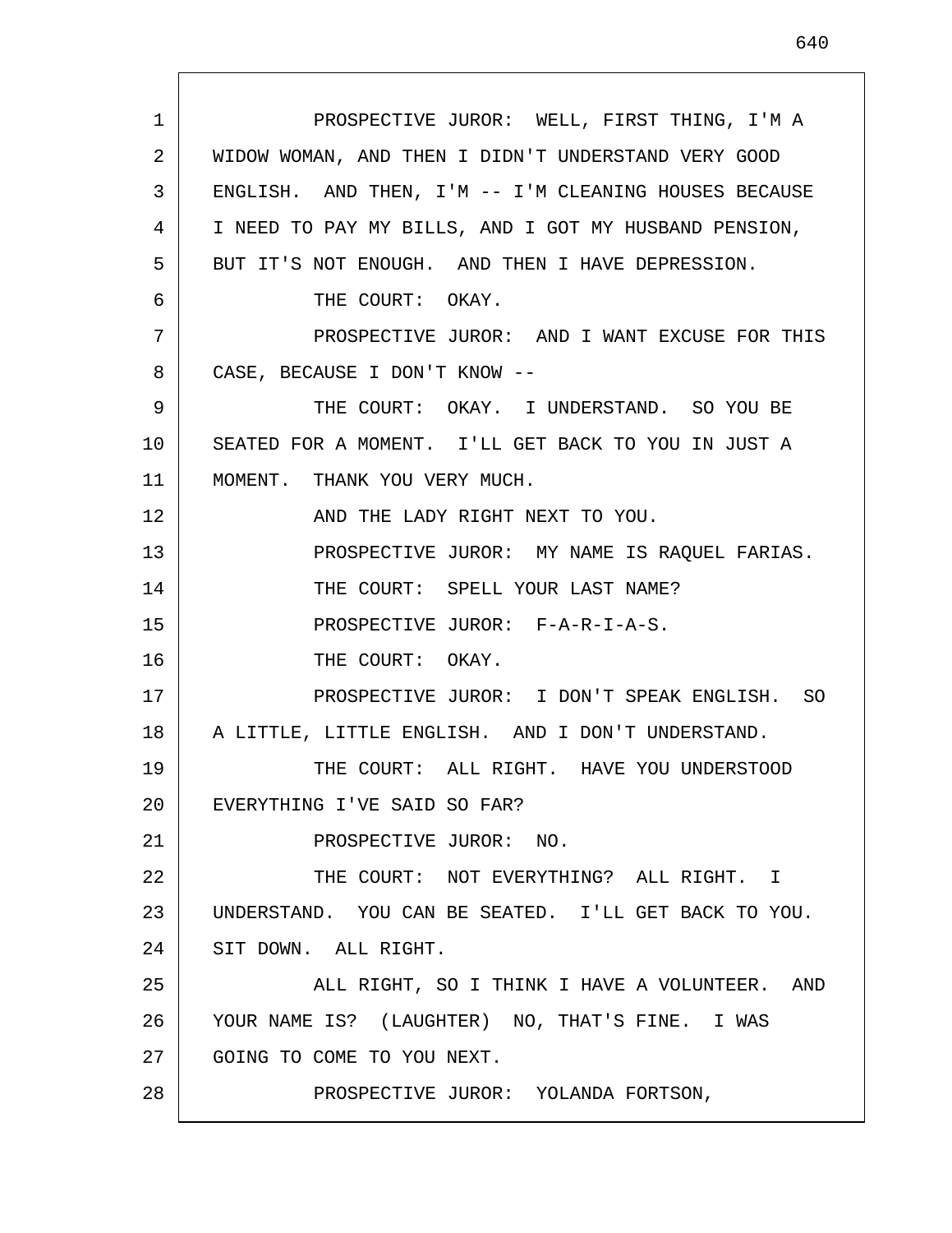PROSPECTIVE JUROR: WELL, FIRST THING, I'M A WIDOW WOMAN, AND THEN I DIDN'T UNDERSTAND VERY GOOD ENGLISH. AND THEN, I'M -- I'M CLEANING HOUSES BECAUSE I NEED TO PAY MY BILLS, AND I GOT MY HUSBAND PENSION, BUT IT'S NOT ENOUGH. AND THEN I HAVE DEPRESSION.

THE COURT: OKAY.

PROSPECTIVE JUROR: AND I WANT EXCUSE FOR THIS CASE, BECAUSE I DON'T KNOW --

THE COURT: OKAY. I UNDERSTAND. SO YOU BE SEATED FOR A MOMENT. I'LL GET BACK TO YOU IN JUST A MOMENT. THANK YOU VERY MUCH.

AND THE LADY RIGHT NEXT TO YOU.

PROSPECTIVE JUROR: MY NAME IS RAQUEL FARIAS.

THE COURT: SPELL YOUR LAST NAME?

PROSPECTIVE JUROR: F-A-R-I-A-S.

THE COURT: OKAY.

PROSPECTIVE JUROR: I DON'T SPEAK ENGLISH. SO A LITTLE, LITTLE ENGLISH. AND I DON'T UNDERSTAND.

THE COURT: ALL RIGHT. HAVE YOU UNDERSTOOD EVERYTHING I'VE SAID SO FAR?

PROSPECTIVE JUROR: NO.

THE COURT: NOT EVERYTHING? ALL RIGHT. I UNDERSTAND. YOU CAN BE SEATED. I'LL GET BACK TO YOU. SIT DOWN. ALL RIGHT.

ALL RIGHT, SO I THINK I HAVE A VOLUNTEER. AND YOUR NAME IS? (LAUGHTER) NO, THAT'S FINE. I WAS GOING TO COME TO YOU NEXT.

PROSPECTIVE JUROR: YOLANDA FORTSON,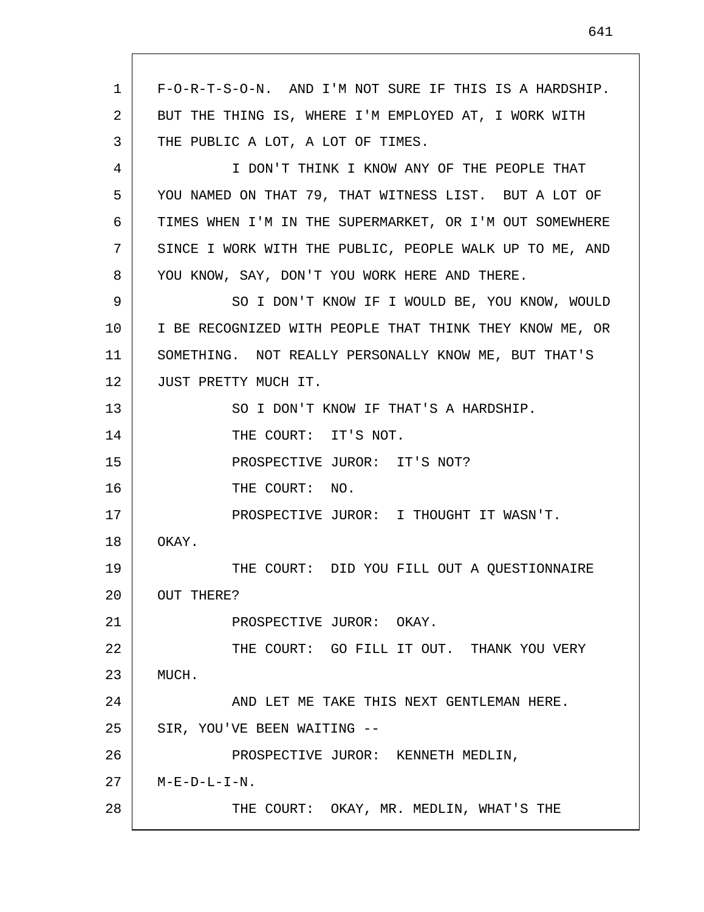F-O-R-T-S-O-N. AND I'M NOT SURE IF THIS IS A HARDSHIP. BUT THE THING IS, WHERE I'M EMPLOYED AT, I WORK WITH THE PUBLIC A LOT, A LOT OF TIMES.

I DON'T THINK I KNOW ANY OF THE PEOPLE THAT YOU NAMED ON THAT 79, THAT WITNESS LIST. BUT A LOT OF TIMES WHEN I'M IN THE SUPERMARKET, OR I'M OUT SOMEWHERE SINCE I WORK WITH THE PUBLIC, PEOPLE WALK UP TO ME, AND YOU KNOW, SAY, DON'T YOU WORK HERE AND THERE.

SO I DON'T KNOW IF I WOULD BE, YOU KNOW, WOULD I BE RECOGNIZED WITH PEOPLE THAT THINK THEY KNOW ME, OR SOMETHING. NOT REALLY PERSONALLY KNOW ME, BUT THAT'S JUST PRETTY MUCH IT.

SO I DON'T KNOW IF THAT'S A HARDSHIP.

THE COURT: IT'S NOT.

PROSPECTIVE JUROR: IT'S NOT?

THE COURT: NO.

PROSPECTIVE JUROR: I THOUGHT IT WASN'T. OKAY.

THE COURT: DID YOU FILL OUT A QUESTIONNAIRE OUT THERE?

PROSPECTIVE JUROR: OKAY.

THE COURT: GO FILL IT OUT. THANK YOU VERY MUCH.

AND LET ME TAKE THIS NEXT GENTLEMAN HERE. SIR, YOU'VE BEEN WAITING --

PROSPECTIVE JUROR: KENNETH MEDLIN, M-E-D-L-I-N.

THE COURT: OKAY, MR. MEDLIN, WHAT'S THE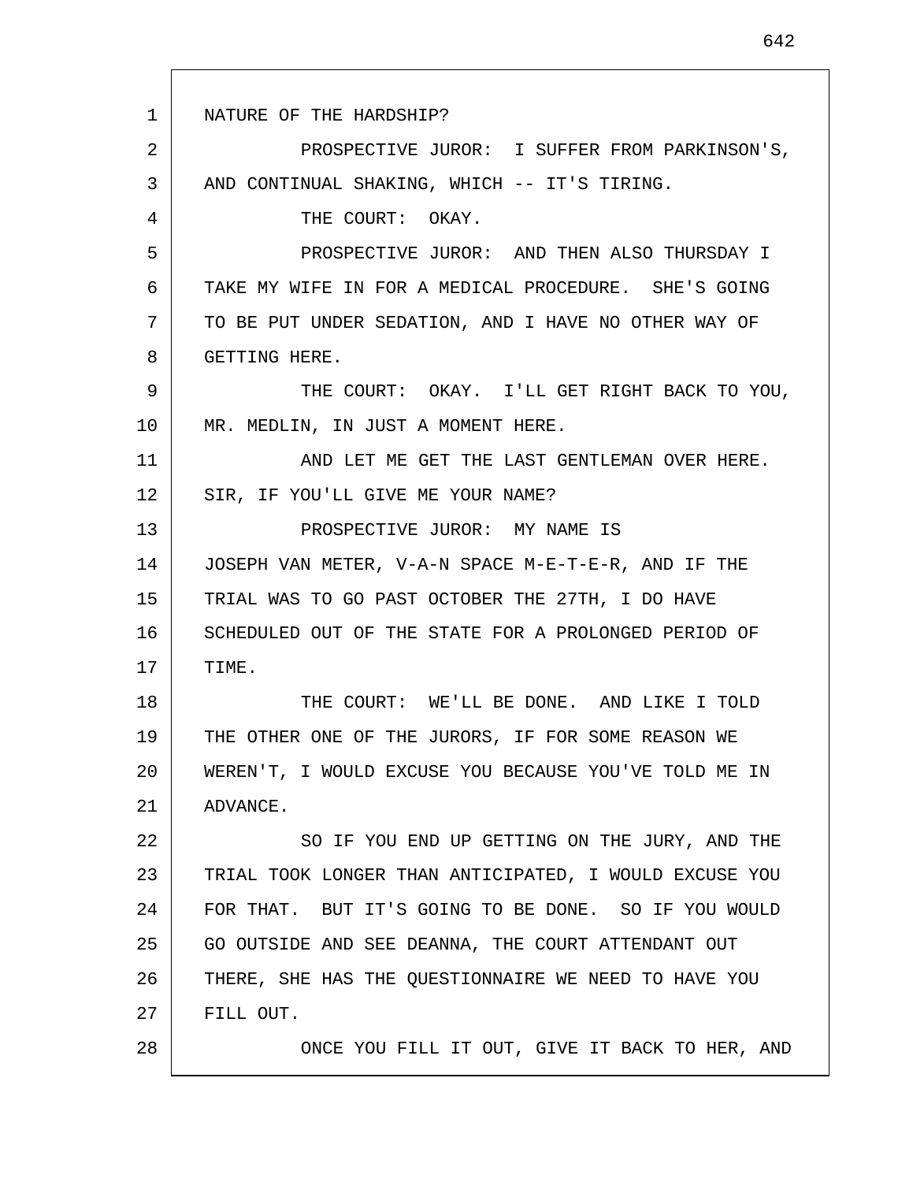NATURE OF THE HARDSHIP?

PROSPECTIVE JUROR: I SUFFER FROM PARKINSON'S, AND CONTINUAL SHAKING, WHICH -- IT'S TIRING.

THE COURT: OKAY.

PROSPECTIVE JUROR: AND THEN ALSO THURSDAY I TAKE MY WIFE IN FOR A MEDICAL PROCEDURE. SHE'S GOING TO BE PUT UNDER SEDATION, AND I HAVE NO OTHER WAY OF GETTING HERE.

THE COURT: OKAY. I'LL GET RIGHT BACK TO YOU, MR. MEDLIN, IN JUST A MOMENT HERE.

AND LET ME GET THE LAST GENTLEMAN OVER HERE. SIR, IF YOU'LL GIVE ME YOUR NAME?

PROSPECTIVE JUROR: MY NAME IS JOSEPH VAN METER, V-A-N SPACE M-E-T-E-R, AND IF THE TRIAL WAS TO GO PAST OCTOBER THE 27TH, I DO HAVE SCHEDULED OUT OF THE STATE FOR A PROLONGED PERIOD OF TIME.

THE COURT: WE'LL BE DONE. AND LIKE I TOLD THE OTHER ONE OF THE JURORS, IF FOR SOME REASON WE WEREN'T, I WOULD EXCUSE YOU BECAUSE YOU'VE TOLD ME IN ADVANCE.

SO IF YOU END UP GETTING ON THE JURY, AND THE TRIAL TOOK LONGER THAN ANTICIPATED, I WOULD EXCUSE YOU FOR THAT. BUT IT'S GOING TO BE DONE. SO IF YOU WOULD GO OUTSIDE AND SEE DEANNA, THE COURT ATTENDANT OUT THERE, SHE HAS THE QUESTIONNAIRE WE NEED TO HAVE YOU FILL OUT.

ONCE YOU FILL IT OUT, GIVE IT BACK TO HER, AND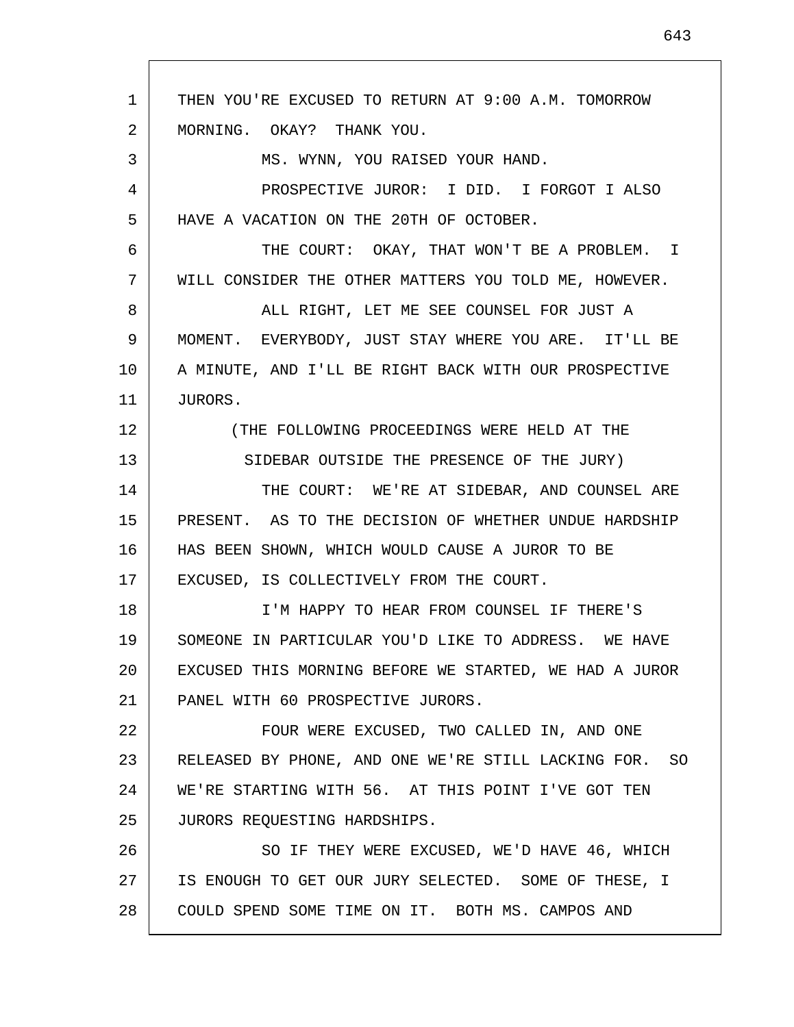THEN YOU'RE EXCUSED TO RETURN AT 9:00 A.M. TOMORROW MORNING. OKAY? THANK YOU.

MS. WYNN, YOU RAISED YOUR HAND.

PROSPECTIVE JUROR: I DID. I FORGOT I ALSO HAVE A VACATION ON THE 20TH OF OCTOBER.

THE COURT: OKAY, THAT WON'T BE A PROBLEM. I WILL CONSIDER THE OTHER MATTERS YOU TOLD ME, HOWEVER.

ALL RIGHT, LET ME SEE COUNSEL FOR JUST A MOMENT. EVERYBODY, JUST STAY WHERE YOU ARE. IT'LL BE A MINUTE, AND I'LL BE RIGHT BACK WITH OUR PROSPECTIVE JURORS.

(THE FOLLOWING PROCEEDINGS WERE HELD AT THE SIDEBAR OUTSIDE THE PRESENCE OF THE JURY)

THE COURT: WE'RE AT SIDEBAR, AND COUNSEL ARE PRESENT. AS TO THE DECISION OF WHETHER UNDUE HARDSHIP HAS BEEN SHOWN, WHICH WOULD CAUSE A JUROR TO BE EXCUSED, IS COLLECTIVELY FROM THE COURT.

I'M HAPPY TO HEAR FROM COUNSEL IF THERE'S SOMEONE IN PARTICULAR YOU'D LIKE TO ADDRESS. WE HAVE EXCUSED THIS MORNING BEFORE WE STARTED, WE HAD A JUROR PANEL WITH 60 PROSPECTIVE JURORS.

FOUR WERE EXCUSED, TWO CALLED IN, AND ONE RELEASED BY PHONE, AND ONE WE'RE STILL LACKING FOR. SO WE'RE STARTING WITH 56. AT THIS POINT I'VE GOT TEN JURORS REQUESTING HARDSHIPS.

SO IF THEY WERE EXCUSED, WE'D HAVE 46, WHICH IS ENOUGH TO GET OUR JURY SELECTED. SOME OF THESE, I COULD SPEND SOME TIME ON IT. BOTH MS. CAMPOS AND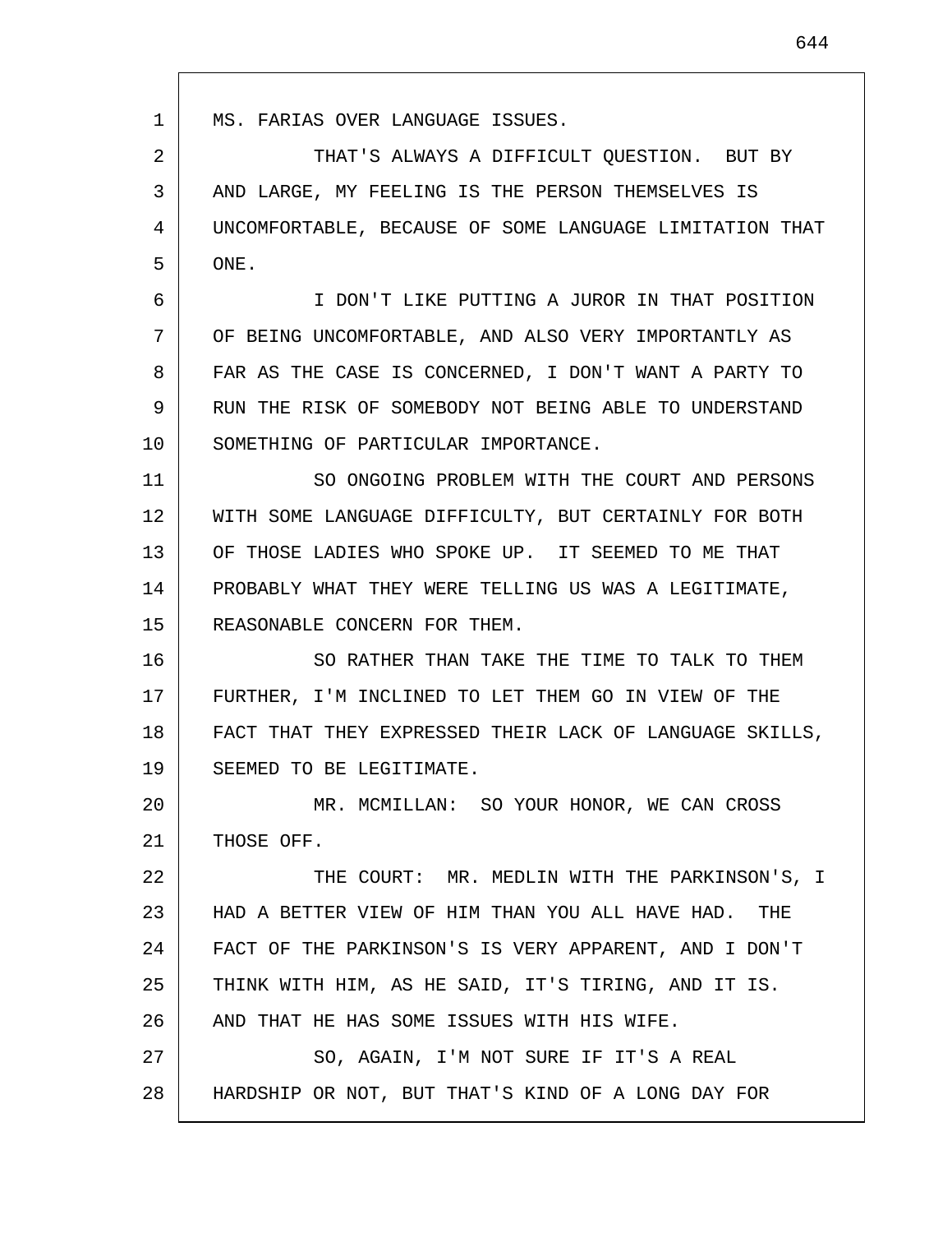MS. FARIAS OVER LANGUAGE ISSUES.

THAT'S ALWAYS A DIFFICULT QUESTION. BUT BY AND LARGE, MY FEELING IS THE PERSON THEMSELVES IS UNCOMFORTABLE, BECAUSE OF SOME LANGUAGE LIMITATION THAT ONE.

I DON'T LIKE PUTTING A JUROR IN THAT POSITION OF BEING UNCOMFORTABLE, AND ALSO VERY IMPORTANTLY AS FAR AS THE CASE IS CONCERNED, I DON'T WANT A PARTY TO RUN THE RISK OF SOMEBODY NOT BEING ABLE TO UNDERSTAND SOMETHING OF PARTICULAR IMPORTANCE.

SO ONGOING PROBLEM WITH THE COURT AND PERSONS WITH SOME LANGUAGE DIFFICULTY, BUT CERTAINLY FOR BOTH OF THOSE LADIES WHO SPOKE UP. IT SEEMED TO ME THAT PROBABLY WHAT THEY WERE TELLING US WAS A LEGITIMATE, REASONABLE CONCERN FOR THEM.

SO RATHER THAN TAKE THE TIME TO TALK TO THEM FURTHER, I'M INCLINED TO LET THEM GO IN VIEW OF THE FACT THAT THEY EXPRESSED THEIR LACK OF LANGUAGE SKILLS, SEEMED TO BE LEGITIMATE.

MR. MCMILLAN: SO YOUR HONOR, WE CAN CROSS THOSE OFF.

THE COURT: MR. MEDLIN WITH THE PARKINSON'S, I HAD A BETTER VIEW OF HIM THAN YOU ALL HAVE HAD. THE FACT OF THE PARKINSON'S IS VERY APPARENT, AND I DON'T THINK WITH HIM, AS HE SAID, IT'S TIRING, AND IT IS. AND THAT HE HAS SOME ISSUES WITH HIS WIFE.

SO, AGAIN, I'M NOT SURE IF IT'S A REAL HARDSHIP OR NOT, BUT THAT'S KIND OF A LONG DAY FOR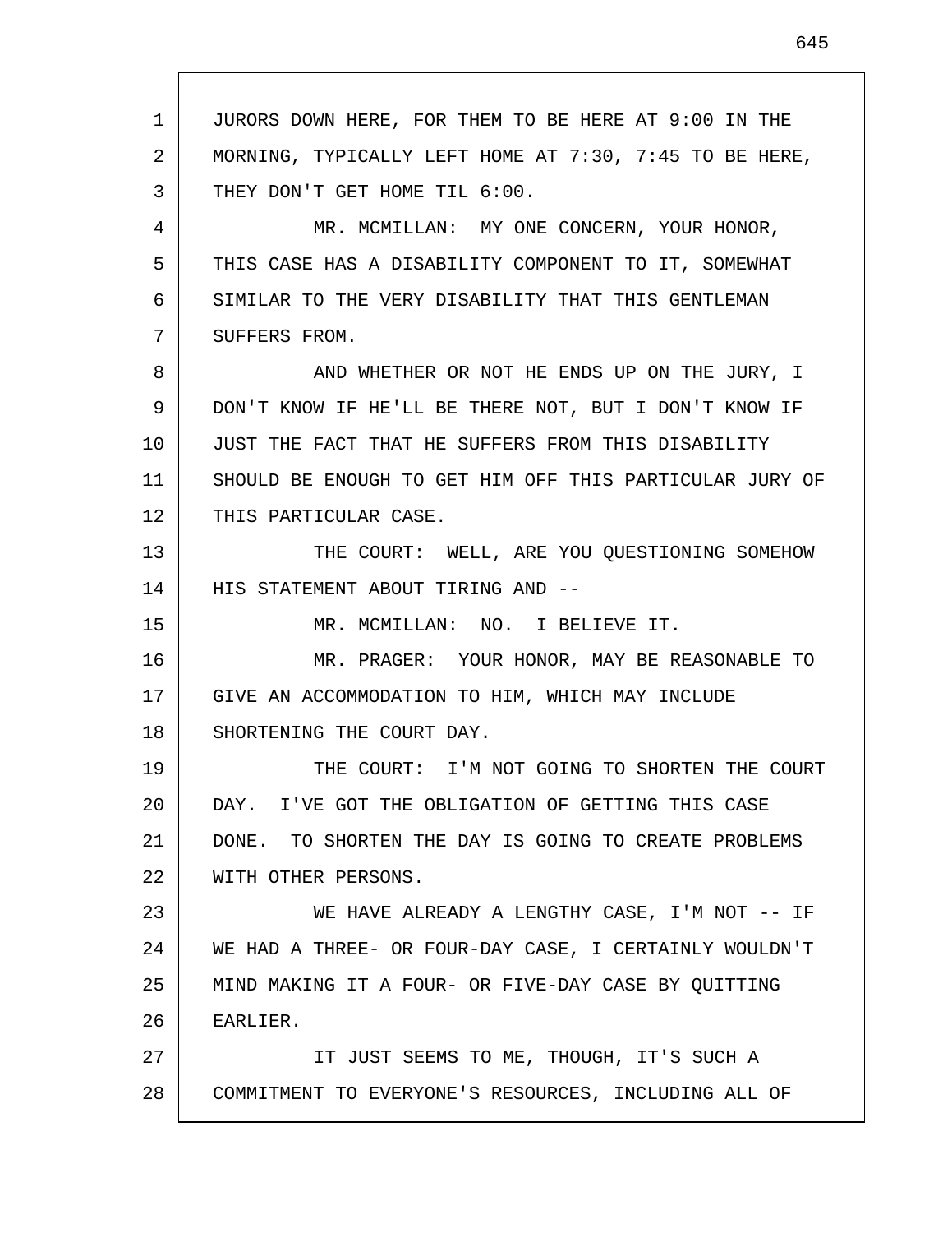JURORS DOWN HERE, FOR THEM TO BE HERE AT 9:00 IN THE MORNING, TYPICALLY LEFT HOME AT 7:30, 7:45 TO BE HERE, THEY DON'T GET HOME TIL 6:00.

MR. MCMILLAN: MY ONE CONCERN, YOUR HONOR, THIS CASE HAS A DISABILITY COMPONENT TO IT, SOMEWHAT SIMILAR TO THE VERY DISABILITY THAT THIS GENTLEMAN SUFFERS FROM.

AND WHETHER OR NOT HE ENDS UP ON THE JURY, I DON'T KNOW IF HE'LL BE THERE NOT, BUT I DON'T KNOW IF JUST THE FACT THAT HE SUFFERS FROM THIS DISABILITY SHOULD BE ENOUGH TO GET HIM OFF THIS PARTICULAR JURY OF THIS PARTICULAR CASE.

THE COURT: WELL, ARE YOU QUESTIONING SOMEHOW HIS STATEMENT ABOUT TIRING AND --

MR. MCMILLAN: NO. I BELIEVE IT.

MR. PRAGER: YOUR HONOR, MAY BE REASONABLE TO GIVE AN ACCOMMODATION TO HIM, WHICH MAY INCLUDE SHORTENING THE COURT DAY.

THE COURT: I'M NOT GOING TO SHORTEN THE COURT DAY. I'VE GOT THE OBLIGATION OF GETTING THIS CASE DONE. TO SHORTEN THE DAY IS GOING TO CREATE PROBLEMS WITH OTHER PERSONS.

WE HAVE ALREADY A LENGTHY CASE, I'M NOT -- IF WE HAD A THREE- OR FOUR-DAY CASE, I CERTAINLY WOULDN'T MIND MAKING IT A FOUR- OR FIVE-DAY CASE BY QUITTING EARLIER.

IT JUST SEEMS TO ME, THOUGH, IT'S SUCH A COMMITMENT TO EVERYONE'S RESOURCES, INCLUDING ALL OF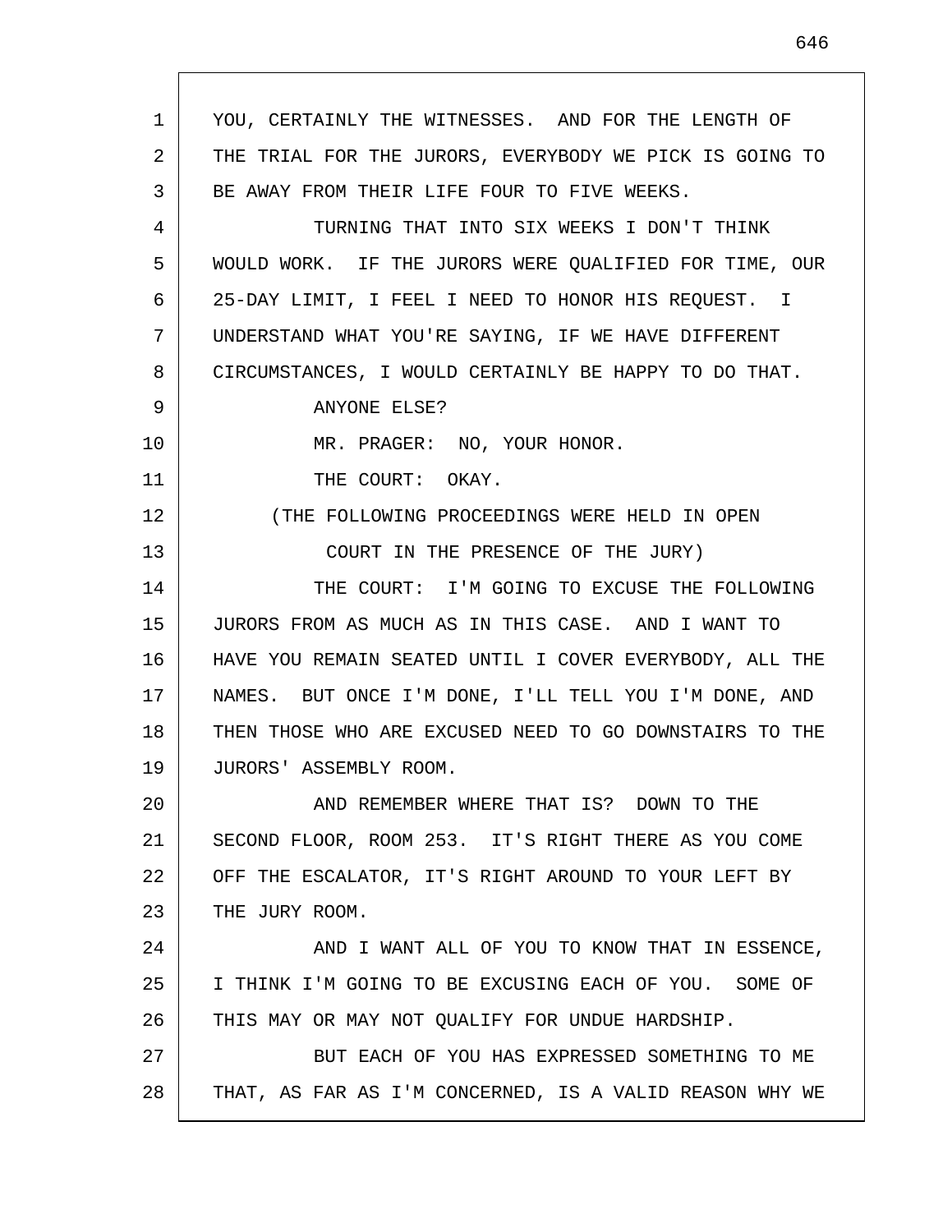YOU, CERTAINLY THE WITNESSES. AND FOR THE LENGTH OF THE TRIAL FOR THE JURORS, EVERYBODY WE PICK IS GOING TO BE AWAY FROM THEIR LIFE FOUR TO FIVE WEEKS.

TURNING THAT INTO SIX WEEKS I DON'T THINK WOULD WORK. IF THE JURORS WERE QUALIFIED FOR TIME, OUR 25-DAY LIMIT, I FEEL I NEED TO HONOR HIS REQUEST. I UNDERSTAND WHAT YOU'RE SAYING, IF WE HAVE DIFFERENT CIRCUMSTANCES, I WOULD CERTAINLY BE HAPPY TO DO THAT.

ANYONE ELSE?

MR. PRAGER: NO, YOUR HONOR.

THE COURT: OKAY.

(THE FOLLOWING PROCEEDINGS WERE HELD IN OPEN COURT IN THE PRESENCE OF THE JURY)

THE COURT: I'M GOING TO EXCUSE THE FOLLOWING JURORS FROM AS MUCH AS IN THIS CASE. AND I WANT TO HAVE YOU REMAIN SEATED UNTIL I COVER EVERYBODY, ALL THE NAMES. BUT ONCE I'M DONE, I'LL TELL YOU I'M DONE, AND THEN THOSE WHO ARE EXCUSED NEED TO GO DOWNSTAIRS TO THE JURORS' ASSEMBLY ROOM.

AND REMEMBER WHERE THAT IS? DOWN TO THE SECOND FLOOR, ROOM 253. IT'S RIGHT THERE AS YOU COME OFF THE ESCALATOR, IT'S RIGHT AROUND TO YOUR LEFT BY THE JURY ROOM.

AND I WANT ALL OF YOU TO KNOW THAT IN ESSENCE, I THINK I'M GOING TO BE EXCUSING EACH OF YOU. SOME OF THIS MAY OR MAY NOT QUALIFY FOR UNDUE HARDSHIP.

BUT EACH OF YOU HAS EXPRESSED SOMETHING TO ME THAT, AS FAR AS I'M CONCERNED, IS A VALID REASON WHY WE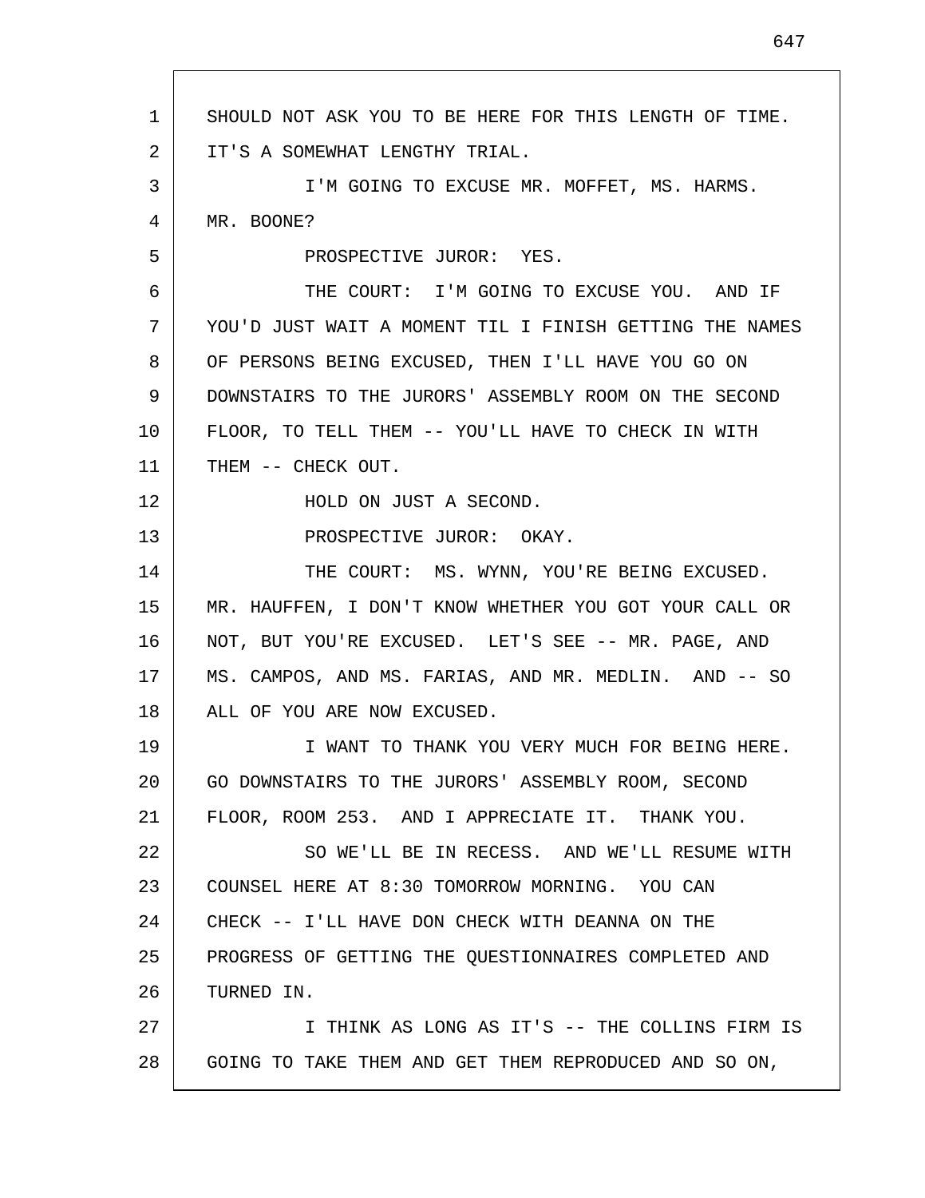SHOULD NOT ASK YOU TO BE HERE FOR THIS LENGTH OF TIME. IT'S A SOMEWHAT LENGTHY TRIAL.

I'M GOING TO EXCUSE MR. MOFFET, MS. HARMS. MR. BOONE?

PROSPECTIVE JUROR: YES.

THE COURT: I'M GOING TO EXCUSE YOU. AND IF YOU'D JUST WAIT A MOMENT TIL I FINISH GETTING THE NAMES OF PERSONS BEING EXCUSED, THEN I'LL HAVE YOU GO ON DOWNSTAIRS TO THE JURORS' ASSEMBLY ROOM ON THE SECOND FLOOR, TO TELL THEM -- YOU'LL HAVE TO CHECK IN WITH THEM -- CHECK OUT.

HOLD ON JUST A SECOND.

PROSPECTIVE JUROR: OKAY.

THE COURT: MS. WYNN, YOU'RE BEING EXCUSED. MR. HAUFFEN, I DON'T KNOW WHETHER YOU GOT YOUR CALL OR NOT, BUT YOU'RE EXCUSED. LET'S SEE -- MR. PAGE, AND MS. CAMPOS, AND MS. FARIAS, AND MR. MEDLIN. AND -- SO ALL OF YOU ARE NOW EXCUSED.

I WANT TO THANK YOU VERY MUCH FOR BEING HERE. GO DOWNSTAIRS TO THE JURORS' ASSEMBLY ROOM, SECOND FLOOR, ROOM 253. AND I APPRECIATE IT. THANK YOU.

SO WE'LL BE IN RECESS. AND WE'LL RESUME WITH COUNSEL HERE AT 8:30 TOMORROW MORNING. YOU CAN CHECK -- I'LL HAVE DON CHECK WITH DEANNA ON THE PROGRESS OF GETTING THE QUESTIONNAIRES COMPLETED AND TURNED IN.

I THINK AS LONG AS IT'S -- THE COLLINS FIRM IS GOING TO TAKE THEM AND GET THEM REPRODUCED AND SO ON,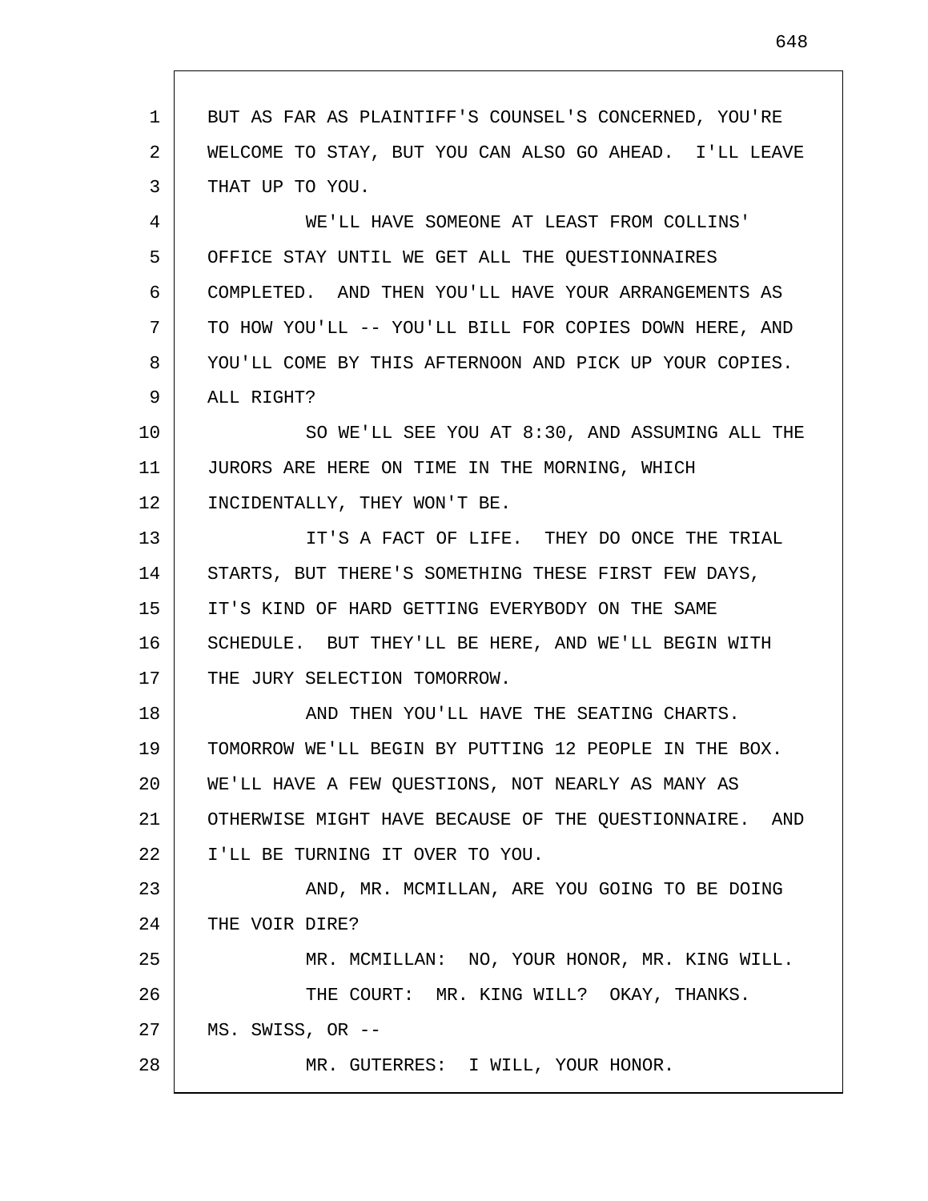BUT AS FAR AS PLAINTIFF'S COUNSEL'S CONCERNED, YOU'RE WELCOME TO STAY, BUT YOU CAN ALSO GO AHEAD. I'LL LEAVE THAT UP TO YOU.

WE'LL HAVE SOMEONE AT LEAST FROM COLLINS' OFFICE STAY UNTIL WE GET ALL THE QUESTIONNAIRES COMPLETED. AND THEN YOU'LL HAVE YOUR ARRANGEMENTS AS TO HOW YOU'LL -- YOU'LL BILL FOR COPIES DOWN HERE, AND YOU'LL COME BY THIS AFTERNOON AND PICK UP YOUR COPIES. ALL RIGHT?

SO WE'LL SEE YOU AT 8:30, AND ASSUMING ALL THE JURORS ARE HERE ON TIME IN THE MORNING, WHICH INCIDENTALLY, THEY WON'T BE.

IT'S A FACT OF LIFE. THEY DO ONCE THE TRIAL STARTS, BUT THERE'S SOMETHING THESE FIRST FEW DAYS, IT'S KIND OF HARD GETTING EVERYBODY ON THE SAME SCHEDULE. BUT THEY'LL BE HERE, AND WE'LL BEGIN WITH THE JURY SELECTION TOMORROW.

AND THEN YOU'LL HAVE THE SEATING CHARTS. TOMORROW WE'LL BEGIN BY PUTTING 12 PEOPLE IN THE BOX. WE'LL HAVE A FEW QUESTIONS, NOT NEARLY AS MANY AS OTHERWISE MIGHT HAVE BECAUSE OF THE QUESTIONNAIRE. AND I'LL BE TURNING IT OVER TO YOU.

AND, MR. MCMILLAN, ARE YOU GOING TO BE DOING THE VOIR DIRE?

MR. MCMILLAN: NO, YOUR HONOR, MR. KING WILL.

THE COURT: MR. KING WILL? OKAY, THANKS. MS. SWISS, OR --

MR. GUTERRES: I WILL, YOUR HONOR.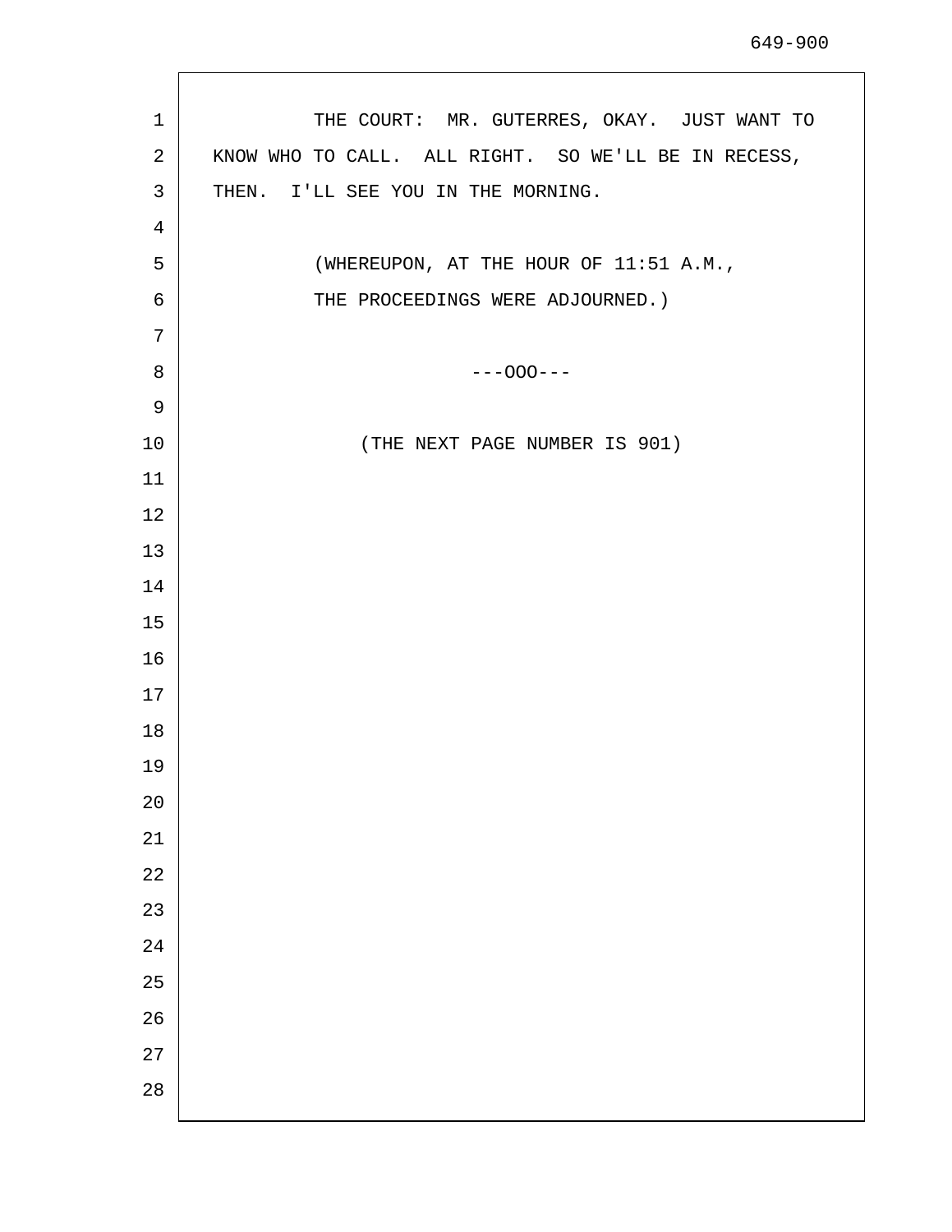THE COURT: MR. GUTERRES, OKAY. JUST WANT TO KNOW WHO TO CALL. ALL RIGHT. SO WE'LL BE IN RECESS, THEN. I'LL SEE YOU IN THE MORNING.

(WHEREUPON, AT THE HOUR OF 11:51 A.M., THE PROCEEDINGS WERE ADJOURNED.)

---OOO---

(THE NEXT PAGE NUMBER IS 901)